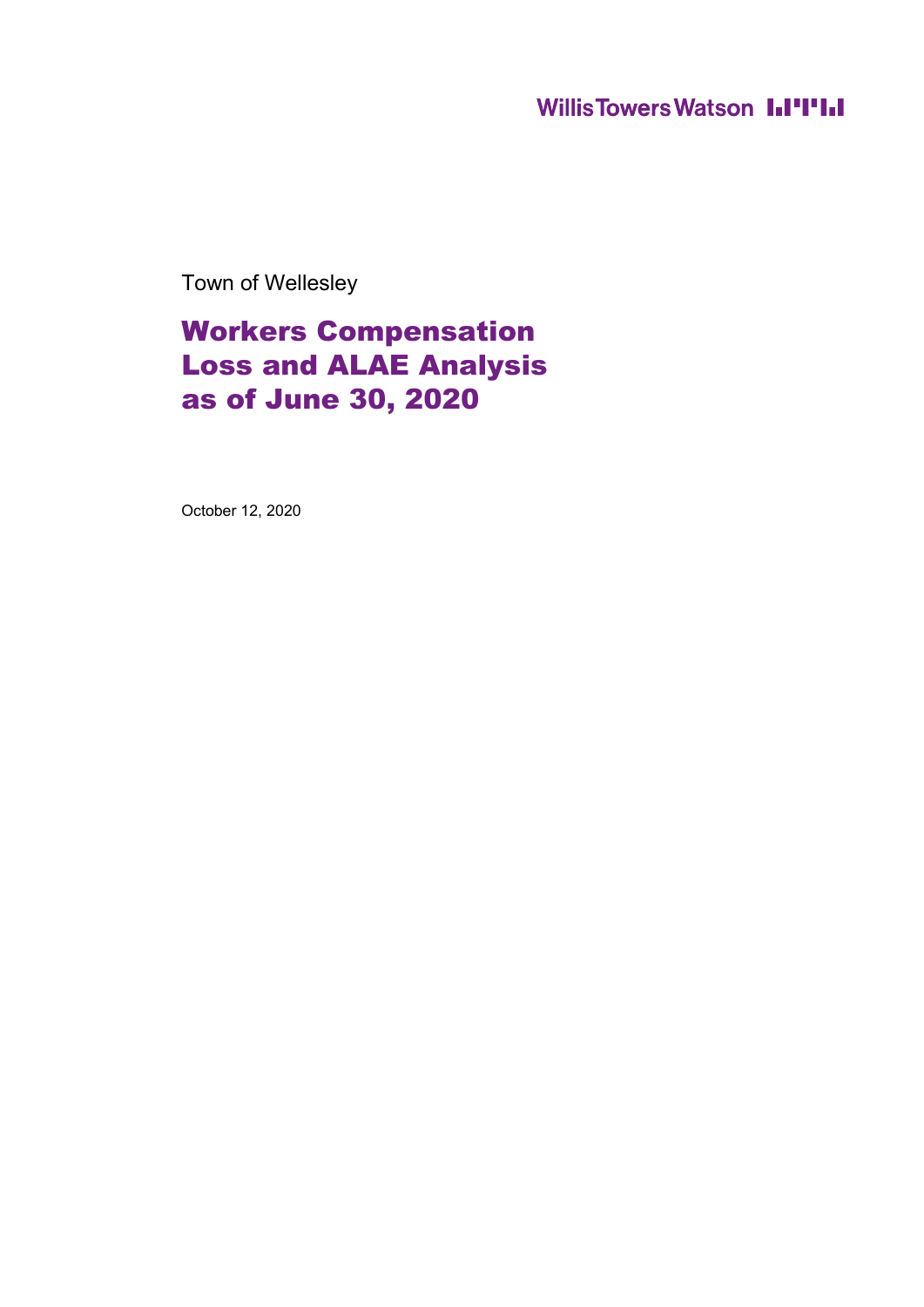Willis Towers Watson

Town of Wellesley

# Workers Compensation Loss and ALAE Analysis as of June 30, 2020

October 12, 2020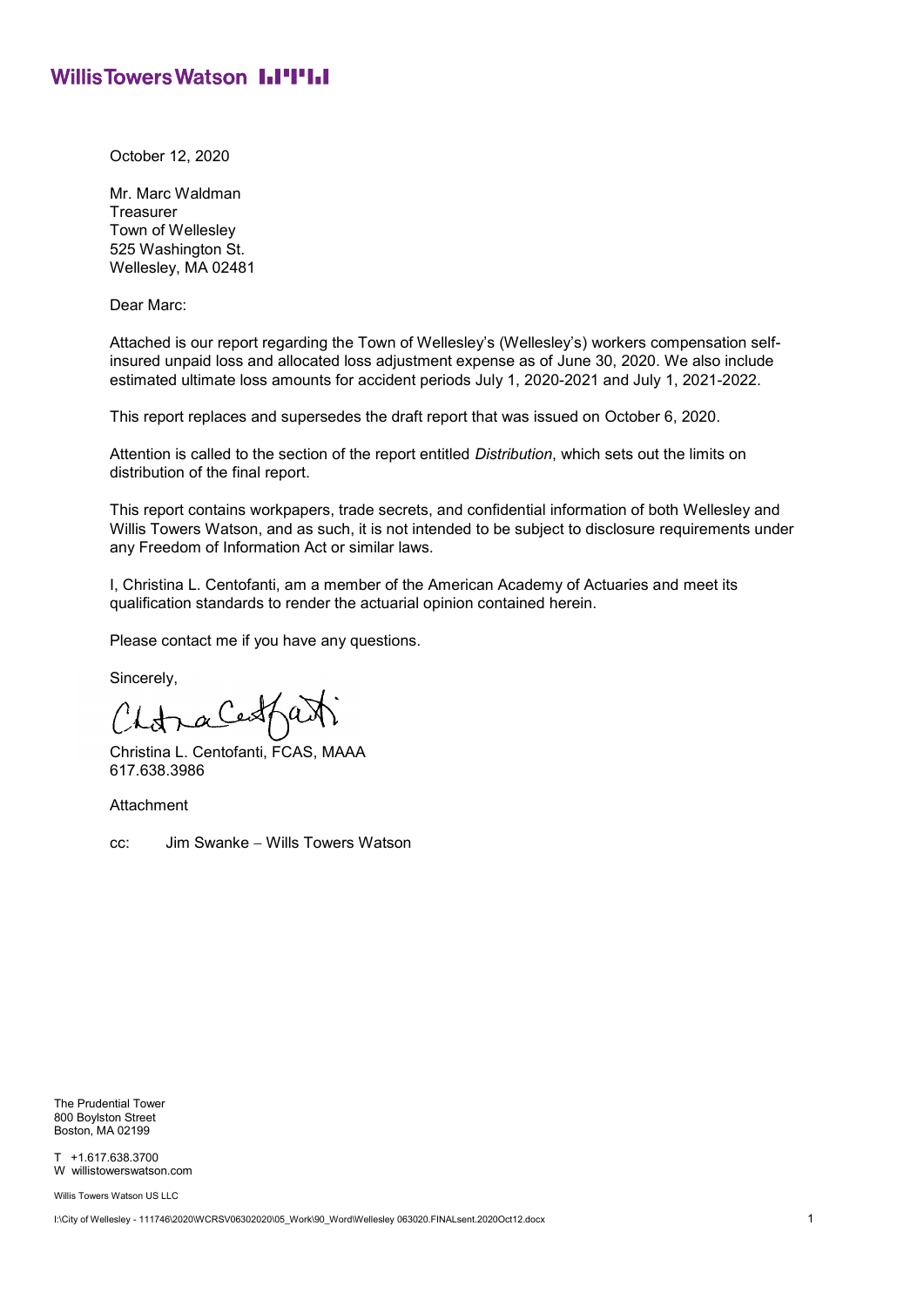Willis Towers Watson

October 12, 2020

Mr. Marc Waldman
Treasurer
Town of Wellesley
525 Washington St.
Wellesley, MA 02481

Dear Marc:

Attached is our report regarding the Town of Wellesley's (Wellesley's) workers compensation self-insured unpaid loss and allocated loss adjustment expense as of June 30, 2020. We also include estimated ultimate loss amounts for accident periods July 1, 2020-2021 and July 1, 2021-2022.

This report replaces and supersedes the draft report that was issued on October 6, 2020.

Attention is called to the section of the report entitled *Distribution*, which sets out the limits on distribution of the final report.

This report contains workpapers, trade secrets, and confidential information of both Wellesley and Willis Towers Watson, and as such, it is not intended to be subject to disclosure requirements under any Freedom of Information Act or similar laws.

I, Christina L. Centofanti, am a member of the American Academy of Actuaries and meet its qualification standards to render the actuarial opinion contained herein.

Please contact me if you have any questions.

Sincerely,

Christina L. Centofanti, FCAS, MAAA
617.638.3986

Attachment

cc: Jim Swanke – Wills Towers Watson

The Prudential Tower
800 Boylston Street
Boston, MA 02199

T +1.617.638.3700
W willistowerswatson.com

Willis Towers Watson US LLC

I:\City of Wellesley - 111746\2020\WCRSV06302020\05_Work\90_Word\Wellesley 063020.FINALsent.2020Oct12.docx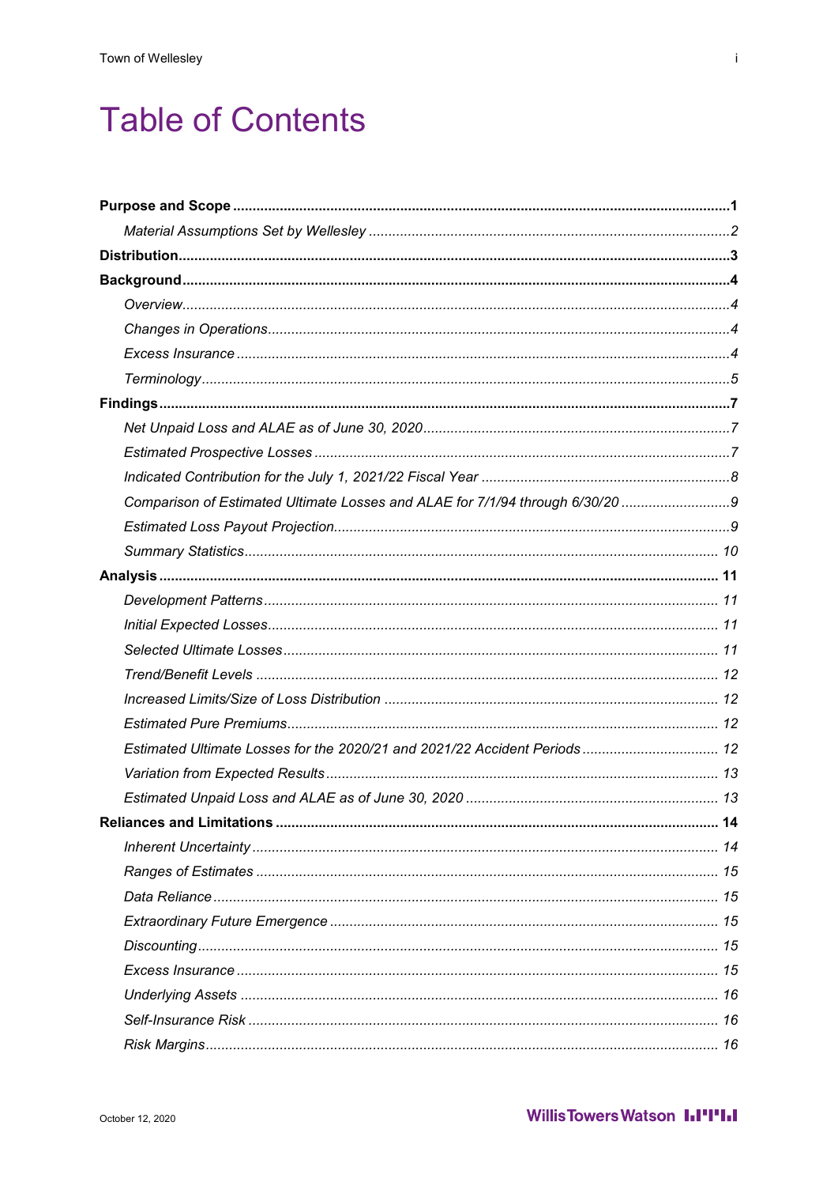# Table of Contents

**Purpose and Scope** ..... **1**

*Material Assumptions Set by Wellesley* ..... *2*

**Distribution** ..... **3**

**Background** ..... **4**

*Overview* ..... *4*

*Changes in Operations* ..... *4*

*Excess Insurance* ..... *4*

*Terminology* ..... *5*

**Findings** ..... **7**

*Net Unpaid Loss and ALAE as of June 30, 2020* ..... *7*

*Estimated Prospective Losses* ..... *7*

*Indicated Contribution for the July 1, 2021/22 Fiscal Year* ..... *8*

*Comparison of Estimated Ultimate Losses and ALAE for 7/1/94 through 6/30/20* ..... *9*

*Estimated Loss Payout Projection* ..... *9*

*Summary Statistics* ..... *10*

**Analysis** ..... **11**

*Development Patterns* ..... *11*

*Initial Expected Losses* ..... *11*

*Selected Ultimate Losses* ..... *11*

*Trend/Benefit Levels* ..... *12*

*Increased Limits/Size of Loss Distribution* ..... *12*

*Estimated Pure Premiums* ..... *12*

*Estimated Ultimate Losses for the 2020/21 and 2021/22 Accident Periods* ..... *12*

*Variation from Expected Results* ..... *13*

*Estimated Unpaid Loss and ALAE as of June 30, 2020* ..... *13*

**Reliances and Limitations** ..... **14**

*Inherent Uncertainty* ..... *14*

*Ranges of Estimates* ..... *15*

*Data Reliance* ..... *15*

*Extraordinary Future Emergence* ..... *15*

*Discounting* ..... *15*

*Excess Insurance* ..... *15*

*Underlying Assets* ..... *16*

*Self-Insurance Risk* ..... *16*

*Risk Margins* ..... *16*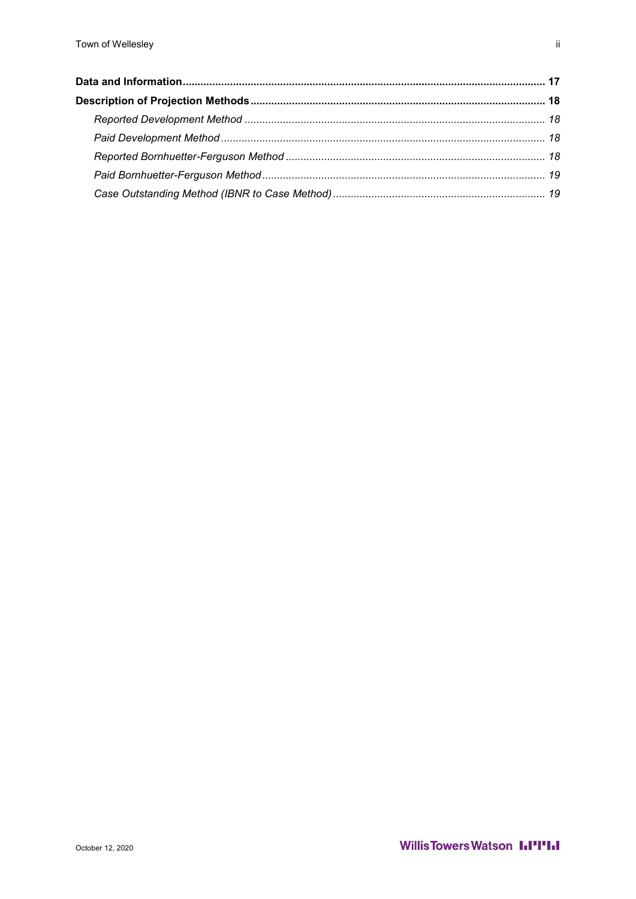**Data and Information** .......... 17

**Description of Projection Methods** .......... 18

*Reported Development Method* .......... *18*

*Paid Development Method* .......... *18*

*Reported Bornhuetter-Ferguson Method* .......... *18*

*Paid Bornhuetter-Ferguson Method* .......... *19*

*Case Outstanding Method (IBNR to Case Method)* .......... *19*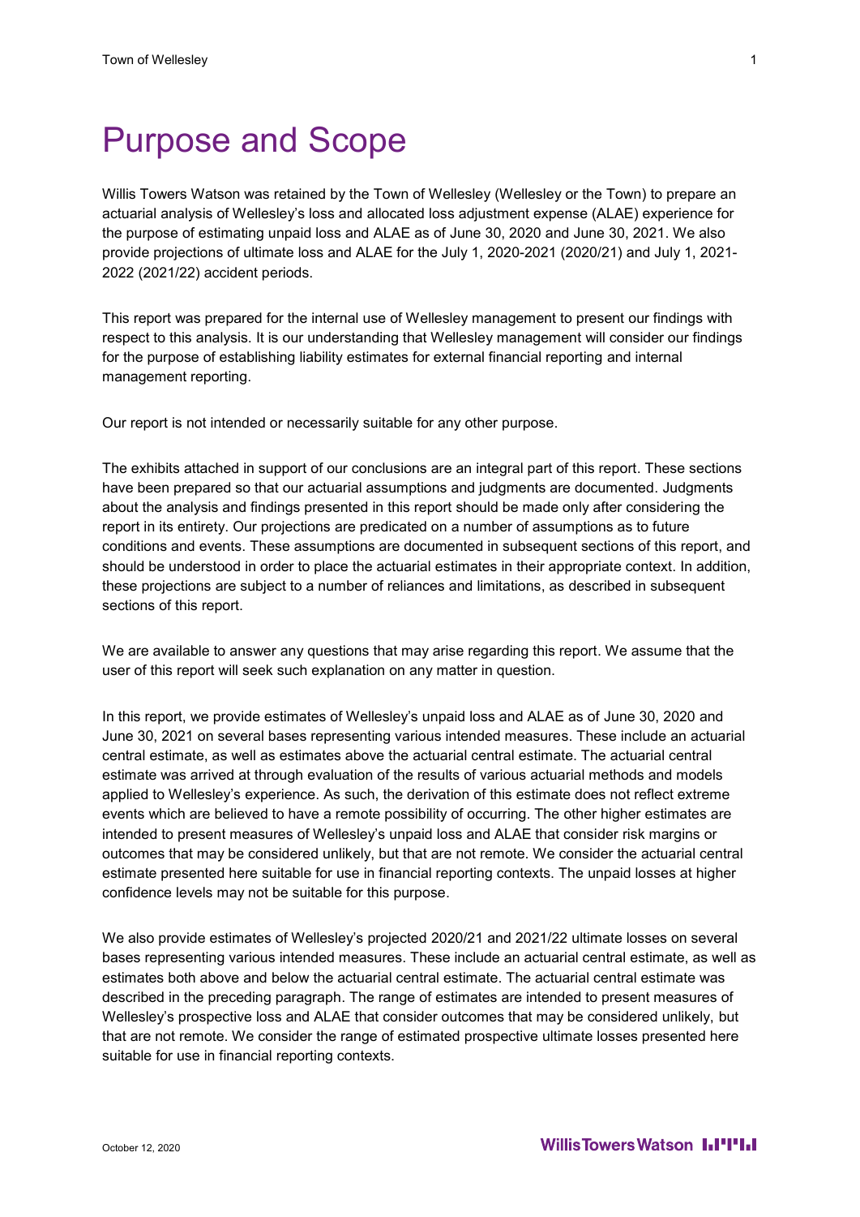# Purpose and Scope

Willis Towers Watson was retained by the Town of Wellesley (Wellesley or the Town) to prepare an actuarial analysis of Wellesley's loss and allocated loss adjustment expense (ALAE) experience for the purpose of estimating unpaid loss and ALAE as of June 30, 2020 and June 30, 2021. We also provide projections of ultimate loss and ALAE for the July 1, 2020-2021 (2020/21) and July 1, 2021-2022 (2021/22) accident periods.

This report was prepared for the internal use of Wellesley management to present our findings with respect to this analysis. It is our understanding that Wellesley management will consider our findings for the purpose of establishing liability estimates for external financial reporting and internal management reporting.

Our report is not intended or necessarily suitable for any other purpose.

The exhibits attached in support of our conclusions are an integral part of this report. These sections have been prepared so that our actuarial assumptions and judgments are documented. Judgments about the analysis and findings presented in this report should be made only after considering the report in its entirety. Our projections are predicated on a number of assumptions as to future conditions and events. These assumptions are documented in subsequent sections of this report, and should be understood in order to place the actuarial estimates in their appropriate context. In addition, these projections are subject to a number of reliances and limitations, as described in subsequent sections of this report.

We are available to answer any questions that may arise regarding this report. We assume that the user of this report will seek such explanation on any matter in question.

In this report, we provide estimates of Wellesley's unpaid loss and ALAE as of June 30, 2020 and June 30, 2021 on several bases representing various intended measures. These include an actuarial central estimate, as well as estimates above the actuarial central estimate. The actuarial central estimate was arrived at through evaluation of the results of various actuarial methods and models applied to Wellesley's experience. As such, the derivation of this estimate does not reflect extreme events which are believed to have a remote possibility of occurring. The other higher estimates are intended to present measures of Wellesley's unpaid loss and ALAE that consider risk margins or outcomes that may be considered unlikely, but that are not remote. We consider the actuarial central estimate presented here suitable for use in financial reporting contexts. The unpaid losses at higher confidence levels may not be suitable for this purpose.

We also provide estimates of Wellesley's projected 2020/21 and 2021/22 ultimate losses on several bases representing various intended measures. These include an actuarial central estimate, as well as estimates both above and below the actuarial central estimate. The actuarial central estimate was described in the preceding paragraph. The range of estimates are intended to present measures of Wellesley's prospective loss and ALAE that consider outcomes that may be considered unlikely, but that are not remote. We consider the range of estimated prospective ultimate losses presented here suitable for use in financial reporting contexts.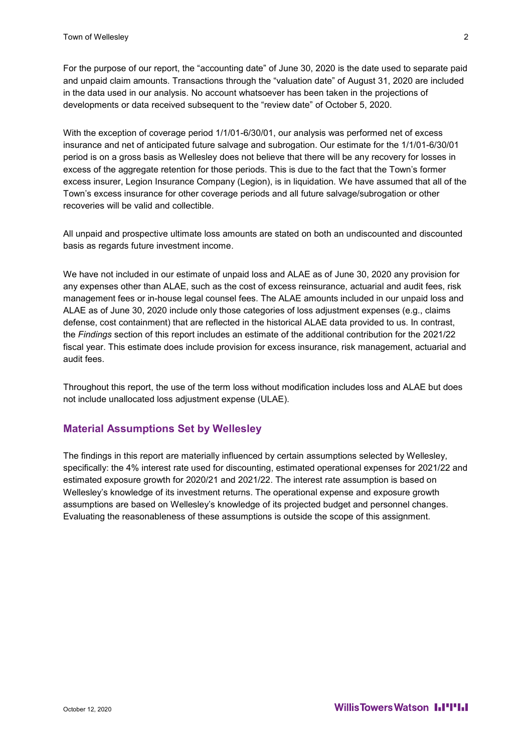For the purpose of our report, the "accounting date" of June 30, 2020 is the date used to separate paid and unpaid claim amounts. Transactions through the "valuation date" of August 31, 2020 are included in the data used in our analysis. No account whatsoever has been taken in the projections of developments or data received subsequent to the "review date" of October 5, 2020.

With the exception of coverage period 1/1/01-6/30/01, our analysis was performed net of excess insurance and net of anticipated future salvage and subrogation. Our estimate for the 1/1/01-6/30/01 period is on a gross basis as Wellesley does not believe that there will be any recovery for losses in excess of the aggregate retention for those periods. This is due to the fact that the Town's former excess insurer, Legion Insurance Company (Legion), is in liquidation. We have assumed that all of the Town's excess insurance for other coverage periods and all future salvage/subrogation or other recoveries will be valid and collectible.

All unpaid and prospective ultimate loss amounts are stated on both an undiscounted and discounted basis as regards future investment income.

We have not included in our estimate of unpaid loss and ALAE as of June 30, 2020 any provision for any expenses other than ALAE, such as the cost of excess reinsurance, actuarial and audit fees, risk management fees or in-house legal counsel fees. The ALAE amounts included in our unpaid loss and ALAE as of June 30, 2020 include only those categories of loss adjustment expenses (e.g., claims defense, cost containment) that are reflected in the historical ALAE data provided to us. In contrast, the *Findings* section of this report includes an estimate of the additional contribution for the 2021/22 fiscal year. This estimate does include provision for excess insurance, risk management, actuarial and audit fees.

Throughout this report, the use of the term loss without modification includes loss and ALAE but does not include unallocated loss adjustment expense (ULAE).

## Material Assumptions Set by Wellesley

The findings in this report are materially influenced by certain assumptions selected by Wellesley, specifically: the 4% interest rate used for discounting, estimated operational expenses for 2021/22 and estimated exposure growth for 2020/21 and 2021/22. The interest rate assumption is based on Wellesley's knowledge of its investment returns. The operational expense and exposure growth assumptions are based on Wellesley's knowledge of its projected budget and personnel changes. Evaluating the reasonableness of these assumptions is outside the scope of this assignment.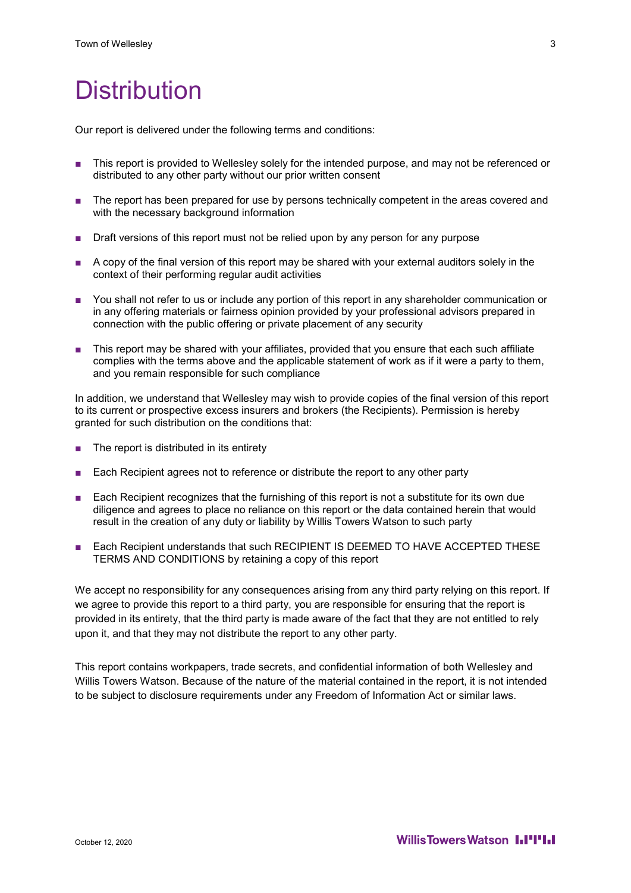# Distribution

Our report is delivered under the following terms and conditions:

- This report is provided to Wellesley solely for the intended purpose, and may not be referenced or distributed to any other party without our prior written consent
- The report has been prepared for use by persons technically competent in the areas covered and with the necessary background information
- Draft versions of this report must not be relied upon by any person for any purpose
- A copy of the final version of this report may be shared with your external auditors solely in the context of their performing regular audit activities
- You shall not refer to us or include any portion of this report in any shareholder communication or in any offering materials or fairness opinion provided by your professional advisors prepared in connection with the public offering or private placement of any security
- This report may be shared with your affiliates, provided that you ensure that each such affiliate complies with the terms above and the applicable statement of work as if it were a party to them, and you remain responsible for such compliance

In addition, we understand that Wellesley may wish to provide copies of the final version of this report to its current or prospective excess insurers and brokers (the Recipients). Permission is hereby granted for such distribution on the conditions that:

- The report is distributed in its entirety
- Each Recipient agrees not to reference or distribute the report to any other party
- Each Recipient recognizes that the furnishing of this report is not a substitute for its own due diligence and agrees to place no reliance on this report or the data contained herein that would result in the creation of any duty or liability by Willis Towers Watson to such party
- Each Recipient understands that such RECIPIENT IS DEEMED TO HAVE ACCEPTED THESE TERMS AND CONDITIONS by retaining a copy of this report

We accept no responsibility for any consequences arising from any third party relying on this report. If we agree to provide this report to a third party, you are responsible for ensuring that the report is provided in its entirety, that the third party is made aware of the fact that they are not entitled to rely upon it, and that they may not distribute the report to any other party.

This report contains workpapers, trade secrets, and confidential information of both Wellesley and Willis Towers Watson. Because of the nature of the material contained in the report, it is not intended to be subject to disclosure requirements under any Freedom of Information Act or similar laws.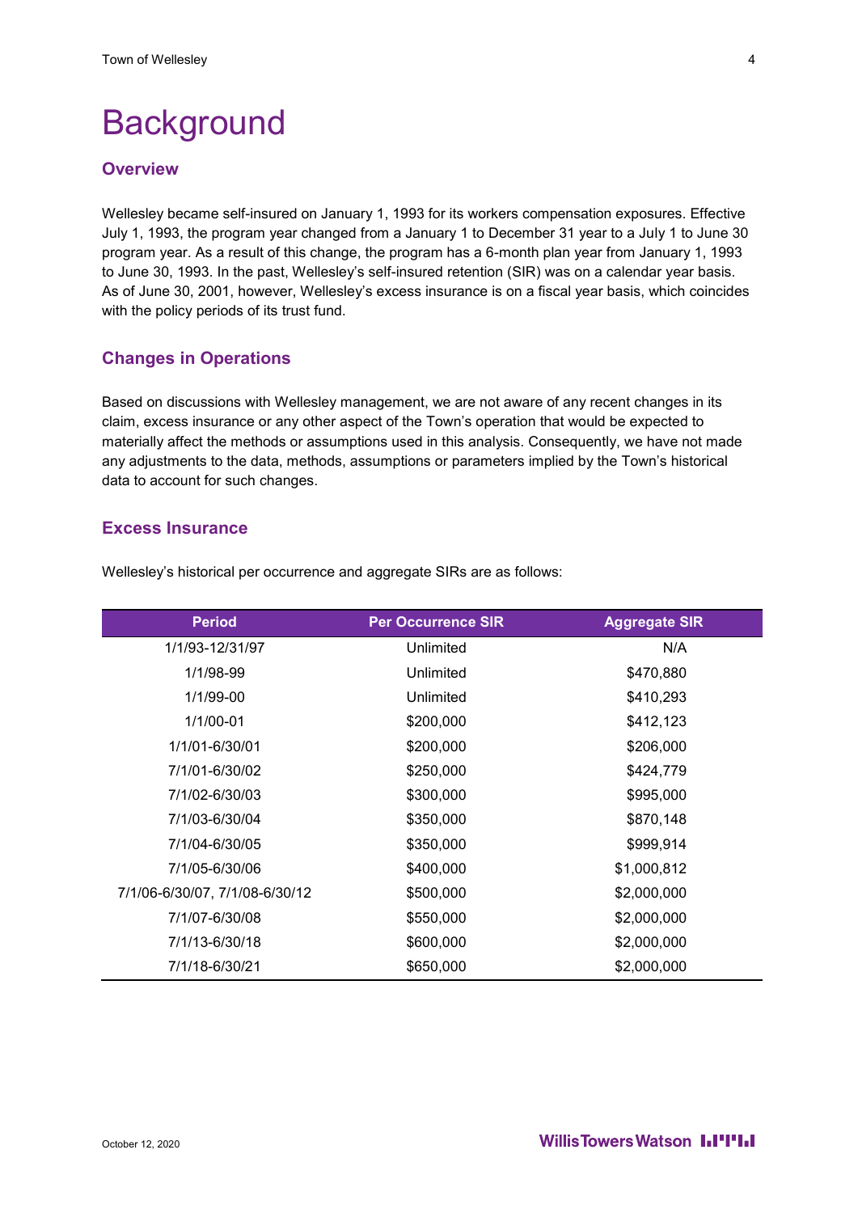# Background

## Overview

Wellesley became self-insured on January 1, 1993 for its workers compensation exposures. Effective July 1, 1993, the program year changed from a January 1 to December 31 year to a July 1 to June 30 program year. As a result of this change, the program has a 6-month plan year from January 1, 1993 to June 30, 1993. In the past, Wellesley's self-insured retention (SIR) was on a calendar year basis. As of June 30, 2001, however, Wellesley's excess insurance is on a fiscal year basis, which coincides with the policy periods of its trust fund.

## Changes in Operations

Based on discussions with Wellesley management, we are not aware of any recent changes in its claim, excess insurance or any other aspect of the Town's operation that would be expected to materially affect the methods or assumptions used in this analysis. Consequently, we have not made any adjustments to the data, methods, assumptions or parameters implied by the Town's historical data to account for such changes.

## Excess Insurance

Wellesley's historical per occurrence and aggregate SIRs are as follows:

| Period | Per Occurrence SIR | Aggregate SIR |
|---|---|---|
| 1/1/93-12/31/97 | Unlimited | N/A |
| 1/1/98-99 | Unlimited | $470,880 |
| 1/1/99-00 | Unlimited | $410,293 |
| 1/1/00-01 | $200,000 | $412,123 |
| 1/1/01-6/30/01 | $200,000 | $206,000 |
| 7/1/01-6/30/02 | $250,000 | $424,779 |
| 7/1/02-6/30/03 | $300,000 | $995,000 |
| 7/1/03-6/30/04 | $350,000 | $870,148 |
| 7/1/04-6/30/05 | $350,000 | $999,914 |
| 7/1/05-6/30/06 | $400,000 | $1,000,812 |
| 7/1/06-6/30/07, 7/1/08-6/30/12 | $500,000 | $2,000,000 |
| 7/1/07-6/30/08 | $550,000 | $2,000,000 |
| 7/1/13-6/30/18 | $600,000 | $2,000,000 |
| 7/1/18-6/30/21 | $650,000 | $2,000,000 |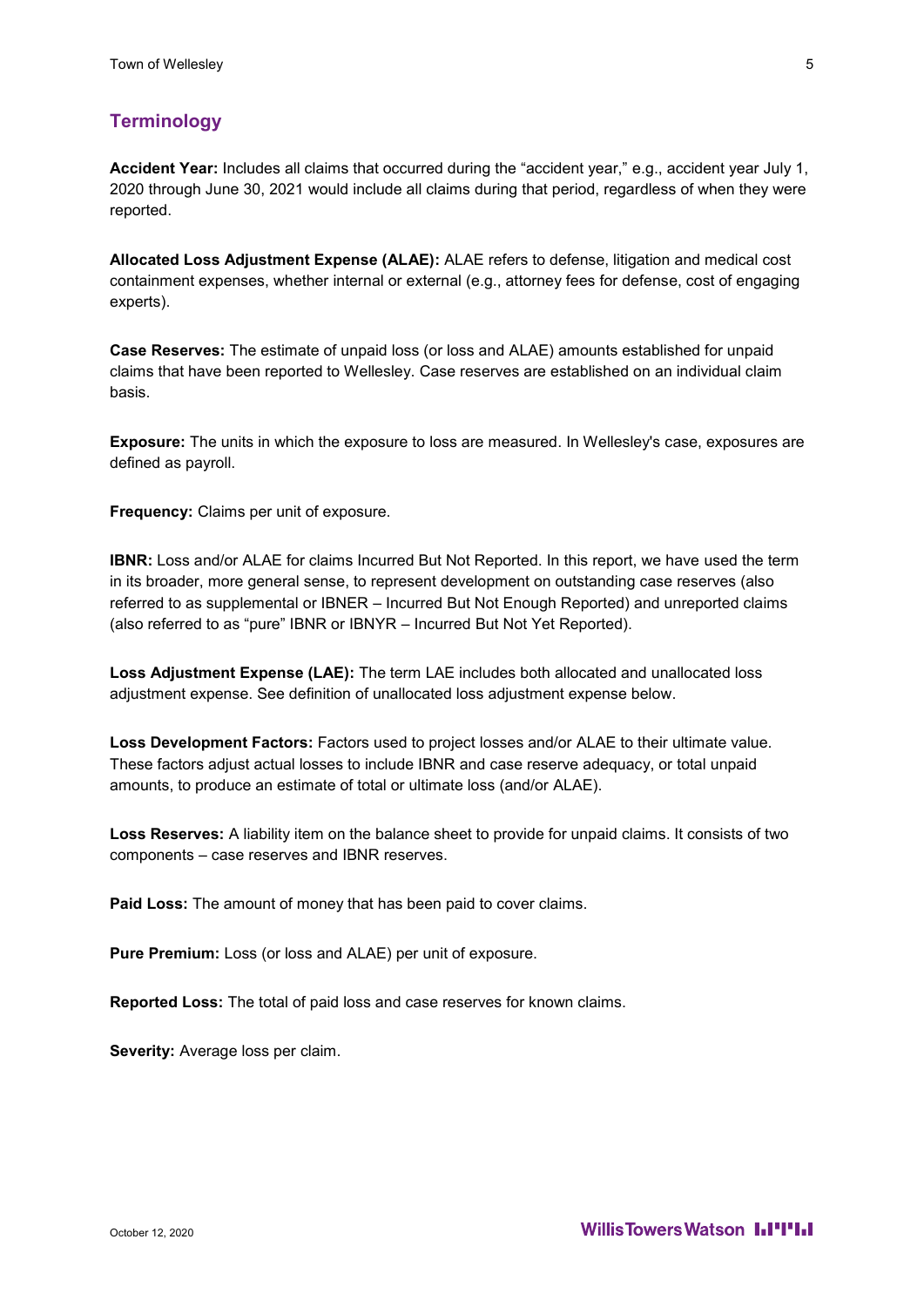## Terminology

**Accident Year:** Includes all claims that occurred during the "accident year," e.g., accident year July 1, 2020 through June 30, 2021 would include all claims during that period, regardless of when they were reported.

**Allocated Loss Adjustment Expense (ALAE):** ALAE refers to defense, litigation and medical cost containment expenses, whether internal or external (e.g., attorney fees for defense, cost of engaging experts).

**Case Reserves:** The estimate of unpaid loss (or loss and ALAE) amounts established for unpaid claims that have been reported to Wellesley. Case reserves are established on an individual claim basis.

**Exposure:** The units in which the exposure to loss are measured. In Wellesley's case, exposures are defined as payroll.

**Frequency:** Claims per unit of exposure.

**IBNR:** Loss and/or ALAE for claims Incurred But Not Reported. In this report, we have used the term in its broader, more general sense, to represent development on outstanding case reserves (also referred to as supplemental or IBNER – Incurred But Not Enough Reported) and unreported claims (also referred to as "pure" IBNR or IBNYR – Incurred But Not Yet Reported).

**Loss Adjustment Expense (LAE):** The term LAE includes both allocated and unallocated loss adjustment expense. See definition of unallocated loss adjustment expense below.

**Loss Development Factors:** Factors used to project losses and/or ALAE to their ultimate value. These factors adjust actual losses to include IBNR and case reserve adequacy, or total unpaid amounts, to produce an estimate of total or ultimate loss (and/or ALAE).

**Loss Reserves:** A liability item on the balance sheet to provide for unpaid claims. It consists of two components – case reserves and IBNR reserves.

**Paid Loss:** The amount of money that has been paid to cover claims.

**Pure Premium:** Loss (or loss and ALAE) per unit of exposure.

**Reported Loss:** The total of paid loss and case reserves for known claims.

**Severity:** Average loss per claim.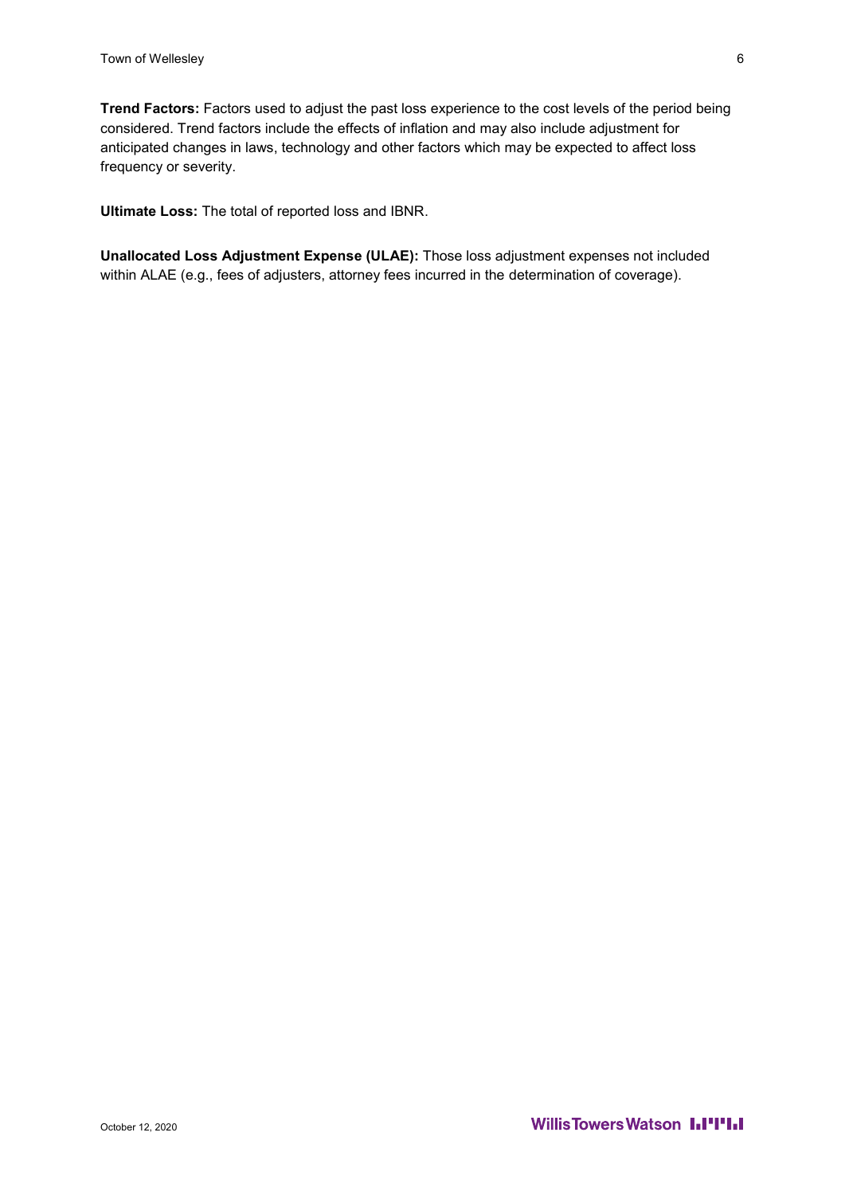**Trend Factors:** Factors used to adjust the past loss experience to the cost levels of the period being considered. Trend factors include the effects of inflation and may also include adjustment for anticipated changes in laws, technology and other factors which may be expected to affect loss frequency or severity.

**Ultimate Loss:** The total of reported loss and IBNR.

**Unallocated Loss Adjustment Expense (ULAE):** Those loss adjustment expenses not included within ALAE (e.g., fees of adjusters, attorney fees incurred in the determination of coverage).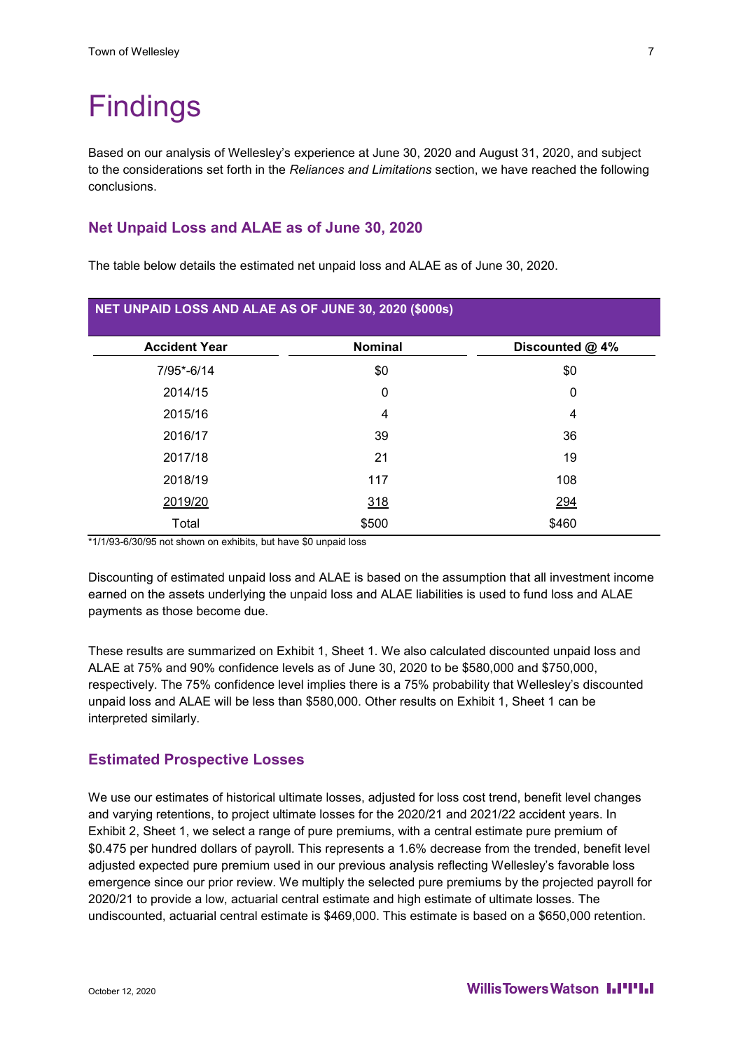# Findings

Based on our analysis of Wellesley's experience at June 30, 2020 and August 31, 2020, and subject to the considerations set forth in the *Reliances and Limitations* section, we have reached the following conclusions.

## Net Unpaid Loss and ALAE as of June 30, 2020

The table below details the estimated net unpaid loss and ALAE as of June 30, 2020.

**NET UNPAID LOSS AND ALAE AS OF JUNE 30, 2020 ($000s)**

| Accident Year | Nominal | Discounted @ 4% |
|---|---|---|
| 7/95*-6/14 | $0 | $0 |
| 2014/15 | 0 | 0 |
| 2015/16 | 4 | 4 |
| 2016/17 | 39 | 36 |
| 2017/18 | 21 | 19 |
| 2018/19 | 117 | 108 |
| 2019/20 | 318 | 294 |
| Total | $500 | $460 |

*1/1/93-6/30/95 not shown on exhibits, but have $0 unpaid loss

Discounting of estimated unpaid loss and ALAE is based on the assumption that all investment income earned on the assets underlying the unpaid loss and ALAE liabilities is used to fund loss and ALAE payments as those become due.

These results are summarized on Exhibit 1, Sheet 1. We also calculated discounted unpaid loss and ALAE at 75% and 90% confidence levels as of June 30, 2020 to be $580,000 and $750,000, respectively. The 75% confidence level implies there is a 75% probability that Wellesley's discounted unpaid loss and ALAE will be less than $580,000. Other results on Exhibit 1, Sheet 1 can be interpreted similarly.

## Estimated Prospective Losses

We use our estimates of historical ultimate losses, adjusted for loss cost trend, benefit level changes and varying retentions, to project ultimate losses for the 2020/21 and 2021/22 accident years. In Exhibit 2, Sheet 1, we select a range of pure premiums, with a central estimate pure premium of $0.475 per hundred dollars of payroll. This represents a 1.6% decrease from the trended, benefit level adjusted expected pure premium used in our previous analysis reflecting Wellesley's favorable loss emergence since our prior review. We multiply the selected pure premiums by the projected payroll for 2020/21 to provide a low, actuarial central estimate and high estimate of ultimate losses. The undiscounted, actuarial central estimate is $469,000. This estimate is based on a $650,000 retention.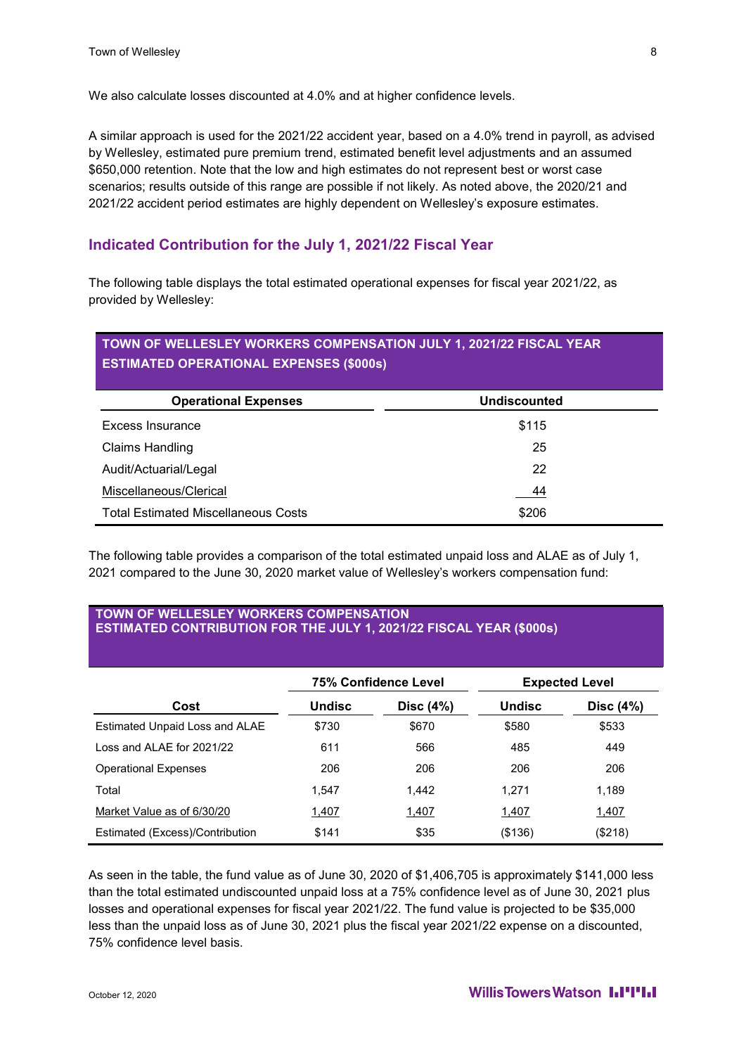We also calculate losses discounted at 4.0% and at higher confidence levels.

A similar approach is used for the 2021/22 accident year, based on a 4.0% trend in payroll, as advised by Wellesley, estimated pure premium trend, estimated benefit level adjustments and an assumed $650,000 retention. Note that the low and high estimates do not represent best or worst case scenarios; results outside of this range are possible if not likely. As noted above, the 2020/21 and 2021/22 accident period estimates are highly dependent on Wellesley's exposure estimates.

## Indicated Contribution for the July 1, 2021/22 Fiscal Year

The following table displays the total estimated operational expenses for fiscal year 2021/22, as provided by Wellesley:

**TOWN OF WELLESLEY WORKERS COMPENSATION JULY 1, 2021/22 FISCAL YEAR ESTIMATED OPERATIONAL EXPENSES ($000s)**

| Operational Expenses | Undiscounted |
|---|---|
| Excess Insurance | $115 |
| Claims Handling | 25 |
| Audit/Actuarial/Legal | 22 |
| Miscellaneous/Clerical | 44 |
| Total Estimated Miscellaneous Costs | $206 |

The following table provides a comparison of the total estimated unpaid loss and ALAE as of July 1, 2021 compared to the June 30, 2020 market value of Wellesley's workers compensation fund:

**TOWN OF WELLESLEY WORKERS COMPENSATION ESTIMATED CONTRIBUTION FOR THE JULY 1, 2021/22 FISCAL YEAR ($000s)**

| | 75% Confidence Level | | Expected Level | |
|---|---|---|---|---|
| Cost | Undisc | Disc (4%) | Undisc | Disc (4%) |
| Estimated Unpaid Loss and ALAE | $730 | $670 | $580 | $533 |
| Loss and ALAE for 2021/22 | 611 | 566 | 485 | 449 |
| Operational Expenses | 206 | 206 | 206 | 206 |
| Total | 1,547 | 1,442 | 1,271 | 1,189 |
| Market Value as of 6/30/20 | 1,407 | 1,407 | 1,407 | 1,407 |
| Estimated (Excess)/Contribution | $141 | $35 | ($136) | ($218) |

As seen in the table, the fund value as of June 30, 2020 of $1,406,705 is approximately $141,000 less than the total estimated undiscounted unpaid loss at a 75% confidence level as of June 30, 2021 plus losses and operational expenses for fiscal year 2021/22. The fund value is projected to be $35,000 less than the unpaid loss as of June 30, 2021 plus the fiscal year 2021/22 expense on a discounted, 75% confidence level basis.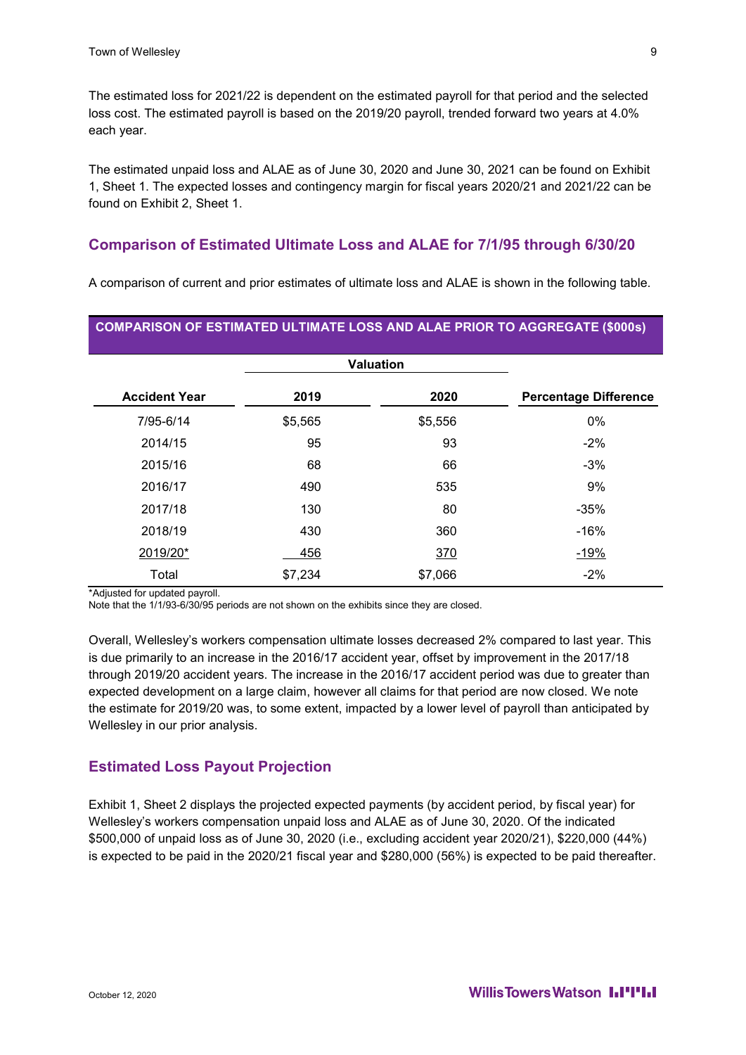The estimated loss for 2021/22 is dependent on the estimated payroll for that period and the selected loss cost. The estimated payroll is based on the 2019/20 payroll, trended forward two years at 4.0% each year.

The estimated unpaid loss and ALAE as of June 30, 2020 and June 30, 2021 can be found on Exhibit 1, Sheet 1. The expected losses and contingency margin for fiscal years 2020/21 and 2021/22 can be found on Exhibit 2, Sheet 1.

## Comparison of Estimated Ultimate Loss and ALAE for 7/1/95 through 6/30/20

A comparison of current and prior estimates of ultimate loss and ALAE is shown in the following table.

**COMPARISON OF ESTIMATED ULTIMATE LOSS AND ALAE PRIOR TO AGGREGATE ($000s)**

| | Valuation | | |
|---|---|---|---|
| **Accident Year** | **2019** | **2020** | **Percentage Difference** |
| 7/95-6/14 | $5,565 | $5,556 | 0% |
| 2014/15 | 95 | 93 | -2% |
| 2015/16 | 68 | 66 | -3% |
| 2016/17 | 490 | 535 | 9% |
| 2017/18 | 130 | 80 | -35% |
| 2018/19 | 430 | 360 | -16% |
| 2019/20* | 456 | 370 | -19% |
| Total | $7,234 | $7,066 | -2% |

*Adjusted for updated payroll.
Note that the 1/1/93-6/30/95 periods are not shown on the exhibits since they are closed.

Overall, Wellesley's workers compensation ultimate losses decreased 2% compared to last year. This is due primarily to an increase in the 2016/17 accident year, offset by improvement in the 2017/18 through 2019/20 accident years. The increase in the 2016/17 accident period was due to greater than expected development on a large claim, however all claims for that period are now closed. We note the estimate for 2019/20 was, to some extent, impacted by a lower level of payroll than anticipated by Wellesley in our prior analysis.

## Estimated Loss Payout Projection

Exhibit 1, Sheet 2 displays the projected expected payments (by accident period, by fiscal year) for Wellesley's workers compensation unpaid loss and ALAE as of June 30, 2020. Of the indicated $500,000 of unpaid loss as of June 30, 2020 (i.e., excluding accident year 2020/21), $220,000 (44%) is expected to be paid in the 2020/21 fiscal year and $280,000 (56%) is expected to be paid thereafter.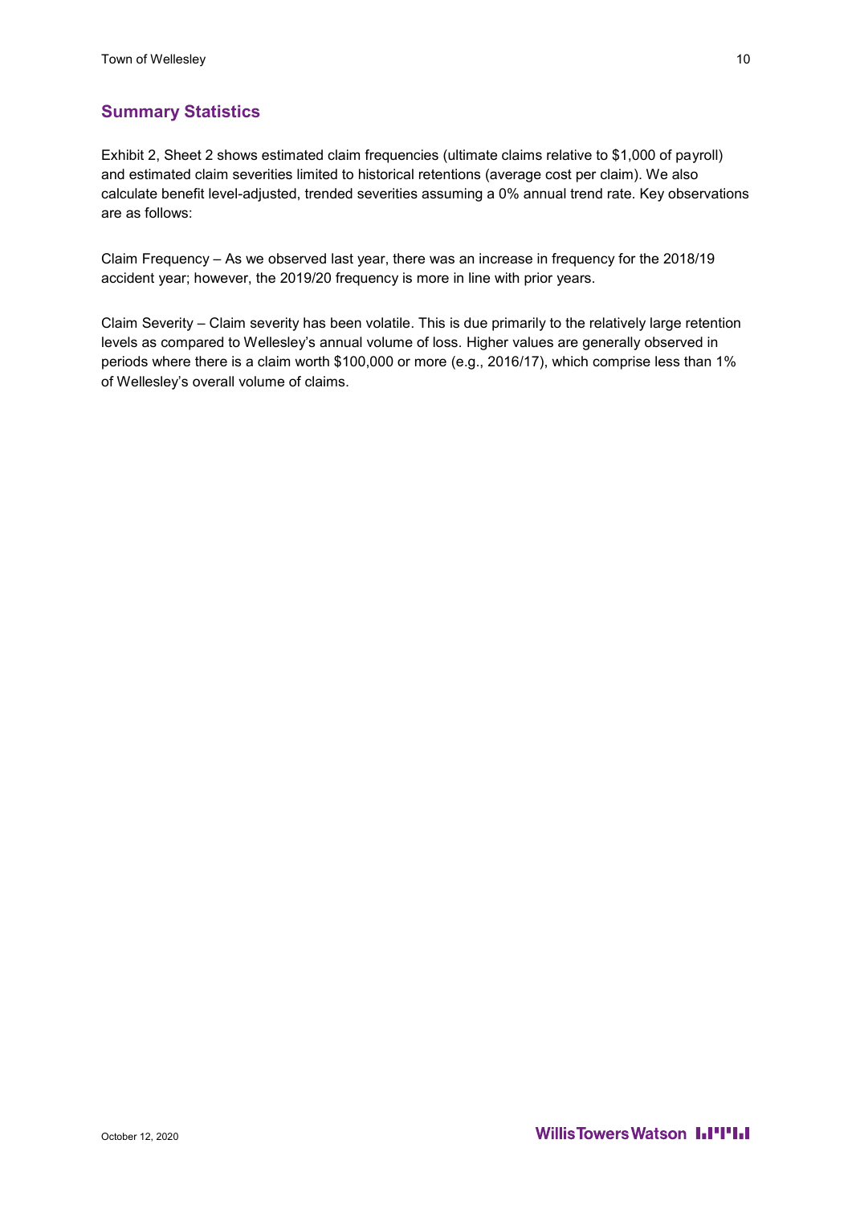## Summary Statistics

Exhibit 2, Sheet 2 shows estimated claim frequencies (ultimate claims relative to $1,000 of payroll) and estimated claim severities limited to historical retentions (average cost per claim). We also calculate benefit level-adjusted, trended severities assuming a 0% annual trend rate. Key observations are as follows:

Claim Frequency – As we observed last year, there was an increase in frequency for the 2018/19 accident year; however, the 2019/20 frequency is more in line with prior years.

Claim Severity – Claim severity has been volatile. This is due primarily to the relatively large retention levels as compared to Wellesley's annual volume of loss. Higher values are generally observed in periods where there is a claim worth $100,000 or more (e.g., 2016/17), which comprise less than 1% of Wellesley's overall volume of claims.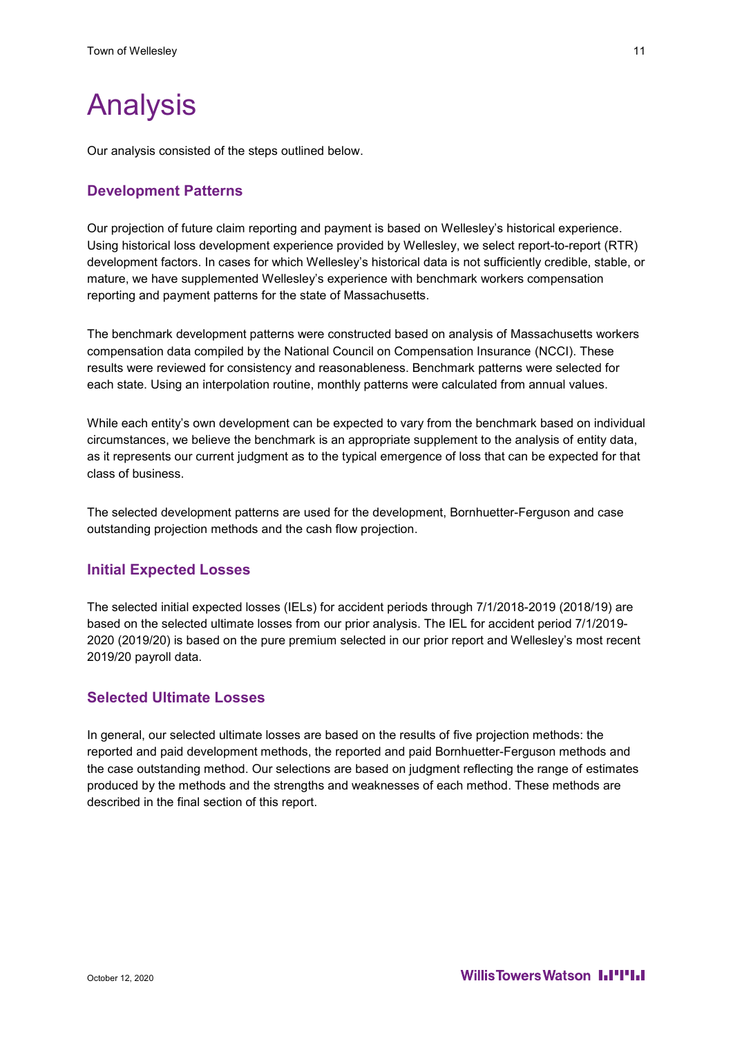# Analysis

Our analysis consisted of the steps outlined below.

## Development Patterns

Our projection of future claim reporting and payment is based on Wellesley's historical experience. Using historical loss development experience provided by Wellesley, we select report-to-report (RTR) development factors. In cases for which Wellesley's historical data is not sufficiently credible, stable, or mature, we have supplemented Wellesley's experience with benchmark workers compensation reporting and payment patterns for the state of Massachusetts.

The benchmark development patterns were constructed based on analysis of Massachusetts workers compensation data compiled by the National Council on Compensation Insurance (NCCI). These results were reviewed for consistency and reasonableness. Benchmark patterns were selected for each state. Using an interpolation routine, monthly patterns were calculated from annual values.

While each entity's own development can be expected to vary from the benchmark based on individual circumstances, we believe the benchmark is an appropriate supplement to the analysis of entity data, as it represents our current judgment as to the typical emergence of loss that can be expected for that class of business.

The selected development patterns are used for the development, Bornhuetter-Ferguson and case outstanding projection methods and the cash flow projection.

## Initial Expected Losses

The selected initial expected losses (IELs) for accident periods through 7/1/2018-2019 (2018/19) are based on the selected ultimate losses from our prior analysis. The IEL for accident period 7/1/2019-2020 (2019/20) is based on the pure premium selected in our prior report and Wellesley's most recent 2019/20 payroll data.

## Selected Ultimate Losses

In general, our selected ultimate losses are based on the results of five projection methods: the reported and paid development methods, the reported and paid Bornhuetter-Ferguson methods and the case outstanding method. Our selections are based on judgment reflecting the range of estimates produced by the methods and the strengths and weaknesses of each method. These methods are described in the final section of this report.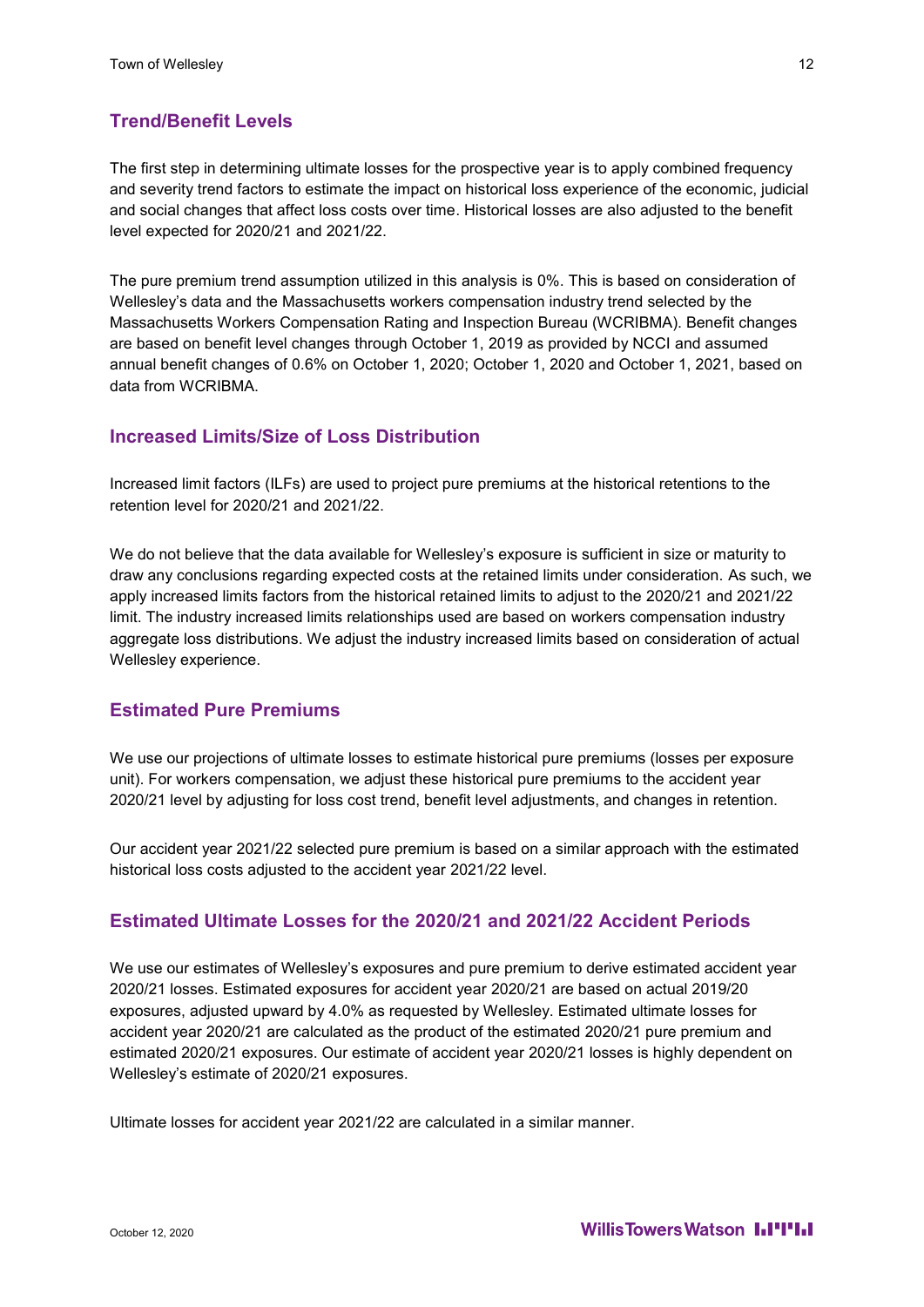## Trend/Benefit Levels

The first step in determining ultimate losses for the prospective year is to apply combined frequency and severity trend factors to estimate the impact on historical loss experience of the economic, judicial and social changes that affect loss costs over time. Historical losses are also adjusted to the benefit level expected for 2020/21 and 2021/22.

The pure premium trend assumption utilized in this analysis is 0%. This is based on consideration of Wellesley's data and the Massachusetts workers compensation industry trend selected by the Massachusetts Workers Compensation Rating and Inspection Bureau (WCRIBMA). Benefit changes are based on benefit level changes through October 1, 2019 as provided by NCCI and assumed annual benefit changes of 0.6% on October 1, 2020; October 1, 2020 and October 1, 2021, based on data from WCRIBMA.

## Increased Limits/Size of Loss Distribution

Increased limit factors (ILFs) are used to project pure premiums at the historical retentions to the retention level for 2020/21 and 2021/22.

We do not believe that the data available for Wellesley's exposure is sufficient in size or maturity to draw any conclusions regarding expected costs at the retained limits under consideration. As such, we apply increased limits factors from the historical retained limits to adjust to the 2020/21 and 2021/22 limit. The industry increased limits relationships used are based on workers compensation industry aggregate loss distributions. We adjust the industry increased limits based on consideration of actual Wellesley experience.

## Estimated Pure Premiums

We use our projections of ultimate losses to estimate historical pure premiums (losses per exposure unit). For workers compensation, we adjust these historical pure premiums to the accident year 2020/21 level by adjusting for loss cost trend, benefit level adjustments, and changes in retention.

Our accident year 2021/22 selected pure premium is based on a similar approach with the estimated historical loss costs adjusted to the accident year 2021/22 level.

## Estimated Ultimate Losses for the 2020/21 and 2021/22 Accident Periods

We use our estimates of Wellesley's exposures and pure premium to derive estimated accident year 2020/21 losses. Estimated exposures for accident year 2020/21 are based on actual 2019/20 exposures, adjusted upward by 4.0% as requested by Wellesley. Estimated ultimate losses for accident year 2020/21 are calculated as the product of the estimated 2020/21 pure premium and estimated 2020/21 exposures. Our estimate of accident year 2020/21 losses is highly dependent on Wellesley's estimate of 2020/21 exposures.

Ultimate losses for accident year 2021/22 are calculated in a similar manner.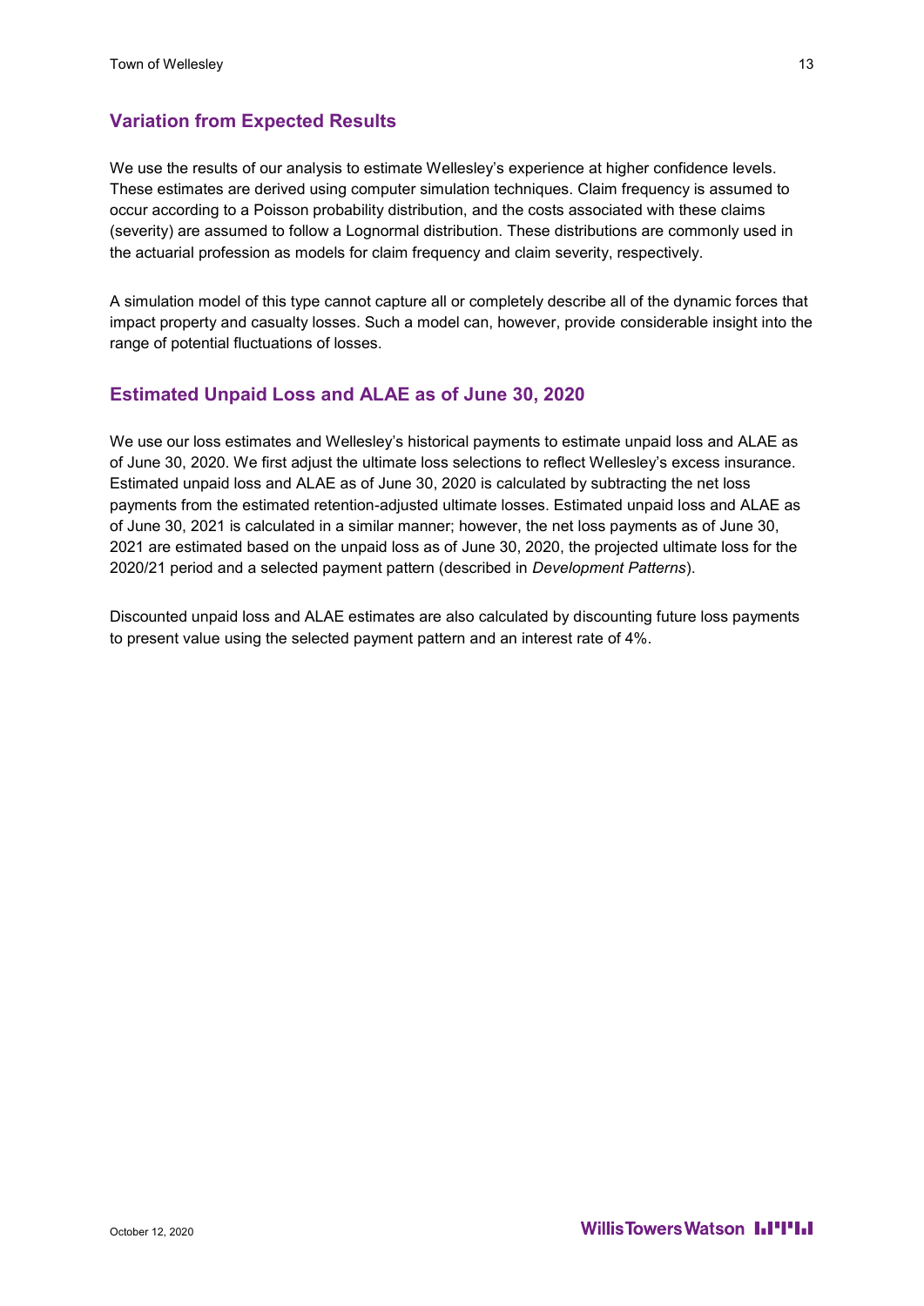## Variation from Expected Results

We use the results of our analysis to estimate Wellesley's experience at higher confidence levels. These estimates are derived using computer simulation techniques. Claim frequency is assumed to occur according to a Poisson probability distribution, and the costs associated with these claims (severity) are assumed to follow a Lognormal distribution. These distributions are commonly used in the actuarial profession as models for claim frequency and claim severity, respectively.

A simulation model of this type cannot capture all or completely describe all of the dynamic forces that impact property and casualty losses. Such a model can, however, provide considerable insight into the range of potential fluctuations of losses.

## Estimated Unpaid Loss and ALAE as of June 30, 2020

We use our loss estimates and Wellesley's historical payments to estimate unpaid loss and ALAE as of June 30, 2020. We first adjust the ultimate loss selections to reflect Wellesley's excess insurance. Estimated unpaid loss and ALAE as of June 30, 2020 is calculated by subtracting the net loss payments from the estimated retention-adjusted ultimate losses. Estimated unpaid loss and ALAE as of June 30, 2021 is calculated in a similar manner; however, the net loss payments as of June 30, 2021 are estimated based on the unpaid loss as of June 30, 2020, the projected ultimate loss for the 2020/21 period and a selected payment pattern (described in *Development Patterns*).

Discounted unpaid loss and ALAE estimates are also calculated by discounting future loss payments to present value using the selected payment pattern and an interest rate of 4%.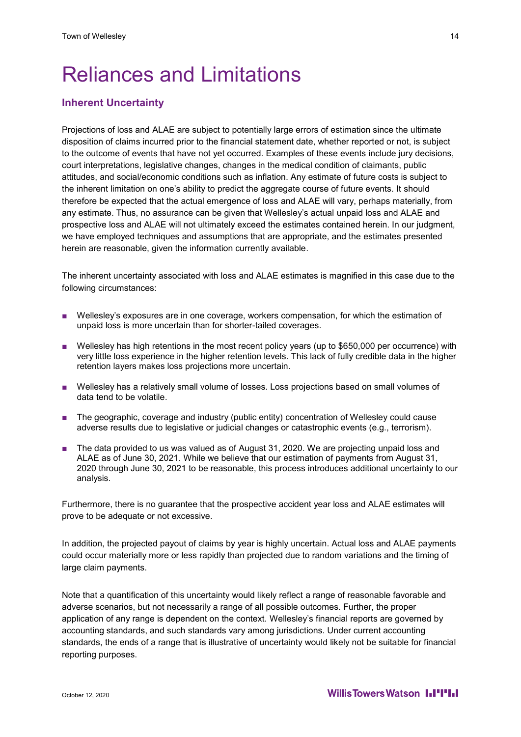# Reliances and Limitations

## Inherent Uncertainty

Projections of loss and ALAE are subject to potentially large errors of estimation since the ultimate disposition of claims incurred prior to the financial statement date, whether reported or not, is subject to the outcome of events that have not yet occurred. Examples of these events include jury decisions, court interpretations, legislative changes, changes in the medical condition of claimants, public attitudes, and social/economic conditions such as inflation. Any estimate of future costs is subject to the inherent limitation on one's ability to predict the aggregate course of future events. It should therefore be expected that the actual emergence of loss and ALAE will vary, perhaps materially, from any estimate. Thus, no assurance can be given that Wellesley's actual unpaid loss and ALAE and prospective loss and ALAE will not ultimately exceed the estimates contained herein. In our judgment, we have employed techniques and assumptions that are appropriate, and the estimates presented herein are reasonable, given the information currently available.

The inherent uncertainty associated with loss and ALAE estimates is magnified in this case due to the following circumstances:

- Wellesley's exposures are in one coverage, workers compensation, for which the estimation of unpaid loss is more uncertain than for shorter-tailed coverages.
- Wellesley has high retentions in the most recent policy years (up to $650,000 per occurrence) with very little loss experience in the higher retention levels. This lack of fully credible data in the higher retention layers makes loss projections more uncertain.
- Wellesley has a relatively small volume of losses. Loss projections based on small volumes of data tend to be volatile.
- The geographic, coverage and industry (public entity) concentration of Wellesley could cause adverse results due to legislative or judicial changes or catastrophic events (e.g., terrorism).
- The data provided to us was valued as of August 31, 2020. We are projecting unpaid loss and ALAE as of June 30, 2021. While we believe that our estimation of payments from August 31, 2020 through June 30, 2021 to be reasonable, this process introduces additional uncertainty to our analysis.

Furthermore, there is no guarantee that the prospective accident year loss and ALAE estimates will prove to be adequate or not excessive.

In addition, the projected payout of claims by year is highly uncertain. Actual loss and ALAE payments could occur materially more or less rapidly than projected due to random variations and the timing of large claim payments.

Note that a quantification of this uncertainty would likely reflect a range of reasonable favorable and adverse scenarios, but not necessarily a range of all possible outcomes. Further, the proper application of any range is dependent on the context. Wellesley's financial reports are governed by accounting standards, and such standards vary among jurisdictions. Under current accounting standards, the ends of a range that is illustrative of uncertainty would likely not be suitable for financial reporting purposes.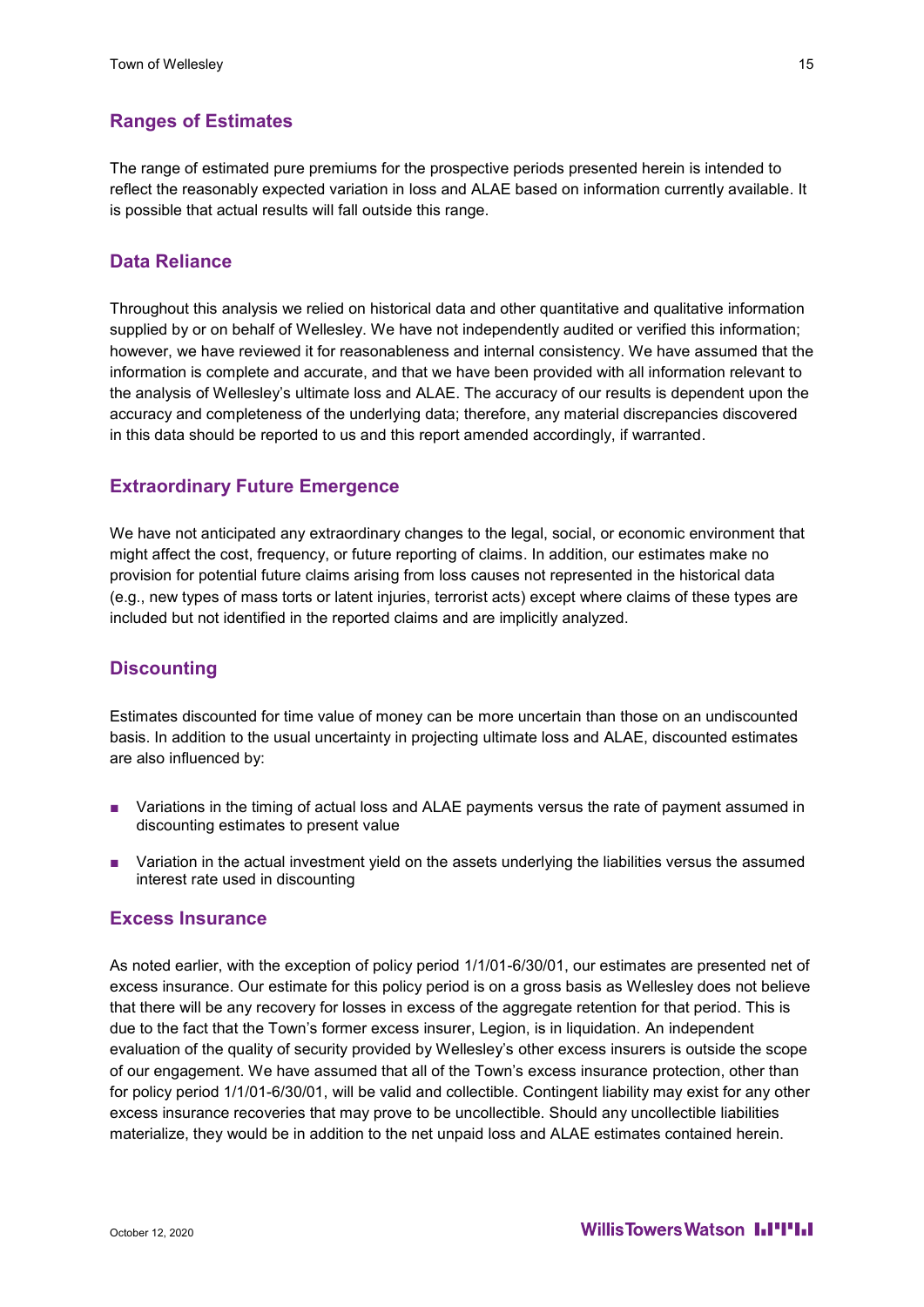## Ranges of Estimates

The range of estimated pure premiums for the prospective periods presented herein is intended to reflect the reasonably expected variation in loss and ALAE based on information currently available. It is possible that actual results will fall outside this range.

## Data Reliance

Throughout this analysis we relied on historical data and other quantitative and qualitative information supplied by or on behalf of Wellesley. We have not independently audited or verified this information; however, we have reviewed it for reasonableness and internal consistency. We have assumed that the information is complete and accurate, and that we have been provided with all information relevant to the analysis of Wellesley's ultimate loss and ALAE. The accuracy of our results is dependent upon the accuracy and completeness of the underlying data; therefore, any material discrepancies discovered in this data should be reported to us and this report amended accordingly, if warranted.

## Extraordinary Future Emergence

We have not anticipated any extraordinary changes to the legal, social, or economic environment that might affect the cost, frequency, or future reporting of claims. In addition, our estimates make no provision for potential future claims arising from loss causes not represented in the historical data (e.g., new types of mass torts or latent injuries, terrorist acts) except where claims of these types are included but not identified in the reported claims and are implicitly analyzed.

## Discounting

Estimates discounted for time value of money can be more uncertain than those on an undiscounted basis. In addition to the usual uncertainty in projecting ultimate loss and ALAE, discounted estimates are also influenced by:

- Variations in the timing of actual loss and ALAE payments versus the rate of payment assumed in discounting estimates to present value
- Variation in the actual investment yield on the assets underlying the liabilities versus the assumed interest rate used in discounting

## Excess Insurance

As noted earlier, with the exception of policy period 1/1/01-6/30/01, our estimates are presented net of excess insurance. Our estimate for this policy period is on a gross basis as Wellesley does not believe that there will be any recovery for losses in excess of the aggregate retention for that period. This is due to the fact that the Town's former excess insurer, Legion, is in liquidation. An independent evaluation of the quality of security provided by Wellesley's other excess insurers is outside the scope of our engagement. We have assumed that all of the Town's excess insurance protection, other than for policy period 1/1/01-6/30/01, will be valid and collectible. Contingent liability may exist for any other excess insurance recoveries that may prove to be uncollectible. Should any uncollectible liabilities materialize, they would be in addition to the net unpaid loss and ALAE estimates contained herein.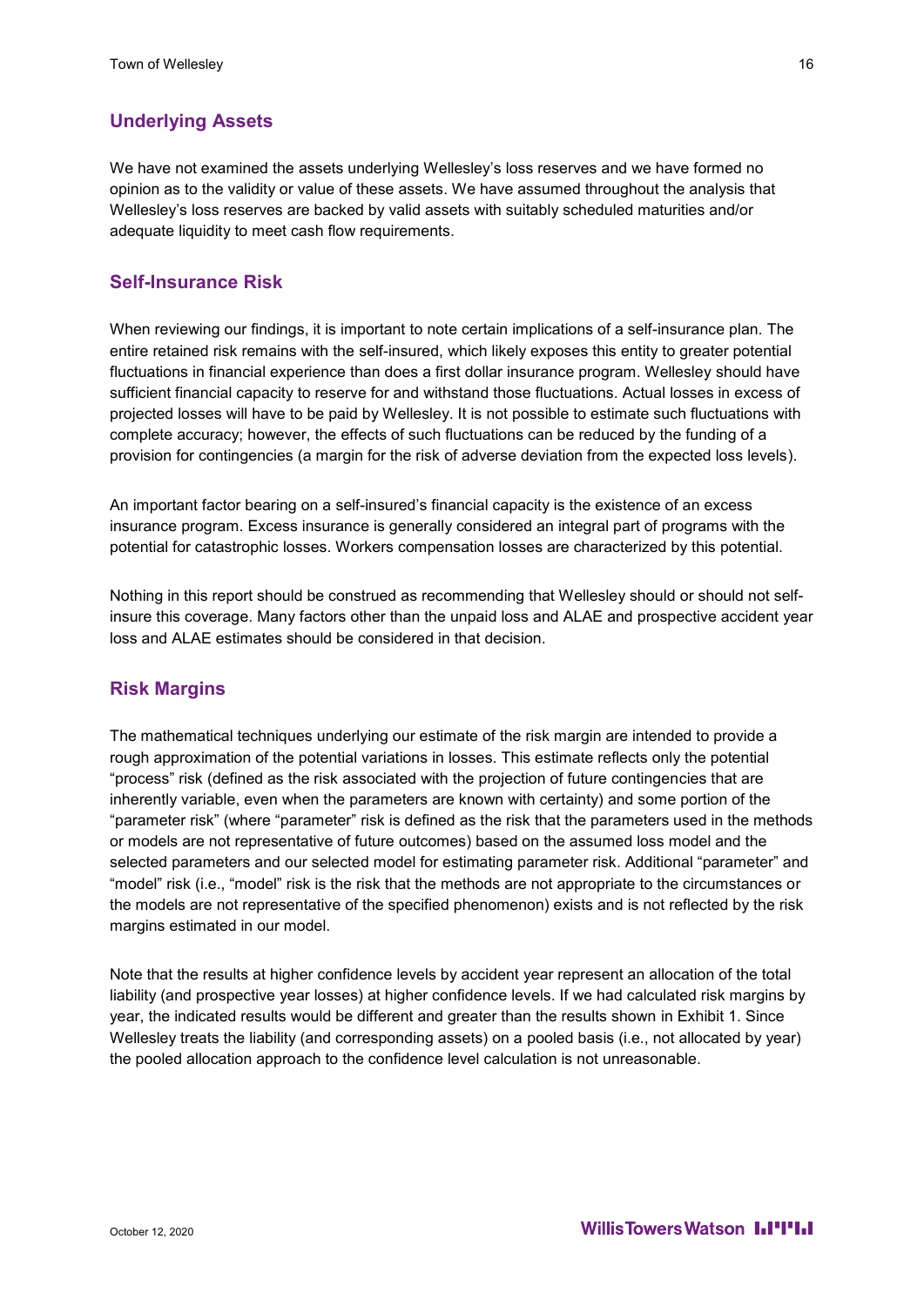## Underlying Assets

We have not examined the assets underlying Wellesley's loss reserves and we have formed no opinion as to the validity or value of these assets. We have assumed throughout the analysis that Wellesley's loss reserves are backed by valid assets with suitably scheduled maturities and/or adequate liquidity to meet cash flow requirements.

## Self-Insurance Risk

When reviewing our findings, it is important to note certain implications of a self-insurance plan. The entire retained risk remains with the self-insured, which likely exposes this entity to greater potential fluctuations in financial experience than does a first dollar insurance program. Wellesley should have sufficient financial capacity to reserve for and withstand those fluctuations. Actual losses in excess of projected losses will have to be paid by Wellesley. It is not possible to estimate such fluctuations with complete accuracy; however, the effects of such fluctuations can be reduced by the funding of a provision for contingencies (a margin for the risk of adverse deviation from the expected loss levels).

An important factor bearing on a self-insured's financial capacity is the existence of an excess insurance program. Excess insurance is generally considered an integral part of programs with the potential for catastrophic losses. Workers compensation losses are characterized by this potential.

Nothing in this report should be construed as recommending that Wellesley should or should not self-insure this coverage. Many factors other than the unpaid loss and ALAE and prospective accident year loss and ALAE estimates should be considered in that decision.

## Risk Margins

The mathematical techniques underlying our estimate of the risk margin are intended to provide a rough approximation of the potential variations in losses. This estimate reflects only the potential "process" risk (defined as the risk associated with the projection of future contingencies that are inherently variable, even when the parameters are known with certainty) and some portion of the "parameter risk" (where "parameter" risk is defined as the risk that the parameters used in the methods or models are not representative of future outcomes) based on the assumed loss model and the selected parameters and our selected model for estimating parameter risk. Additional "parameter" and "model" risk (i.e., "model" risk is the risk that the methods are not appropriate to the circumstances or the models are not representative of the specified phenomenon) exists and is not reflected by the risk margins estimated in our model.

Note that the results at higher confidence levels by accident year represent an allocation of the total liability (and prospective year losses) at higher confidence levels. If we had calculated risk margins by year, the indicated results would be different and greater than the results shown in Exhibit 1. Since Wellesley treats the liability (and corresponding assets) on a pooled basis (i.e., not allocated by year) the pooled allocation approach to the confidence level calculation is not unreasonable.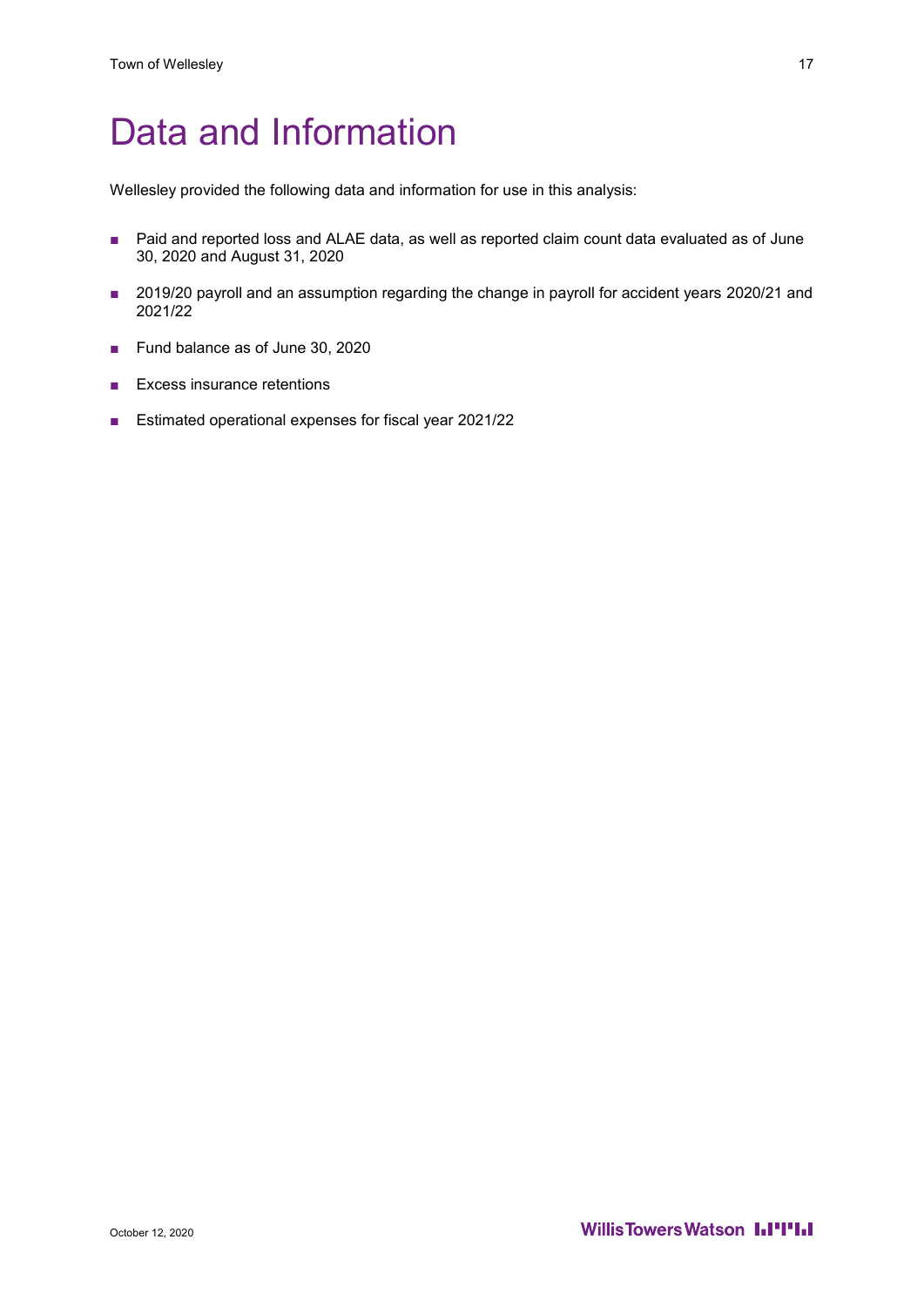# Data and Information

Wellesley provided the following data and information for use in this analysis:

- Paid and reported loss and ALAE data, as well as reported claim count data evaluated as of June 30, 2020 and August 31, 2020
- 2019/20 payroll and an assumption regarding the change in payroll for accident years 2020/21 and 2021/22
- Fund balance as of June 30, 2020
- Excess insurance retentions
- Estimated operational expenses for fiscal year 2021/22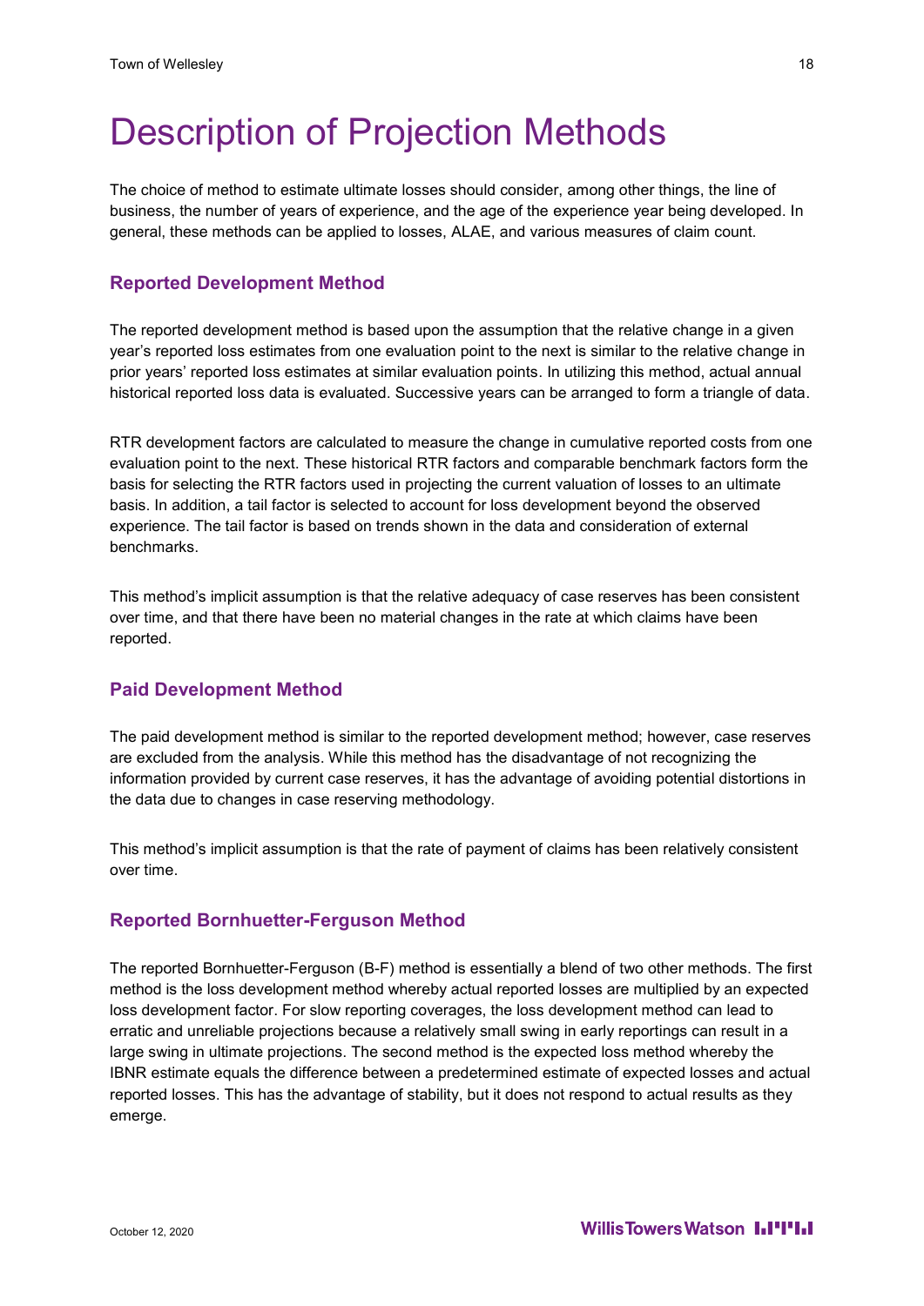# Description of Projection Methods

The choice of method to estimate ultimate losses should consider, among other things, the line of business, the number of years of experience, and the age of the experience year being developed. In general, these methods can be applied to losses, ALAE, and various measures of claim count.

## Reported Development Method

The reported development method is based upon the assumption that the relative change in a given year's reported loss estimates from one evaluation point to the next is similar to the relative change in prior years' reported loss estimates at similar evaluation points. In utilizing this method, actual annual historical reported loss data is evaluated. Successive years can be arranged to form a triangle of data.

RTR development factors are calculated to measure the change in cumulative reported costs from one evaluation point to the next. These historical RTR factors and comparable benchmark factors form the basis for selecting the RTR factors used in projecting the current valuation of losses to an ultimate basis. In addition, a tail factor is selected to account for loss development beyond the observed experience. The tail factor is based on trends shown in the data and consideration of external benchmarks.

This method's implicit assumption is that the relative adequacy of case reserves has been consistent over time, and that there have been no material changes in the rate at which claims have been reported.

## Paid Development Method

The paid development method is similar to the reported development method; however, case reserves are excluded from the analysis. While this method has the disadvantage of not recognizing the information provided by current case reserves, it has the advantage of avoiding potential distortions in the data due to changes in case reserving methodology.

This method's implicit assumption is that the rate of payment of claims has been relatively consistent over time.

## Reported Bornhuetter-Ferguson Method

The reported Bornhuetter-Ferguson (B-F) method is essentially a blend of two other methods. The first method is the loss development method whereby actual reported losses are multiplied by an expected loss development factor. For slow reporting coverages, the loss development method can lead to erratic and unreliable projections because a relatively small swing in early reportings can result in a large swing in ultimate projections. The second method is the expected loss method whereby the IBNR estimate equals the difference between a predetermined estimate of expected losses and actual reported losses. This has the advantage of stability, but it does not respond to actual results as they emerge.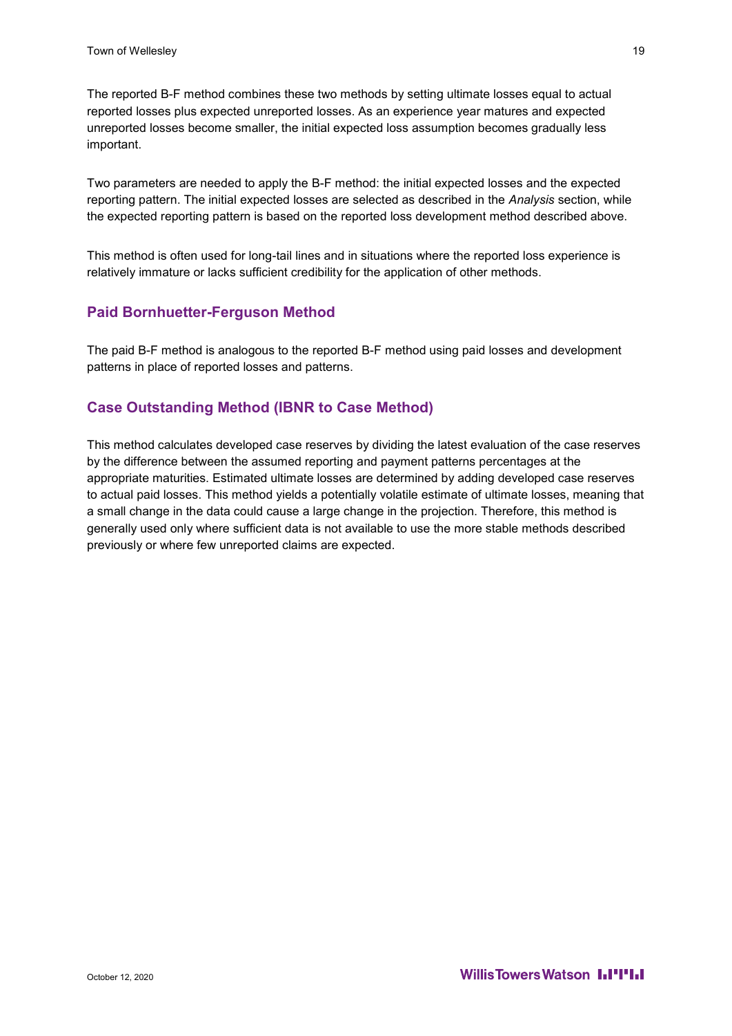The reported B-F method combines these two methods by setting ultimate losses equal to actual reported losses plus expected unreported losses. As an experience year matures and expected unreported losses become smaller, the initial expected loss assumption becomes gradually less important.

Two parameters are needed to apply the B-F method: the initial expected losses and the expected reporting pattern. The initial expected losses are selected as described in the *Analysis* section, while the expected reporting pattern is based on the reported loss development method described above.

This method is often used for long-tail lines and in situations where the reported loss experience is relatively immature or lacks sufficient credibility for the application of other methods.

## Paid Bornhuetter-Ferguson Method

The paid B-F method is analogous to the reported B-F method using paid losses and development patterns in place of reported losses and patterns.

## Case Outstanding Method (IBNR to Case Method)

This method calculates developed case reserves by dividing the latest evaluation of the case reserves by the difference between the assumed reporting and payment patterns percentages at the appropriate maturities. Estimated ultimate losses are determined by adding developed case reserves to actual paid losses. This method yields a potentially volatile estimate of ultimate losses, meaning that a small change in the data could cause a large change in the projection. Therefore, this method is generally used only where sufficient data is not available to use the more stable methods described previously or where few unreported claims are expected.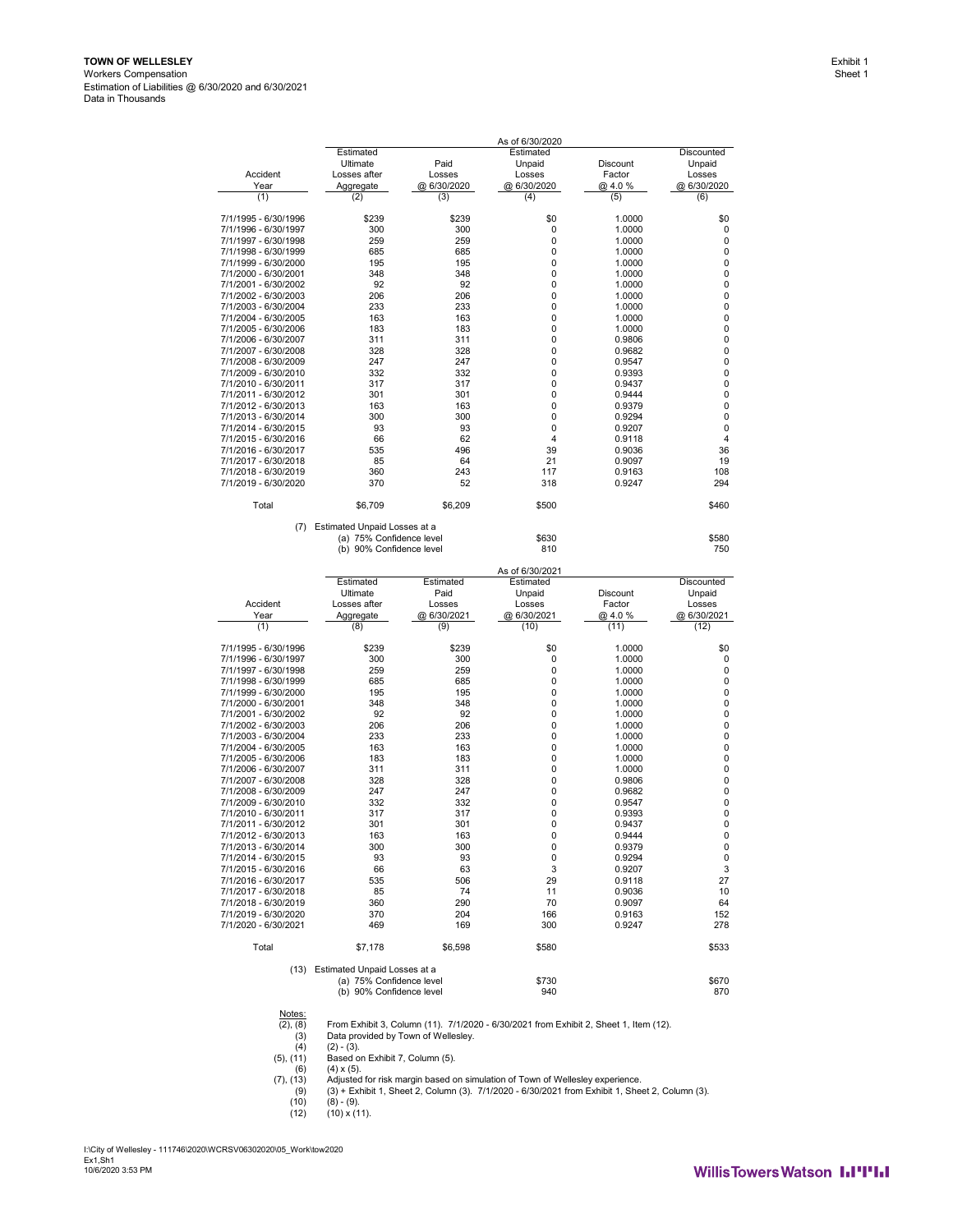**TOWN OF WELLESLEY**
Workers Compensation
Estimation of Liabilities @ 6/30/2020 and 6/30/2021
Data in Thousands

Exhibit 1
Sheet 1

As of 6/30/2020

| Accident Year | Estimated Ultimate Losses after Aggregate | Paid Losses @ 6/30/2020 | Estimated Unpaid Losses @ 6/30/2020 | Discount Factor @ 4.0 % | Discounted Unpaid Losses @ 6/30/2020 |
|---|---|---|---|---|---|
| (1) | (2) | (3) | (4) | (5) | (6) |
| 7/1/1995 - 6/30/1996 | $239 | $239 | $0 | 1.0000 | $0 |
| 7/1/1996 - 6/30/1997 | 300 | 300 | 0 | 1.0000 | 0 |
| 7/1/1997 - 6/30/1998 | 259 | 259 | 0 | 1.0000 | 0 |
| 7/1/1998 - 6/30/1999 | 685 | 685 | 0 | 1.0000 | 0 |
| 7/1/1999 - 6/30/2000 | 195 | 195 | 0 | 1.0000 | 0 |
| 7/1/2000 - 6/30/2001 | 348 | 348 | 0 | 1.0000 | 0 |
| 7/1/2001 - 6/30/2002 | 92 | 92 | 0 | 1.0000 | 0 |
| 7/1/2002 - 6/30/2003 | 206 | 206 | 0 | 1.0000 | 0 |
| 7/1/2003 - 6/30/2004 | 233 | 233 | 0 | 1.0000 | 0 |
| 7/1/2004 - 6/30/2005 | 163 | 163 | 0 | 1.0000 | 0 |
| 7/1/2005 - 6/30/2006 | 183 | 183 | 0 | 1.0000 | 0 |
| 7/1/2006 - 6/30/2007 | 311 | 311 | 0 | 0.9806 | 0 |
| 7/1/2007 - 6/30/2008 | 328 | 328 | 0 | 0.9682 | 0 |
| 7/1/2008 - 6/30/2009 | 247 | 247 | 0 | 0.9547 | 0 |
| 7/1/2009 - 6/30/2010 | 332 | 332 | 0 | 0.9393 | 0 |
| 7/1/2010 - 6/30/2011 | 317 | 317 | 0 | 0.9437 | 0 |
| 7/1/2011 - 6/30/2012 | 301 | 301 | 0 | 0.9444 | 0 |
| 7/1/2012 - 6/30/2013 | 163 | 163 | 0 | 0.9379 | 0 |
| 7/1/2013 - 6/30/2014 | 300 | 300 | 0 | 0.9294 | 0 |
| 7/1/2014 - 6/30/2015 | 93 | 93 | 0 | 0.9207 | 0 |
| 7/1/2015 - 6/30/2016 | 66 | 62 | 4 | 0.9118 | 4 |
| 7/1/2016 - 6/30/2017 | 535 | 496 | 39 | 0.9036 | 36 |
| 7/1/2017 - 6/30/2018 | 85 | 64 | 21 | 0.9097 | 19 |
| 7/1/2018 - 6/30/2019 | 360 | 243 | 117 | 0.9163 | 108 |
| 7/1/2019 - 6/30/2020 | 370 | 52 | 318 | 0.9247 | 294 |
| Total | $6,709 | $6,209 | $500 | | $460 |
| (7) Estimated Unpaid Losses at a | | | | | |
| (a) 75% Confidence level | | | $630 | | $580 |
| (b) 90% Confidence level | | | 810 | | 750 |

As of 6/30/2021

| Accident Year | Estimated Ultimate Losses after Aggregate | Estimated Paid Losses @ 6/30/2021 | Estimated Unpaid Losses @ 6/30/2021 | Discount Factor @ 4.0 % | Discounted Unpaid Losses @ 6/30/2021 |
|---|---|---|---|---|---|
| (1) | (8) | (9) | (10) | (11) | (12) |
| 7/1/1995 - 6/30/1996 | $239 | $239 | $0 | 1.0000 | $0 |
| 7/1/1996 - 6/30/1997 | 300 | 300 | 0 | 1.0000 | 0 |
| 7/1/1997 - 6/30/1998 | 259 | 259 | 0 | 1.0000 | 0 |
| 7/1/1998 - 6/30/1999 | 685 | 685 | 0 | 1.0000 | 0 |
| 7/1/1999 - 6/30/2000 | 195 | 195 | 0 | 1.0000 | 0 |
| 7/1/2000 - 6/30/2001 | 348 | 348 | 0 | 1.0000 | 0 |
| 7/1/2001 - 6/30/2002 | 92 | 92 | 0 | 1.0000 | 0 |
| 7/1/2002 - 6/30/2003 | 206 | 206 | 0 | 1.0000 | 0 |
| 7/1/2003 - 6/30/2004 | 233 | 233 | 0 | 1.0000 | 0 |
| 7/1/2004 - 6/30/2005 | 163 | 163 | 0 | 1.0000 | 0 |
| 7/1/2005 - 6/30/2006 | 183 | 183 | 0 | 1.0000 | 0 |
| 7/1/2006 - 6/30/2007 | 311 | 311 | 0 | 1.0000 | 0 |
| 7/1/2007 - 6/30/2008 | 328 | 328 | 0 | 0.9806 | 0 |
| 7/1/2008 - 6/30/2009 | 247 | 247 | 0 | 0.9682 | 0 |
| 7/1/2009 - 6/30/2010 | 332 | 332 | 0 | 0.9547 | 0 |
| 7/1/2010 - 6/30/2011 | 317 | 317 | 0 | 0.9393 | 0 |
| 7/1/2011 - 6/30/2012 | 301 | 301 | 0 | 0.9437 | 0 |
| 7/1/2012 - 6/30/2013 | 163 | 163 | 0 | 0.9444 | 0 |
| 7/1/2013 - 6/30/2014 | 300 | 300 | 0 | 0.9379 | 0 |
| 7/1/2014 - 6/30/2015 | 93 | 93 | 0 | 0.9294 | 0 |
| 7/1/2015 - 6/30/2016 | 66 | 63 | 3 | 0.9207 | 3 |
| 7/1/2016 - 6/30/2017 | 535 | 506 | 29 | 0.9118 | 27 |
| 7/1/2017 - 6/30/2018 | 85 | 74 | 11 | 0.9036 | 10 |
| 7/1/2018 - 6/30/2019 | 360 | 290 | 70 | 0.9097 | 64 |
| 7/1/2019 - 6/30/2020 | 370 | 204 | 166 | 0.9163 | 152 |
| 7/1/2020 - 6/30/2021 | 469 | 169 | 300 | 0.9247 | 278 |
| Total | $7,178 | $6,598 | $580 | | $533 |
| (13) Estimated Unpaid Losses at a | | | | | |
| (a) 75% Confidence level | | | $730 | | $670 |
| (b) 90% Confidence level | | | 940 | | 870 |

Notes:

- (2), (8) From Exhibit 3, Column (11). 7/1/2020 - 6/30/2021 from Exhibit 2, Sheet 1, Item (12).
- (3) Data provided by Town of Wellesley.
- (4) (2) - (3).
- (5), (11) Based on Exhibit 7, Column (5).
- (6) (4) x (5).
- (7), (13) Adjusted for risk margin based on simulation of Town of Wellesley experience.
- (9) (3) + Exhibit 1, Sheet 2, Column (3). 7/1/2020 - 6/30/2021 from Exhibit 1, Sheet 2, Column (3).
- (10) (8) - (9).
- (12) (10) x (11).

I:\City of Wellesley - 111746\2020\WCRSV06302020\05_Work\tow2020
Ex1,Sh1
10/6/2020 3:53 PM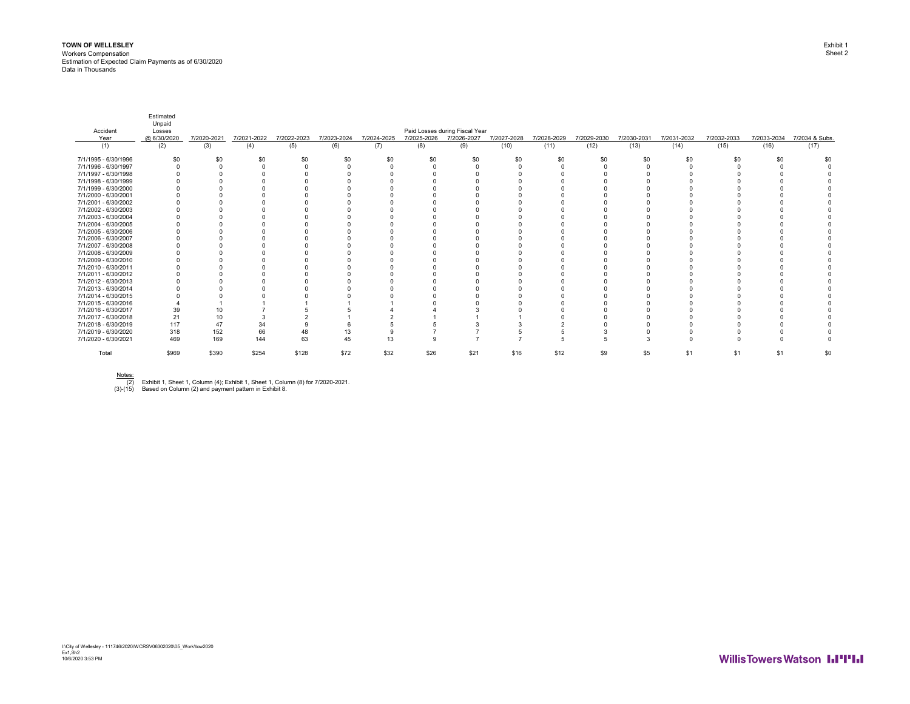**TOWN OF WELLESLEY**
Workers Compensation
Estimation of Expected Claim Payments as of 6/30/2020
Data in Thousands

Exhibit 1
Sheet 2

| Accident Year | Estimated Unpaid Losses @ 6/30/2020 | Paid Losses during Fiscal Year | | | | | | | | | | | | | | |
|---|---|---|---|---|---|---|---|---|---|---|---|---|---|---|---|---|
| | | 7/2020-2021 | 7/2021-2022 | 7/2022-2023 | 7/2023-2024 | 7/2024-2025 | 7/2025-2026 | 7/2026-2027 | 7/2027-2028 | 7/2028-2029 | 7/2029-2030 | 7/2030-2031 | 7/2031-2032 | 7/2032-2033 | 7/2033-2034 | 7/2034 & Subs. |
| (1) | (2) | (3) | (4) | (5) | (6) | (7) | (8) | (9) | (10) | (11) | (12) | (13) | (14) | (15) | (16) | (17) |
| 7/1/1995 - 6/30/1996 | $0 | $0 | $0 | $0 | $0 | $0 | $0 | $0 | $0 | $0 | $0 | $0 | $0 | $0 | $0 | $0 |
| 7/1/1996 - 6/30/1997 | 0 | 0 | 0 | 0 | 0 | 0 | 0 | 0 | 0 | 0 | 0 | 0 | 0 | 0 | 0 | 0 |
| 7/1/1997 - 6/30/1998 | 0 | 0 | 0 | 0 | 0 | 0 | 0 | 0 | 0 | 0 | 0 | 0 | 0 | 0 | 0 | 0 |
| 7/1/1998 - 6/30/1999 | 0 | 0 | 0 | 0 | 0 | 0 | 0 | 0 | 0 | 0 | 0 | 0 | 0 | 0 | 0 | 0 |
| 7/1/1999 - 6/30/2000 | 0 | 0 | 0 | 0 | 0 | 0 | 0 | 0 | 0 | 0 | 0 | 0 | 0 | 0 | 0 | 0 |
| 7/1/2000 - 6/30/2001 | 0 | 0 | 0 | 0 | 0 | 0 | 0 | 0 | 0 | 0 | 0 | 0 | 0 | 0 | 0 | 0 |
| 7/1/2001 - 6/30/2002 | 0 | 0 | 0 | 0 | 0 | 0 | 0 | 0 | 0 | 0 | 0 | 0 | 0 | 0 | 0 | 0 |
| 7/1/2002 - 6/30/2003 | 0 | 0 | 0 | 0 | 0 | 0 | 0 | 0 | 0 | 0 | 0 | 0 | 0 | 0 | 0 | 0 |
| 7/1/2003 - 6/30/2004 | 0 | 0 | 0 | 0 | 0 | 0 | 0 | 0 | 0 | 0 | 0 | 0 | 0 | 0 | 0 | 0 |
| 7/1/2004 - 6/30/2005 | 0 | 0 | 0 | 0 | 0 | 0 | 0 | 0 | 0 | 0 | 0 | 0 | 0 | 0 | 0 | 0 |
| 7/1/2005 - 6/30/2006 | 0 | 0 | 0 | 0 | 0 | 0 | 0 | 0 | 0 | 0 | 0 | 0 | 0 | 0 | 0 | 0 |
| 7/1/2006 - 6/30/2007 | 0 | 0 | 0 | 0 | 0 | 0 | 0 | 0 | 0 | 0 | 0 | 0 | 0 | 0 | 0 | 0 |
| 7/1/2007 - 6/30/2008 | 0 | 0 | 0 | 0 | 0 | 0 | 0 | 0 | 0 | 0 | 0 | 0 | 0 | 0 | 0 | 0 |
| 7/1/2008 - 6/30/2009 | 0 | 0 | 0 | 0 | 0 | 0 | 0 | 0 | 0 | 0 | 0 | 0 | 0 | 0 | 0 | 0 |
| 7/1/2009 - 6/30/2010 | 0 | 0 | 0 | 0 | 0 | 0 | 0 | 0 | 0 | 0 | 0 | 0 | 0 | 0 | 0 | 0 |
| 7/1/2010 - 6/30/2011 | 0 | 0 | 0 | 0 | 0 | 0 | 0 | 0 | 0 | 0 | 0 | 0 | 0 | 0 | 0 | 0 |
| 7/1/2011 - 6/30/2012 | 0 | 0 | 0 | 0 | 0 | 0 | 0 | 0 | 0 | 0 | 0 | 0 | 0 | 0 | 0 | 0 |
| 7/1/2012 - 6/30/2013 | 0 | 0 | 0 | 0 | 0 | 0 | 0 | 0 | 0 | 0 | 0 | 0 | 0 | 0 | 0 | 0 |
| 7/1/2013 - 6/30/2014 | 0 | 0 | 0 | 0 | 0 | 0 | 0 | 0 | 0 | 0 | 0 | 0 | 0 | 0 | 0 | 0 |
| 7/1/2014 - 6/30/2015 | 0 | 0 | 0 | 0 | 0 | 0 | 0 | 0 | 0 | 0 | 0 | 0 | 0 | 0 | 0 | 0 |
| 7/1/2015 - 6/30/2016 | 4 | 1 | 1 | 1 | 1 | 1 | 0 | 0 | 0 | 0 | 0 | 0 | 0 | 0 | 0 | 0 |
| 7/1/2016 - 6/30/2017 | 39 | 10 | 7 | 5 | 5 | 4 | 4 | 3 | 0 | 0 | 0 | 0 | 0 | 0 | 0 | 0 |
| 7/1/2017 - 6/30/2018 | 21 | 10 | 3 | 2 | 1 | 2 | 1 | 1 | 1 | 0 | 0 | 0 | 0 | 0 | 0 | 0 |
| 7/1/2018 - 6/30/2019 | 117 | 47 | 34 | 9 | 6 | 5 | 5 | 3 | 3 | 2 | 0 | 0 | 0 | 0 | 0 | 0 |
| 7/1/2019 - 6/30/2020 | 318 | 152 | 66 | 48 | 13 | 9 | 7 | 7 | 5 | 5 | 3 | 0 | 0 | 0 | 0 | 0 |
| 7/1/2020 - 6/30/2021 | 469 | 169 | 144 | 63 | 45 | 13 | 9 | 7 | 7 | 5 | 5 | 3 | 0 | 0 | 0 | 0 |
| Total | $969 | $390 | $254 | $128 | $72 | $32 | $26 | $21 | $16 | $12 | $9 | $5 | $1 | $1 | $1 | $0 |

Notes:
(2) Exhibit 1, Sheet 1, Column (4); Exhibit 1, Sheet 1, Column (8) for 7/2020-2021.
(3)-(15) Based on Column (2) and payment pattern in Exhibit 8.

I:\City of Wellesley - 111746\2020\WCRSV06302020\05_Work\tow2020
Ex1,Sh2
10/6/2020 3:53 PM

Willis Towers Watson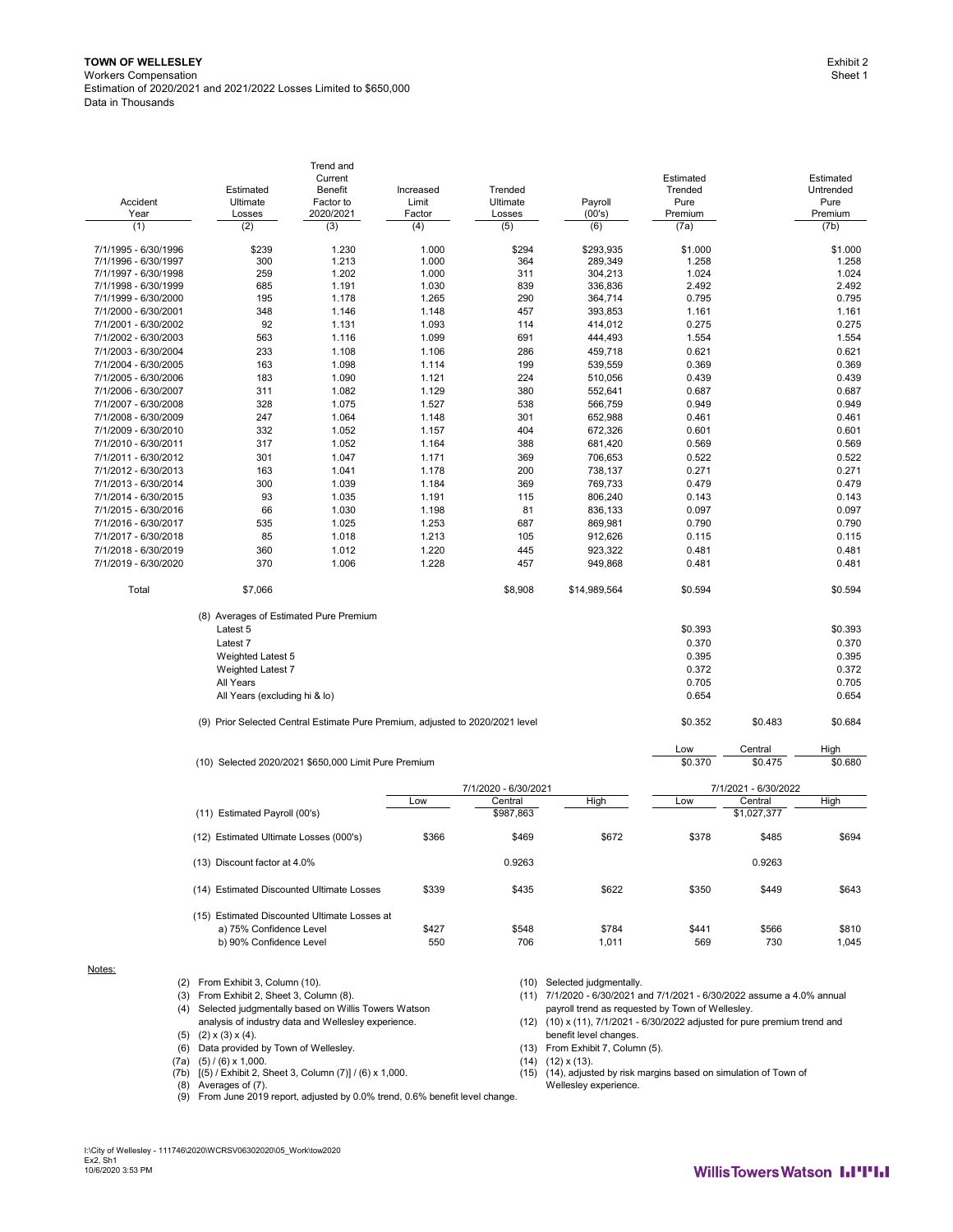**TOWN OF WELLESLEY**
Workers Compensation
Estimation of 2020/2021 and 2021/2022 Losses Limited to $650,000
Data in Thousands

Exhibit 2
Sheet 1

| Accident Year | Estimated Ultimate Losses | Trend and Current Benefit Factor to 2020/2021 | Increased Limit Factor | Trended Ultimate Losses | Payroll (00's) | Estimated Trended Pure Premium | | Estimated Untrended Pure Premium |
|---|---|---|---|---|---|---|---|---|
| (1) | (2) | (3) | (4) | (5) | (6) | (7a) | | (7b) |
| 7/1/1995 - 6/30/1996 | $239 | 1.230 | 1.000 | $294 | $293,935 | $1.000 | | $1.000 |
| 7/1/1996 - 6/30/1997 | 300 | 1.213 | 1.000 | 364 | 289,349 | 1.258 | | 1.258 |
| 7/1/1997 - 6/30/1998 | 259 | 1.202 | 1.000 | 311 | 304,213 | 1.024 | | 1.024 |
| 7/1/1998 - 6/30/1999 | 685 | 1.191 | 1.030 | 839 | 336,836 | 2.492 | | 2.492 |
| 7/1/1999 - 6/30/2000 | 195 | 1.178 | 1.265 | 290 | 364,714 | 0.795 | | 0.795 |
| 7/1/2000 - 6/30/2001 | 348 | 1.146 | 1.148 | 457 | 393,853 | 1.161 | | 1.161 |
| 7/1/2001 - 6/30/2002 | 92 | 1.131 | 1.093 | 114 | 414,012 | 0.275 | | 0.275 |
| 7/1/2002 - 6/30/2003 | 563 | 1.116 | 1.099 | 691 | 444,493 | 1.554 | | 1.554 |
| 7/1/2003 - 6/30/2004 | 233 | 1.108 | 1.106 | 286 | 459,718 | 0.621 | | 0.621 |
| 7/1/2004 - 6/30/2005 | 163 | 1.098 | 1.114 | 199 | 539,559 | 0.369 | | 0.369 |
| 7/1/2005 - 6/30/2006 | 183 | 1.090 | 1.121 | 224 | 510,056 | 0.439 | | 0.439 |
| 7/1/2006 - 6/30/2007 | 311 | 1.082 | 1.129 | 380 | 552,641 | 0.687 | | 0.687 |
| 7/1/2007 - 6/30/2008 | 328 | 1.075 | 1.527 | 538 | 566,759 | 0.949 | | 0.949 |
| 7/1/2008 - 6/30/2009 | 247 | 1.064 | 1.148 | 301 | 652,988 | 0.461 | | 0.461 |
| 7/1/2009 - 6/30/2010 | 332 | 1.052 | 1.157 | 404 | 672,326 | 0.601 | | 0.601 |
| 7/1/2010 - 6/30/2011 | 317 | 1.052 | 1.164 | 388 | 681,420 | 0.569 | | 0.569 |
| 7/1/2011 - 6/30/2012 | 301 | 1.047 | 1.171 | 369 | 706,653 | 0.522 | | 0.522 |
| 7/1/2012 - 6/30/2013 | 163 | 1.041 | 1.178 | 200 | 738,137 | 0.271 | | 0.271 |
| 7/1/2013 - 6/30/2014 | 300 | 1.039 | 1.184 | 369 | 769,733 | 0.479 | | 0.479 |
| 7/1/2014 - 6/30/2015 | 93 | 1.035 | 1.191 | 115 | 806,240 | 0.143 | | 0.143 |
| 7/1/2015 - 6/30/2016 | 66 | 1.030 | 1.198 | 81 | 836,133 | 0.097 | | 0.097 |
| 7/1/2016 - 6/30/2017 | 535 | 1.025 | 1.253 | 687 | 869,981 | 0.790 | | 0.790 |
| 7/1/2017 - 6/30/2018 | 85 | 1.018 | 1.213 | 105 | 912,626 | 0.115 | | 0.115 |
| 7/1/2018 - 6/30/2019 | 360 | 1.012 | 1.220 | 445 | 923,322 | 0.481 | | 0.481 |
| 7/1/2019 - 6/30/2020 | 370 | 1.006 | 1.228 | 457 | 949,868 | 0.481 | | 0.481 |
| Total | $7,066 | | | $8,908 | $14,989,564 | $0.594 | | $0.594 |
| (8) Averages of Estimated Pure Premium | | | | | | | | |
| Latest 5 | | | | | | $0.393 | | $0.393 |
| Latest 7 | | | | | | 0.370 | | 0.370 |
| Weighted Latest 5 | | | | | | 0.395 | | 0.395 |
| Weighted Latest 7 | | | | | | 0.372 | | 0.372 |
| All Years | | | | | | 0.705 | | 0.705 |
| All Years (excluding hi & lo) | | | | | | 0.654 | | 0.654 |
| (9) Prior Selected Central Estimate Pure Premium, adjusted to 2020/2021 level | | | | | | $0.352 | $0.483 | $0.684 |
| | | | | | | Low | Central | High |
| (10) Selected 2020/2021 $650,000 Limit Pure Premium | | | | | | $0.370 | $0.475 | $0.680 |

| | 7/1/2020 - 6/30/2021 | | | 7/1/2021 - 6/30/2022 | | |
|---|---|---|---|---|---|---|
| | Low | Central | High | Low | Central | High |
| (11) Estimated Payroll (00's) | | $987,863 | | | $1,027,377 | |
| (12) Estimated Ultimate Losses (000's) | $366 | $469 | $672 | $378 | $485 | $694 |
| (13) Discount factor at 4.0% | | 0.9263 | | | 0.9263 | |
| (14) Estimated Discounted Ultimate Losses | $339 | $435 | $622 | $350 | $449 | $643 |
| (15) Estimated Discounted Ultimate Losses at | | | | | | |
| a) 75% Confidence Level | $427 | $548 | $784 | $441 | $566 | $810 |
| b) 90% Confidence Level | 550 | 706 | 1,011 | 569 | 730 | 1,045 |

Notes:

(2) From Exhibit 3, Column (10).
(3) From Exhibit 2, Sheet 3, Column (8).
(4) Selected judgmentally based on Willis Towers Watson analysis of industry data and Wellesley experience.
(5) (2) x (3) x (4).
(6) Data provided by Town of Wellesley.
(7a) (5) / (6) x 1,000.
(7b) [(5) / Exhibit 2, Sheet 3, Column (7)] / (6) x 1,000.
(8) Averages of (7).
(9) From June 2019 report, adjusted by 0.0% trend, 0.6% benefit level change.
(10) Selected judgmentally.
(11) 7/1/2020 - 6/30/2021 and 7/1/2021 - 6/30/2022 assume a 4.0% annual payroll trend as requested by Town of Wellesley.
(12) (10) x (11), 7/1/2021 - 6/30/2022 adjusted for pure premium trend and benefit level changes.
(13) From Exhibit 7, Column (5).
(14) (12) x (13).
(15) (14), adjusted by risk margins based on simulation of Town of Wellesley experience.

I:\City of Wellesley - 111746\2020\WCRSV06302020\05_Work\tow2020
Ex2, Sh1
10/6/2020 3:53 PM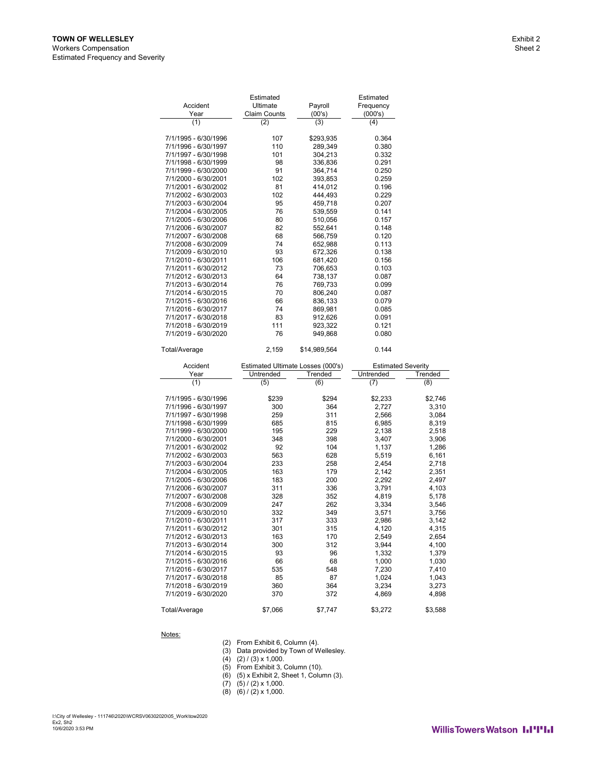**TOWN OF WELLESLEY**
Workers Compensation
Estimated Frequency and Severity

Exhibit 2
Sheet 2

| Accident Year | Estimated Ultimate Claim Counts | Payroll (00's) | Estimated Frequency (000's) |
|---|---|---|---|
| (1) | (2) | (3) | (4) |
| 7/1/1995 - 6/30/1996 | 107 | $293,935 | 0.364 |
| 7/1/1996 - 6/30/1997 | 110 | 289,349 | 0.380 |
| 7/1/1997 - 6/30/1998 | 101 | 304,213 | 0.332 |
| 7/1/1998 - 6/30/1999 | 98 | 336,836 | 0.291 |
| 7/1/1999 - 6/30/2000 | 91 | 364,714 | 0.250 |
| 7/1/2000 - 6/30/2001 | 102 | 393,853 | 0.259 |
| 7/1/2001 - 6/30/2002 | 81 | 414,012 | 0.196 |
| 7/1/2002 - 6/30/2003 | 102 | 444,493 | 0.229 |
| 7/1/2003 - 6/30/2004 | 95 | 459,718 | 0.207 |
| 7/1/2004 - 6/30/2005 | 76 | 539,559 | 0.141 |
| 7/1/2005 - 6/30/2006 | 80 | 510,056 | 0.157 |
| 7/1/2006 - 6/30/2007 | 82 | 552,641 | 0.148 |
| 7/1/2007 - 6/30/2008 | 68 | 566,759 | 0.120 |
| 7/1/2008 - 6/30/2009 | 74 | 652,988 | 0.113 |
| 7/1/2009 - 6/30/2010 | 93 | 672,326 | 0.138 |
| 7/1/2010 - 6/30/2011 | 106 | 681,420 | 0.156 |
| 7/1/2011 - 6/30/2012 | 73 | 706,653 | 0.103 |
| 7/1/2012 - 6/30/2013 | 64 | 738,137 | 0.087 |
| 7/1/2013 - 6/30/2014 | 76 | 769,733 | 0.099 |
| 7/1/2014 - 6/30/2015 | 70 | 806,240 | 0.087 |
| 7/1/2015 - 6/30/2016 | 66 | 836,133 | 0.079 |
| 7/1/2016 - 6/30/2017 | 74 | 869,981 | 0.085 |
| 7/1/2017 - 6/30/2018 | 83 | 912,626 | 0.091 |
| 7/1/2018 - 6/30/2019 | 111 | 923,322 | 0.121 |
| 7/1/2019 - 6/30/2020 | 76 | 949,868 | 0.080 |
| Total/Average | 2,159 | $14,989,564 | 0.144 |

| Accident Year | Estimated Ultimate Losses (000's) | | Estimated Severity | |
|---|---|---|---|---|
| | Untrended | Trended | Untrended | Trended |
| (1) | (5) | (6) | (7) | (8) |
| 7/1/1995 - 6/30/1996 | $239 | $294 | $2,233 | $2,746 |
| 7/1/1996 - 6/30/1997 | 300 | 364 | 2,727 | 3,310 |
| 7/1/1997 - 6/30/1998 | 259 | 311 | 2,566 | 3,084 |
| 7/1/1998 - 6/30/1999 | 685 | 815 | 6,985 | 8,319 |
| 7/1/1999 - 6/30/2000 | 195 | 229 | 2,138 | 2,518 |
| 7/1/2000 - 6/30/2001 | 348 | 398 | 3,407 | 3,906 |
| 7/1/2001 - 6/30/2002 | 92 | 104 | 1,137 | 1,286 |
| 7/1/2002 - 6/30/2003 | 563 | 628 | 5,519 | 6,161 |
| 7/1/2003 - 6/30/2004 | 233 | 258 | 2,454 | 2,718 |
| 7/1/2004 - 6/30/2005 | 163 | 179 | 2,142 | 2,351 |
| 7/1/2005 - 6/30/2006 | 183 | 200 | 2,292 | 2,497 |
| 7/1/2006 - 6/30/2007 | 311 | 336 | 3,791 | 4,103 |
| 7/1/2007 - 6/30/2008 | 328 | 352 | 4,819 | 5,178 |
| 7/1/2008 - 6/30/2009 | 247 | 262 | 3,334 | 3,546 |
| 7/1/2009 - 6/30/2010 | 332 | 349 | 3,571 | 3,756 |
| 7/1/2010 - 6/30/2011 | 317 | 333 | 2,986 | 3,142 |
| 7/1/2011 - 6/30/2012 | 301 | 315 | 4,120 | 4,315 |
| 7/1/2012 - 6/30/2013 | 163 | 170 | 2,549 | 2,654 |
| 7/1/2013 - 6/30/2014 | 300 | 312 | 3,944 | 4,100 |
| 7/1/2014 - 6/30/2015 | 93 | 96 | 1,332 | 1,379 |
| 7/1/2015 - 6/30/2016 | 66 | 68 | 1,000 | 1,030 |
| 7/1/2016 - 6/30/2017 | 535 | 548 | 7,230 | 7,410 |
| 7/1/2017 - 6/30/2018 | 85 | 87 | 1,024 | 1,043 |
| 7/1/2018 - 6/30/2019 | 360 | 364 | 3,234 | 3,273 |
| 7/1/2019 - 6/30/2020 | 370 | 372 | 4,869 | 4,898 |
| Total/Average | $7,066 | $7,747 | $3,272 | $3,588 |

Notes:

(2) From Exhibit 6, Column (4).
(3) Data provided by Town of Wellesley.
(4) (2) / (3) x 1,000.
(5) From Exhibit 3, Column (10).
(6) (5) x Exhibit 2, Sheet 1, Column (3).
(7) (5) / (2) x 1,000.
(8) (6) / (2) x 1,000.

I:\City of Wellesley - 111746\2020\WCRSV06302020\05_Work\tow2020
Ex2, Sh2
10/6/2020 3:53 PM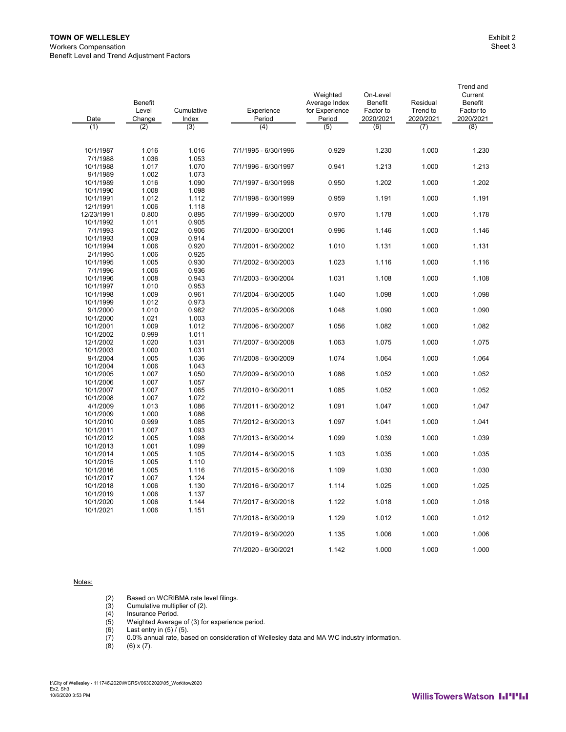**TOWN OF WELLESLEY**
Workers Compensation
Benefit Level and Trend Adjustment Factors

Exhibit 2
Sheet 3

| Date | Benefit Level Change | Cumulative Index | Experience Period | Weighted Average Index for Experience Period | On-Level Benefit Factor to 2020/2021 | Residual Trend to 2020/2021 | Trend and Current Benefit Factor to 2020/2021 |
|---|---|---|---|---|---|---|---|
| (1) | (2) | (3) | (4) | (5) | (6) | (7) | (8) |
| 10/1/1987 | 1.016 | 1.016 | 7/1/1995 - 6/30/1996 | 0.929 | 1.230 | 1.000 | 1.230 |
| 7/1/1988 | 1.036 | 1.053 | | | | | |
| 10/1/1988 | 1.017 | 1.070 | 7/1/1996 - 6/30/1997 | 0.941 | 1.213 | 1.000 | 1.213 |
| 9/1/1989 | 1.002 | 1.073 | | | | | |
| 10/1/1989 | 1.016 | 1.090 | 7/1/1997 - 6/30/1998 | 0.950 | 1.202 | 1.000 | 1.202 |
| 10/1/1990 | 1.008 | 1.098 | | | | | |
| 10/1/1991 | 1.012 | 1.112 | 7/1/1998 - 6/30/1999 | 0.959 | 1.191 | 1.000 | 1.191 |
| 12/1/1991 | 1.006 | 1.118 | | | | | |
| 12/23/1991 | 0.800 | 0.895 | 7/1/1999 - 6/30/2000 | 0.970 | 1.178 | 1.000 | 1.178 |
| 10/1/1992 | 1.011 | 0.905 | | | | | |
| 7/1/1993 | 1.002 | 0.906 | 7/1/2000 - 6/30/2001 | 0.996 | 1.146 | 1.000 | 1.146 |
| 10/1/1993 | 1.009 | 0.914 | | | | | |
| 10/1/1994 | 1.006 | 0.920 | 7/1/2001 - 6/30/2002 | 1.010 | 1.131 | 1.000 | 1.131 |
| 2/1/1995 | 1.006 | 0.925 | | | | | |
| 10/1/1995 | 1.005 | 0.930 | 7/1/2002 - 6/30/2003 | 1.023 | 1.116 | 1.000 | 1.116 |
| 7/1/1996 | 1.006 | 0.936 | | | | | |
| 10/1/1996 | 1.008 | 0.943 | 7/1/2003 - 6/30/2004 | 1.031 | 1.108 | 1.000 | 1.108 |
| 10/1/1997 | 1.010 | 0.953 | | | | | |
| 10/1/1998 | 1.009 | 0.961 | 7/1/2004 - 6/30/2005 | 1.040 | 1.098 | 1.000 | 1.098 |
| 10/1/1999 | 1.012 | 0.973 | | | | | |
| 9/1/2000 | 1.010 | 0.982 | 7/1/2005 - 6/30/2006 | 1.048 | 1.090 | 1.000 | 1.090 |
| 10/1/2000 | 1.021 | 1.003 | | | | | |
| 10/1/2001 | 1.009 | 1.012 | 7/1/2006 - 6/30/2007 | 1.056 | 1.082 | 1.000 | 1.082 |
| 10/1/2002 | 0.999 | 1.011 | | | | | |
| 12/1/2002 | 1.020 | 1.031 | 7/1/2007 - 6/30/2008 | 1.063 | 1.075 | 1.000 | 1.075 |
| 10/1/2003 | 1.000 | 1.031 | | | | | |
| 9/1/2004 | 1.005 | 1.036 | 7/1/2008 - 6/30/2009 | 1.074 | 1.064 | 1.000 | 1.064 |
| 10/1/2004 | 1.006 | 1.043 | | | | | |
| 10/1/2005 | 1.007 | 1.050 | 7/1/2009 - 6/30/2010 | 1.086 | 1.052 | 1.000 | 1.052 |
| 10/1/2006 | 1.007 | 1.057 | | | | | |
| 10/1/2007 | 1.007 | 1.065 | 7/1/2010 - 6/30/2011 | 1.085 | 1.052 | 1.000 | 1.052 |
| 10/1/2008 | 1.007 | 1.072 | | | | | |
| 4/1/2009 | 1.013 | 1.086 | 7/1/2011 - 6/30/2012 | 1.091 | 1.047 | 1.000 | 1.047 |
| 10/1/2009 | 1.000 | 1.086 | | | | | |
| 10/1/2010 | 0.999 | 1.085 | 7/1/2012 - 6/30/2013 | 1.097 | 1.041 | 1.000 | 1.041 |
| 10/1/2011 | 1.007 | 1.093 | | | | | |
| 10/1/2012 | 1.005 | 1.098 | 7/1/2013 - 6/30/2014 | 1.099 | 1.039 | 1.000 | 1.039 |
| 10/1/2013 | 1.001 | 1.099 | | | | | |
| 10/1/2014 | 1.005 | 1.105 | 7/1/2014 - 6/30/2015 | 1.103 | 1.035 | 1.000 | 1.035 |
| 10/1/2015 | 1.005 | 1.110 | | | | | |
| 10/1/2016 | 1.005 | 1.116 | 7/1/2015 - 6/30/2016 | 1.109 | 1.030 | 1.000 | 1.030 |
| 10/1/2017 | 1.007 | 1.124 | | | | | |
| 10/1/2018 | 1.006 | 1.130 | 7/1/2016 - 6/30/2017 | 1.114 | 1.025 | 1.000 | 1.025 |
| 10/1/2019 | 1.006 | 1.137 | | | | | |
| 10/1/2020 | 1.006 | 1.144 | 7/1/2017 - 6/30/2018 | 1.122 | 1.018 | 1.000 | 1.018 |
| 10/1/2021 | 1.006 | 1.151 | | | | | |
| | | | 7/1/2018 - 6/30/2019 | 1.129 | 1.012 | 1.000 | 1.012 |
| | | | 7/1/2019 - 6/30/2020 | 1.135 | 1.006 | 1.000 | 1.006 |
| | | | 7/1/2020 - 6/30/2021 | 1.142 | 1.000 | 1.000 | 1.000 |

Notes:

(2) Based on WCRIBMA rate level filings.
(3) Cumulative multiplier of (2).
(4) Insurance Period.
(5) Weighted Average of (3) for experience period.
(6) Last entry in (5) / (5).
(7) 0.0% annual rate, based on consideration of Wellesley data and MA WC industry information.
(8) (6) x (7).

I:\City of Wellesley - 111746\2020\WCRSV06302020\05_Work\tow2020
Ex2, Sh3
10/6/2020 3:53 PM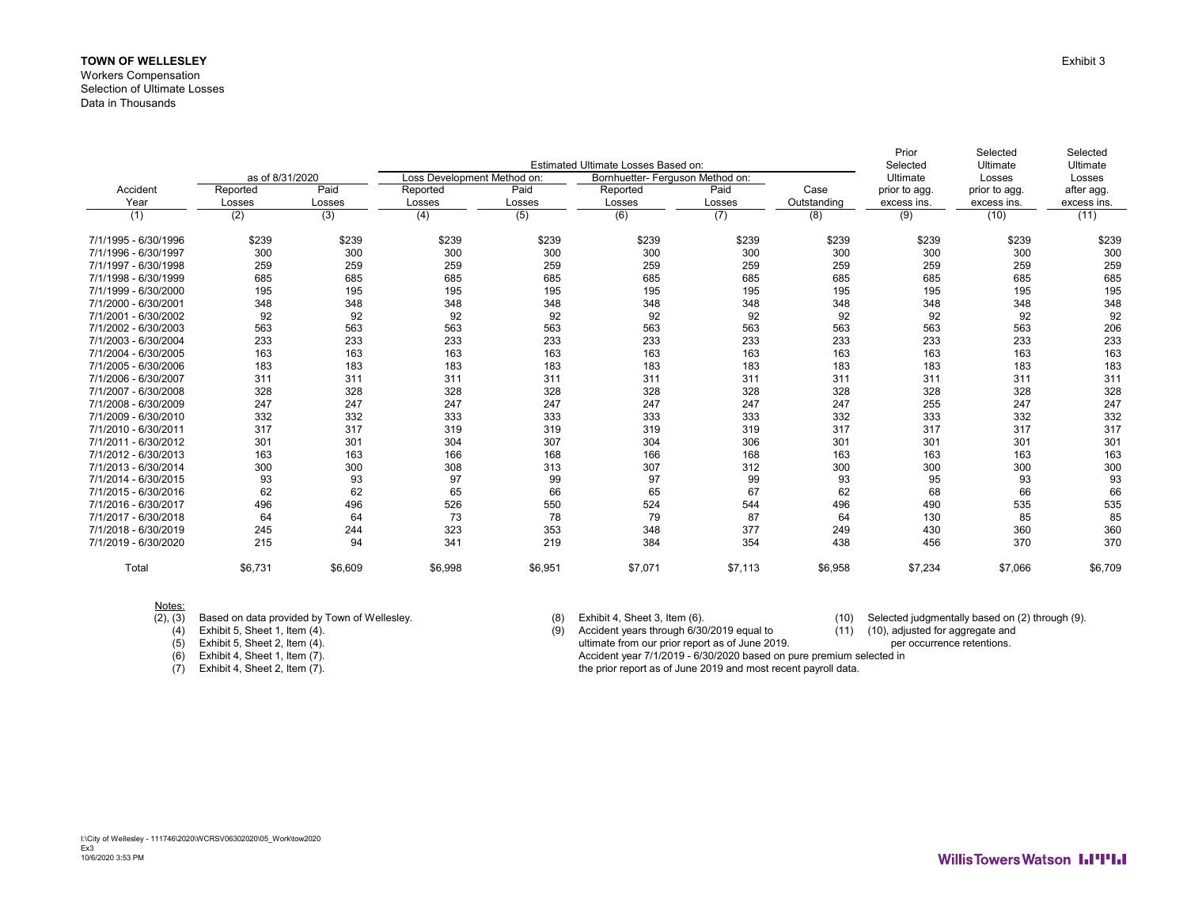**TOWN OF WELLESLEY**
Workers Compensation
Selection of Ultimate Losses
Data in Thousands

Exhibit 3

| | as of 8/31/2020 | | Estimated Ultimate Losses Based on: Loss Development Method on: | | Bornhuetter- Ferguson Method on: | | | Prior Selected Ultimate | Selected Ultimate Losses | Selected Ultimate Losses |
|---|---|---|---|---|---|---|---|---|---|---|
| Accident Year | Reported Losses | Paid Losses | Reported Losses | Paid Losses | Reported Losses | Paid Losses | Case Outstanding | prior to agg. excess ins. | prior to agg. excess ins. | after agg. excess ins. |
| (1) | (2) | (3) | (4) | (5) | (6) | (7) | (8) | (9) | (10) | (11) |
| 7/1/1995 - 6/30/1996 | $239 | $239 | $239 | $239 | $239 | $239 | $239 | $239 | $239 | $239 |
| 7/1/1996 - 6/30/1997 | 300 | 300 | 300 | 300 | 300 | 300 | 300 | 300 | 300 | 300 |
| 7/1/1997 - 6/30/1998 | 259 | 259 | 259 | 259 | 259 | 259 | 259 | 259 | 259 | 259 |
| 7/1/1998 - 6/30/1999 | 685 | 685 | 685 | 685 | 685 | 685 | 685 | 685 | 685 | 685 |
| 7/1/1999 - 6/30/2000 | 195 | 195 | 195 | 195 | 195 | 195 | 195 | 195 | 195 | 195 |
| 7/1/2000 - 6/30/2001 | 348 | 348 | 348 | 348 | 348 | 348 | 348 | 348 | 348 | 348 |
| 7/1/2001 - 6/30/2002 | 92 | 92 | 92 | 92 | 92 | 92 | 92 | 92 | 92 | 92 |
| 7/1/2002 - 6/30/2003 | 563 | 563 | 563 | 563 | 563 | 563 | 563 | 563 | 563 | 206 |
| 7/1/2003 - 6/30/2004 | 233 | 233 | 233 | 233 | 233 | 233 | 233 | 233 | 233 | 233 |
| 7/1/2004 - 6/30/2005 | 163 | 163 | 163 | 163 | 163 | 163 | 163 | 163 | 163 | 163 |
| 7/1/2005 - 6/30/2006 | 183 | 183 | 183 | 183 | 183 | 183 | 183 | 183 | 183 | 183 |
| 7/1/2006 - 6/30/2007 | 311 | 311 | 311 | 311 | 311 | 311 | 311 | 311 | 311 | 311 |
| 7/1/2007 - 6/30/2008 | 328 | 328 | 328 | 328 | 328 | 328 | 328 | 328 | 328 | 328 |
| 7/1/2008 - 6/30/2009 | 247 | 247 | 247 | 247 | 247 | 247 | 247 | 255 | 247 | 247 |
| 7/1/2009 - 6/30/2010 | 332 | 332 | 333 | 333 | 333 | 333 | 332 | 333 | 332 | 332 |
| 7/1/2010 - 6/30/2011 | 317 | 317 | 319 | 319 | 319 | 319 | 317 | 317 | 317 | 317 |
| 7/1/2011 - 6/30/2012 | 301 | 301 | 304 | 307 | 304 | 306 | 301 | 301 | 301 | 301 |
| 7/1/2012 - 6/30/2013 | 163 | 163 | 166 | 168 | 166 | 168 | 163 | 163 | 163 | 163 |
| 7/1/2013 - 6/30/2014 | 300 | 300 | 308 | 313 | 307 | 312 | 300 | 300 | 300 | 300 |
| 7/1/2014 - 6/30/2015 | 93 | 93 | 97 | 99 | 97 | 99 | 93 | 95 | 93 | 93 |
| 7/1/2015 - 6/30/2016 | 62 | 62 | 65 | 66 | 65 | 67 | 62 | 68 | 66 | 66 |
| 7/1/2016 - 6/30/2017 | 496 | 496 | 526 | 550 | 524 | 544 | 496 | 490 | 535 | 535 |
| 7/1/2017 - 6/30/2018 | 64 | 64 | 73 | 78 | 79 | 87 | 64 | 130 | 85 | 85 |
| 7/1/2018 - 6/30/2019 | 245 | 244 | 323 | 353 | 348 | 377 | 249 | 430 | 360 | 360 |
| 7/1/2019 - 6/30/2020 | 215 | 94 | 341 | 219 | 384 | 354 | 438 | 456 | 370 | 370 |
| Total | $6,731 | $6,609 | $6,998 | $6,951 | $7,071 | $7,113 | $6,958 | $7,234 | $7,066 | $6,709 |

Notes:
(2), (3) Based on data provided by Town of Wellesley.
(4) Exhibit 5, Sheet 1, Item (4).
(5) Exhibit 5, Sheet 2, Item (4).
(6) Exhibit 4, Sheet 1, Item (7).
(7) Exhibit 4, Sheet 2, Item (7).
(8) Exhibit 4, Sheet 3, Item (6).
(9) Accident years through 6/30/2019 equal to ultimate from our prior report as of June 2019. Accident year 7/1/2019 - 6/30/2020 based on pure premium selected in the prior report as of June 2019 and most recent payroll data.
(10) Selected judgmentally based on (2) through (9).
(11) (10), adjusted for aggregate and per occurrence retentions.

I:\City of Wellesley - 111746\2020\WCRSV06302020\05_Work\tow2020
Ex3
10/6/2020 3:53 PM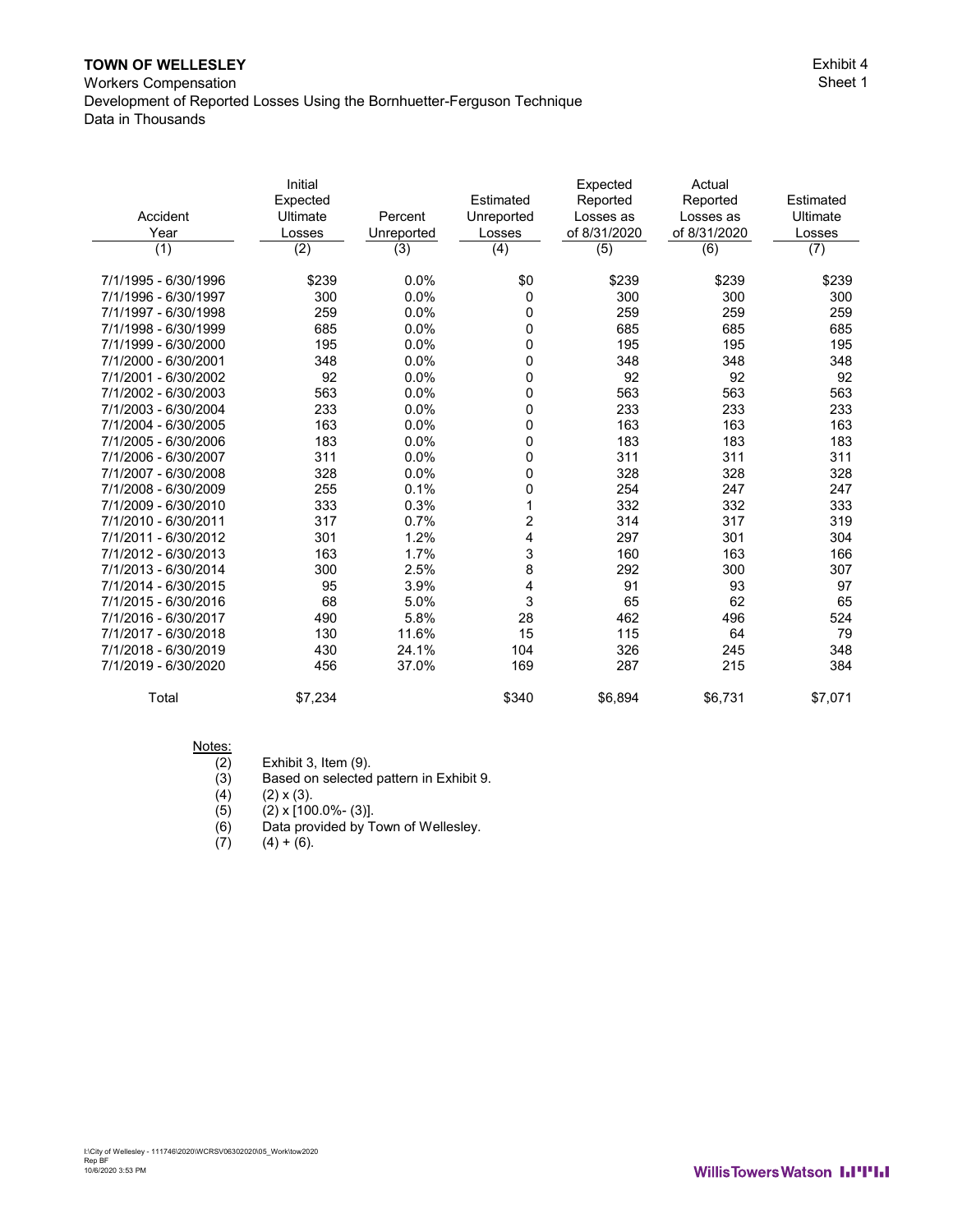**TOWN OF WELLESLEY**

Workers Compensation

Development of Reported Losses Using the Bornhuetter-Ferguson Technique

Data in Thousands

Exhibit 4
Sheet 1

| Accident Year | Initial Expected Ultimate Losses | Percent Unreported | Estimated Unreported Losses | Expected Reported Losses as of 8/31/2020 | Actual Reported Losses as of 8/31/2020 | Estimated Ultimate Losses |
|---|---|---|---|---|---|---|
| (1) | (2) | (3) | (4) | (5) | (6) | (7) |
| 7/1/1995 - 6/30/1996 | $239 | 0.0% | $0 | $239 | $239 | $239 |
| 7/1/1996 - 6/30/1997 | 300 | 0.0% | 0 | 300 | 300 | 300 |
| 7/1/1997 - 6/30/1998 | 259 | 0.0% | 0 | 259 | 259 | 259 |
| 7/1/1998 - 6/30/1999 | 685 | 0.0% | 0 | 685 | 685 | 685 |
| 7/1/1999 - 6/30/2000 | 195 | 0.0% | 0 | 195 | 195 | 195 |
| 7/1/2000 - 6/30/2001 | 348 | 0.0% | 0 | 348 | 348 | 348 |
| 7/1/2001 - 6/30/2002 | 92 | 0.0% | 0 | 92 | 92 | 92 |
| 7/1/2002 - 6/30/2003 | 563 | 0.0% | 0 | 563 | 563 | 563 |
| 7/1/2003 - 6/30/2004 | 233 | 0.0% | 0 | 233 | 233 | 233 |
| 7/1/2004 - 6/30/2005 | 163 | 0.0% | 0 | 163 | 163 | 163 |
| 7/1/2005 - 6/30/2006 | 183 | 0.0% | 0 | 183 | 183 | 183 |
| 7/1/2006 - 6/30/2007 | 311 | 0.0% | 0 | 311 | 311 | 311 |
| 7/1/2007 - 6/30/2008 | 328 | 0.0% | 0 | 328 | 328 | 328 |
| 7/1/2008 - 6/30/2009 | 255 | 0.1% | 0 | 254 | 247 | 247 |
| 7/1/2009 - 6/30/2010 | 333 | 0.3% | 1 | 332 | 332 | 333 |
| 7/1/2010 - 6/30/2011 | 317 | 0.7% | 2 | 314 | 317 | 319 |
| 7/1/2011 - 6/30/2012 | 301 | 1.2% | 4 | 297 | 301 | 304 |
| 7/1/2012 - 6/30/2013 | 163 | 1.7% | 3 | 160 | 163 | 166 |
| 7/1/2013 - 6/30/2014 | 300 | 2.5% | 8 | 292 | 300 | 307 |
| 7/1/2014 - 6/30/2015 | 95 | 3.9% | 4 | 91 | 93 | 97 |
| 7/1/2015 - 6/30/2016 | 68 | 5.0% | 3 | 65 | 62 | 65 |
| 7/1/2016 - 6/30/2017 | 490 | 5.8% | 28 | 462 | 496 | 524 |
| 7/1/2017 - 6/30/2018 | 130 | 11.6% | 15 | 115 | 64 | 79 |
| 7/1/2018 - 6/30/2019 | 430 | 24.1% | 104 | 326 | 245 | 348 |
| 7/1/2019 - 6/30/2020 | 456 | 37.0% | 169 | 287 | 215 | 384 |
| Total | $7,234 | | $340 | $6,894 | $6,731 | $7,071 |

Notes:

(2) Exhibit 3, Item (9).

(3) Based on selected pattern in Exhibit 9.

(4) (2) x (3).

(5) (2) x [100.0%- (3)].

(6) Data provided by Town of Wellesley.

(7) (4) + (6).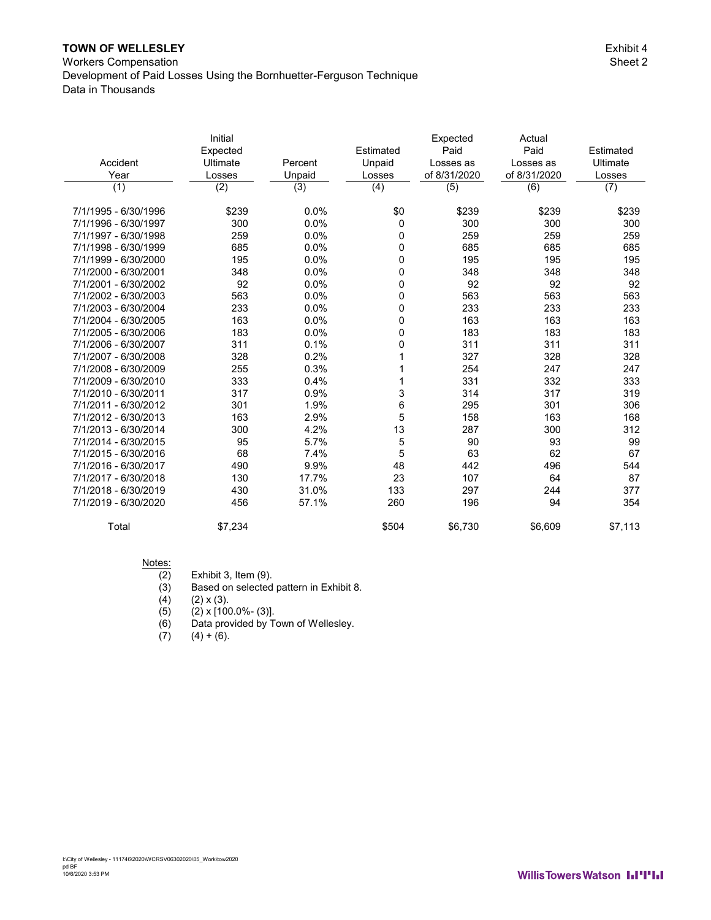**TOWN OF WELLESLEY**

Exhibit 4
Sheet 2

Workers Compensation
Development of Paid Losses Using the Bornhuetter-Ferguson Technique
Data in Thousands

| Accident Year | Initial Expected Ultimate Losses | Percent Unpaid | Estimated Unpaid Losses | Expected Paid Losses as of 8/31/2020 | Actual Paid Losses as of 8/31/2020 | Estimated Ultimate Losses |
|---|---|---|---|---|---|---|
| (1) | (2) | (3) | (4) | (5) | (6) | (7) |
| 7/1/1995 - 6/30/1996 | $239 | 0.0% | $0 | $239 | $239 | $239 |
| 7/1/1996 - 6/30/1997 | 300 | 0.0% | 0 | 300 | 300 | 300 |
| 7/1/1997 - 6/30/1998 | 259 | 0.0% | 0 | 259 | 259 | 259 |
| 7/1/1998 - 6/30/1999 | 685 | 0.0% | 0 | 685 | 685 | 685 |
| 7/1/1999 - 6/30/2000 | 195 | 0.0% | 0 | 195 | 195 | 195 |
| 7/1/2000 - 6/30/2001 | 348 | 0.0% | 0 | 348 | 348 | 348 |
| 7/1/2001 - 6/30/2002 | 92 | 0.0% | 0 | 92 | 92 | 92 |
| 7/1/2002 - 6/30/2003 | 563 | 0.0% | 0 | 563 | 563 | 563 |
| 7/1/2003 - 6/30/2004 | 233 | 0.0% | 0 | 233 | 233 | 233 |
| 7/1/2004 - 6/30/2005 | 163 | 0.0% | 0 | 163 | 163 | 163 |
| 7/1/2005 - 6/30/2006 | 183 | 0.0% | 0 | 183 | 183 | 183 |
| 7/1/2006 - 6/30/2007 | 311 | 0.1% | 0 | 311 | 311 | 311 |
| 7/1/2007 - 6/30/2008 | 328 | 0.2% | 1 | 327 | 328 | 328 |
| 7/1/2008 - 6/30/2009 | 255 | 0.3% | 1 | 254 | 247 | 247 |
| 7/1/2009 - 6/30/2010 | 333 | 0.4% | 1 | 331 | 332 | 333 |
| 7/1/2010 - 6/30/2011 | 317 | 0.9% | 3 | 314 | 317 | 319 |
| 7/1/2011 - 6/30/2012 | 301 | 1.9% | 6 | 295 | 301 | 306 |
| 7/1/2012 - 6/30/2013 | 163 | 2.9% | 5 | 158 | 163 | 168 |
| 7/1/2013 - 6/30/2014 | 300 | 4.2% | 13 | 287 | 300 | 312 |
| 7/1/2014 - 6/30/2015 | 95 | 5.7% | 5 | 90 | 93 | 99 |
| 7/1/2015 - 6/30/2016 | 68 | 7.4% | 5 | 63 | 62 | 67 |
| 7/1/2016 - 6/30/2017 | 490 | 9.9% | 48 | 442 | 496 | 544 |
| 7/1/2017 - 6/30/2018 | 130 | 17.7% | 23 | 107 | 64 | 87 |
| 7/1/2018 - 6/30/2019 | 430 | 31.0% | 133 | 297 | 244 | 377 |
| 7/1/2019 - 6/30/2020 | 456 | 57.1% | 260 | 196 | 94 | 354 |
| Total | $7,234 | | $504 | $6,730 | $6,609 | $7,113 |

Notes:

(2) Exhibit 3, Item (9).
(3) Based on selected pattern in Exhibit 8.
(4) (2) x (3).
(5) (2) x [100.0%- (3)].
(6) Data provided by Town of Wellesley.
(7) (4) + (6).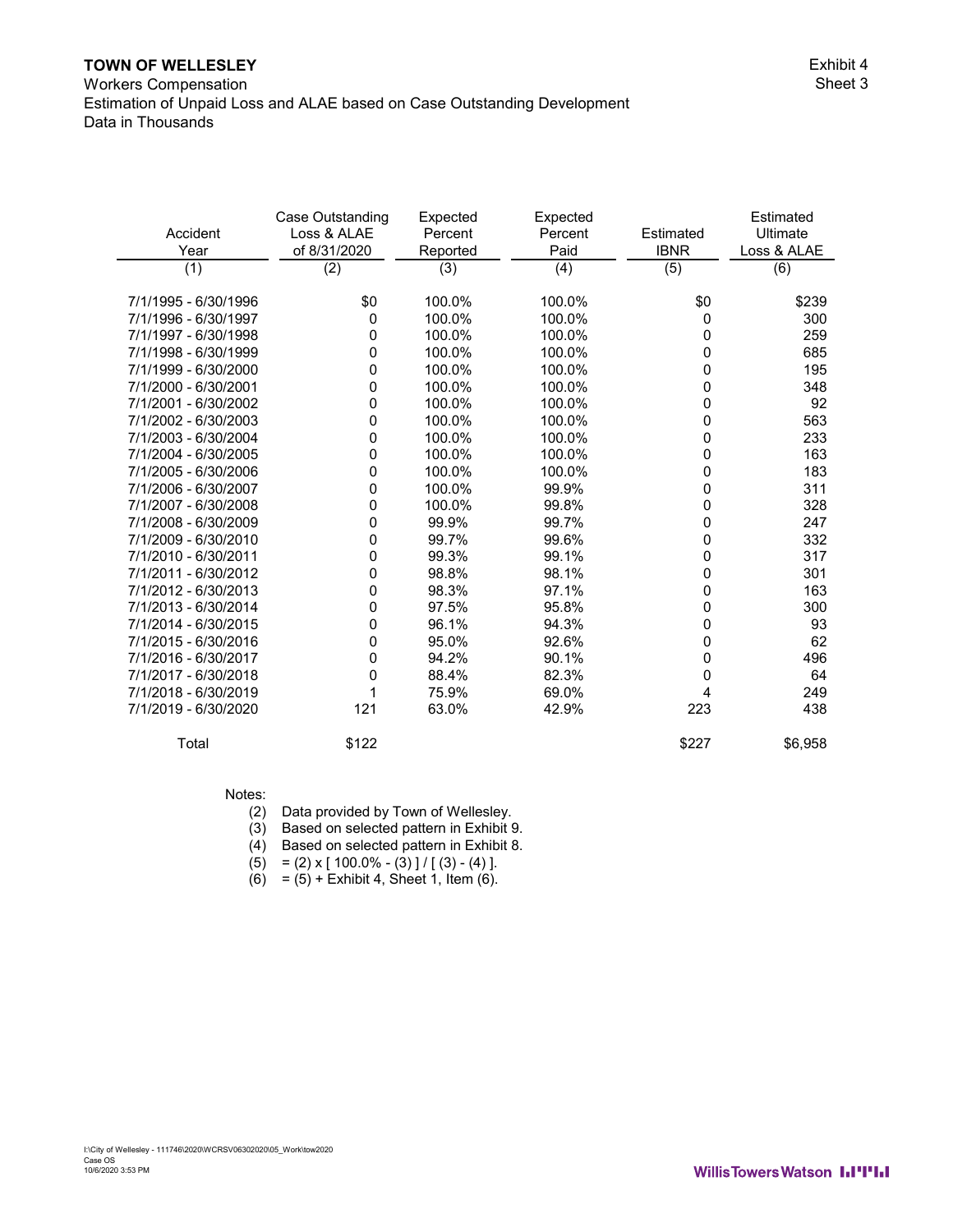**TOWN OF WELLESLEY**

Exhibit 4
Sheet 3

Workers Compensation
Estimation of Unpaid Loss and ALAE based on Case Outstanding Development
Data in Thousands

| Accident Year | Case Outstanding Loss & ALAE of 8/31/2020 | Expected Percent Reported | Expected Percent Paid | Estimated IBNR | Estimated Ultimate Loss & ALAE |
|---|---|---|---|---|---|
| (1) | (2) | (3) | (4) | (5) | (6) |
| 7/1/1995 - 6/30/1996 | $0 | 100.0% | 100.0% | $0 | $239 |
| 7/1/1996 - 6/30/1997 | 0 | 100.0% | 100.0% | 0 | 300 |
| 7/1/1997 - 6/30/1998 | 0 | 100.0% | 100.0% | 0 | 259 |
| 7/1/1998 - 6/30/1999 | 0 | 100.0% | 100.0% | 0 | 685 |
| 7/1/1999 - 6/30/2000 | 0 | 100.0% | 100.0% | 0 | 195 |
| 7/1/2000 - 6/30/2001 | 0 | 100.0% | 100.0% | 0 | 348 |
| 7/1/2001 - 6/30/2002 | 0 | 100.0% | 100.0% | 0 | 92 |
| 7/1/2002 - 6/30/2003 | 0 | 100.0% | 100.0% | 0 | 563 |
| 7/1/2003 - 6/30/2004 | 0 | 100.0% | 100.0% | 0 | 233 |
| 7/1/2004 - 6/30/2005 | 0 | 100.0% | 100.0% | 0 | 163 |
| 7/1/2005 - 6/30/2006 | 0 | 100.0% | 100.0% | 0 | 183 |
| 7/1/2006 - 6/30/2007 | 0 | 100.0% | 99.9% | 0 | 311 |
| 7/1/2007 - 6/30/2008 | 0 | 100.0% | 99.8% | 0 | 328 |
| 7/1/2008 - 6/30/2009 | 0 | 99.9% | 99.7% | 0 | 247 |
| 7/1/2009 - 6/30/2010 | 0 | 99.7% | 99.6% | 0 | 332 |
| 7/1/2010 - 6/30/2011 | 0 | 99.3% | 99.1% | 0 | 317 |
| 7/1/2011 - 6/30/2012 | 0 | 98.8% | 98.1% | 0 | 301 |
| 7/1/2012 - 6/30/2013 | 0 | 98.3% | 97.1% | 0 | 163 |
| 7/1/2013 - 6/30/2014 | 0 | 97.5% | 95.8% | 0 | 300 |
| 7/1/2014 - 6/30/2015 | 0 | 96.1% | 94.3% | 0 | 93 |
| 7/1/2015 - 6/30/2016 | 0 | 95.0% | 92.6% | 0 | 62 |
| 7/1/2016 - 6/30/2017 | 0 | 94.2% | 90.1% | 0 | 496 |
| 7/1/2017 - 6/30/2018 | 0 | 88.4% | 82.3% | 0 | 64 |
| 7/1/2018 - 6/30/2019 | 1 | 75.9% | 69.0% | 4 | 249 |
| 7/1/2019 - 6/30/2020 | 121 | 63.0% | 42.9% | 223 | 438 |
| Total | $122 | | | $227 | $6,958 |

Notes:

(2) Data provided by Town of Wellesley.
(3) Based on selected pattern in Exhibit 9.
(4) Based on selected pattern in Exhibit 8.
(5) = (2) x [ 100.0% - (3) ] / [ (3) - (4) ].
(6) = (5) + Exhibit 4, Sheet 1, Item (6).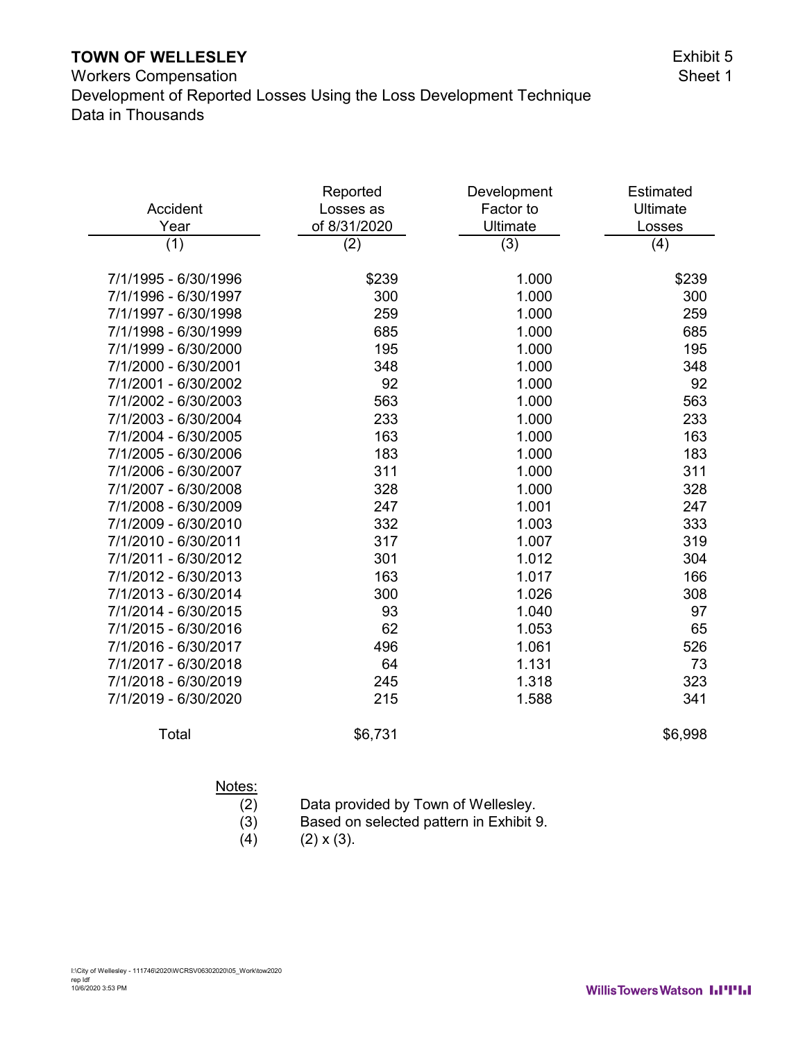**TOWN OF WELLESLEY**

Exhibit 5
Sheet 1

Workers Compensation
Development of Reported Losses Using the Loss Development Technique
Data in Thousands

| Accident Year | Reported Losses as of 8/31/2020 | Development Factor to Ultimate | Estimated Ultimate Losses |
|---|---|---|---|
| (1) | (2) | (3) | (4) |
| 7/1/1995 - 6/30/1996 | $239 | 1.000 | $239 |
| 7/1/1996 - 6/30/1997 | 300 | 1.000 | 300 |
| 7/1/1997 - 6/30/1998 | 259 | 1.000 | 259 |
| 7/1/1998 - 6/30/1999 | 685 | 1.000 | 685 |
| 7/1/1999 - 6/30/2000 | 195 | 1.000 | 195 |
| 7/1/2000 - 6/30/2001 | 348 | 1.000 | 348 |
| 7/1/2001 - 6/30/2002 | 92 | 1.000 | 92 |
| 7/1/2002 - 6/30/2003 | 563 | 1.000 | 563 |
| 7/1/2003 - 6/30/2004 | 233 | 1.000 | 233 |
| 7/1/2004 - 6/30/2005 | 163 | 1.000 | 163 |
| 7/1/2005 - 6/30/2006 | 183 | 1.000 | 183 |
| 7/1/2006 - 6/30/2007 | 311 | 1.000 | 311 |
| 7/1/2007 - 6/30/2008 | 328 | 1.000 | 328 |
| 7/1/2008 - 6/30/2009 | 247 | 1.001 | 247 |
| 7/1/2009 - 6/30/2010 | 332 | 1.003 | 333 |
| 7/1/2010 - 6/30/2011 | 317 | 1.007 | 319 |
| 7/1/2011 - 6/30/2012 | 301 | 1.012 | 304 |
| 7/1/2012 - 6/30/2013 | 163 | 1.017 | 166 |
| 7/1/2013 - 6/30/2014 | 300 | 1.026 | 308 |
| 7/1/2014 - 6/30/2015 | 93 | 1.040 | 97 |
| 7/1/2015 - 6/30/2016 | 62 | 1.053 | 65 |
| 7/1/2016 - 6/30/2017 | 496 | 1.061 | 526 |
| 7/1/2017 - 6/30/2018 | 64 | 1.131 | 73 |
| 7/1/2018 - 6/30/2019 | 245 | 1.318 | 323 |
| 7/1/2019 - 6/30/2020 | 215 | 1.588 | 341 |
| Total | $6,731 | | $6,998 |

Notes:

(2) Data provided by Town of Wellesley.
(3) Based on selected pattern in Exhibit 9.
(4) (2) x (3).

I:\City of Wellesley - 111746\2020\WCRSV06302020\05_Work\tow2020
rep ldf
10/6/2020 3:53 PM

WillisTowersWatson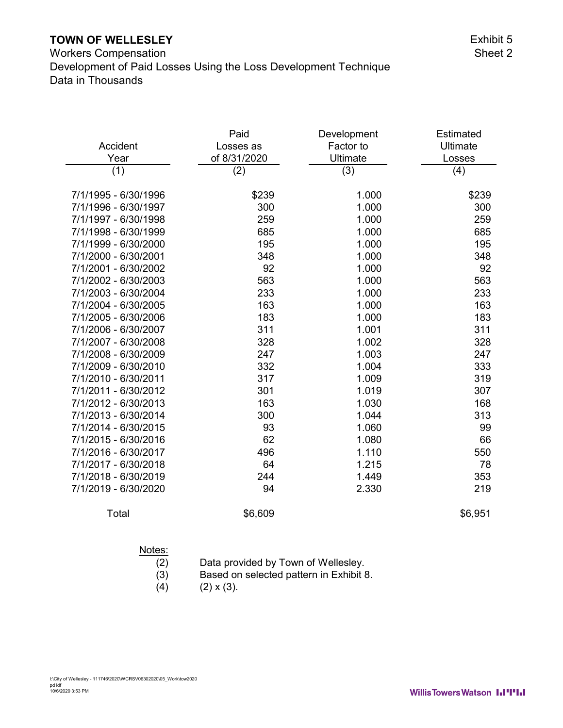**TOWN OF WELLESLEY**

Exhibit 5
Sheet 2

Workers Compensation
Development of Paid Losses Using the Loss Development Technique
Data in Thousands

| Accident Year | Paid Losses as of 8/31/2020 | Development Factor to Ultimate | Estimated Ultimate Losses |
|---|---|---|---|
| (1) | (2) | (3) | (4) |
| 7/1/1995 - 6/30/1996 | $239 | 1.000 | $239 |
| 7/1/1996 - 6/30/1997 | 300 | 1.000 | 300 |
| 7/1/1997 - 6/30/1998 | 259 | 1.000 | 259 |
| 7/1/1998 - 6/30/1999 | 685 | 1.000 | 685 |
| 7/1/1999 - 6/30/2000 | 195 | 1.000 | 195 |
| 7/1/2000 - 6/30/2001 | 348 | 1.000 | 348 |
| 7/1/2001 - 6/30/2002 | 92 | 1.000 | 92 |
| 7/1/2002 - 6/30/2003 | 563 | 1.000 | 563 |
| 7/1/2003 - 6/30/2004 | 233 | 1.000 | 233 |
| 7/1/2004 - 6/30/2005 | 163 | 1.000 | 163 |
| 7/1/2005 - 6/30/2006 | 183 | 1.000 | 183 |
| 7/1/2006 - 6/30/2007 | 311 | 1.001 | 311 |
| 7/1/2007 - 6/30/2008 | 328 | 1.002 | 328 |
| 7/1/2008 - 6/30/2009 | 247 | 1.003 | 247 |
| 7/1/2009 - 6/30/2010 | 332 | 1.004 | 333 |
| 7/1/2010 - 6/30/2011 | 317 | 1.009 | 319 |
| 7/1/2011 - 6/30/2012 | 301 | 1.019 | 307 |
| 7/1/2012 - 6/30/2013 | 163 | 1.030 | 168 |
| 7/1/2013 - 6/30/2014 | 300 | 1.044 | 313 |
| 7/1/2014 - 6/30/2015 | 93 | 1.060 | 99 |
| 7/1/2015 - 6/30/2016 | 62 | 1.080 | 66 |
| 7/1/2016 - 6/30/2017 | 496 | 1.110 | 550 |
| 7/1/2017 - 6/30/2018 | 64 | 1.215 | 78 |
| 7/1/2018 - 6/30/2019 | 244 | 1.449 | 353 |
| 7/1/2019 - 6/30/2020 | 94 | 2.330 | 219 |
| Total | $6,609 | | $6,951 |

Notes:

(2) Data provided by Town of Wellesley.
(3) Based on selected pattern in Exhibit 8.
(4) (2) x (3).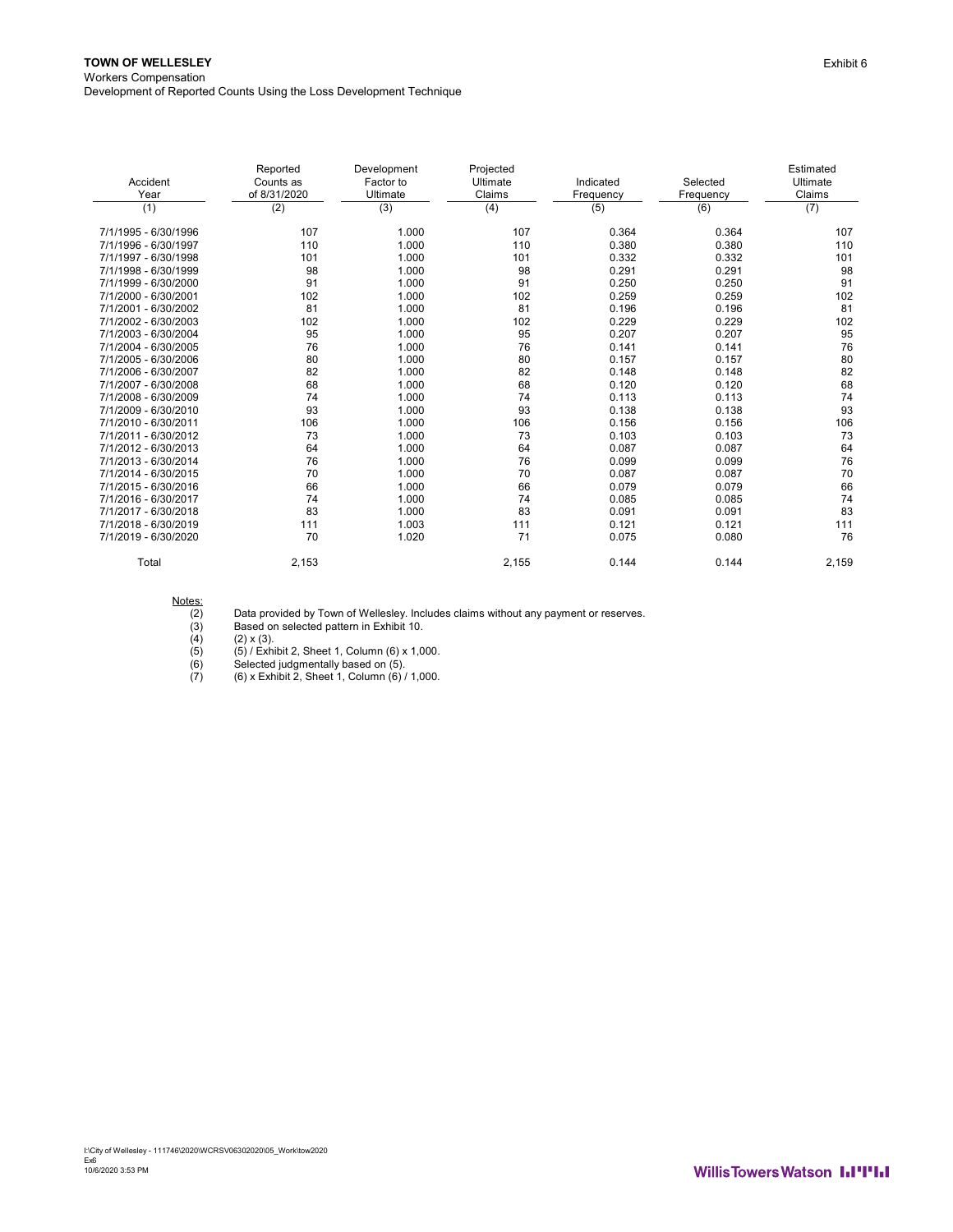**TOWN OF WELLESLEY**
Workers Compensation
Development of Reported Counts Using the Loss Development Technique

Exhibit 6

| Accident Year | Reported Counts as of 8/31/2020 | Development Factor to Ultimate | Projected Ultimate Claims | Indicated Frequency | Selected Frequency | Estimated Ultimate Claims |
|---|---|---|---|---|---|---|
| (1) | (2) | (3) | (4) | (5) | (6) | (7) |
| 7/1/1995 - 6/30/1996 | 107 | 1.000 | 107 | 0.364 | 0.364 | 107 |
| 7/1/1996 - 6/30/1997 | 110 | 1.000 | 110 | 0.380 | 0.380 | 110 |
| 7/1/1997 - 6/30/1998 | 101 | 1.000 | 101 | 0.332 | 0.332 | 101 |
| 7/1/1998 - 6/30/1999 | 98 | 1.000 | 98 | 0.291 | 0.291 | 98 |
| 7/1/1999 - 6/30/2000 | 91 | 1.000 | 91 | 0.250 | 0.250 | 91 |
| 7/1/2000 - 6/30/2001 | 102 | 1.000 | 102 | 0.259 | 0.259 | 102 |
| 7/1/2001 - 6/30/2002 | 81 | 1.000 | 81 | 0.196 | 0.196 | 81 |
| 7/1/2002 - 6/30/2003 | 102 | 1.000 | 102 | 0.229 | 0.229 | 102 |
| 7/1/2003 - 6/30/2004 | 95 | 1.000 | 95 | 0.207 | 0.207 | 95 |
| 7/1/2004 - 6/30/2005 | 76 | 1.000 | 76 | 0.141 | 0.141 | 76 |
| 7/1/2005 - 6/30/2006 | 80 | 1.000 | 80 | 0.157 | 0.157 | 80 |
| 7/1/2006 - 6/30/2007 | 82 | 1.000 | 82 | 0.148 | 0.148 | 82 |
| 7/1/2007 - 6/30/2008 | 68 | 1.000 | 68 | 0.120 | 0.120 | 68 |
| 7/1/2008 - 6/30/2009 | 74 | 1.000 | 74 | 0.113 | 0.113 | 74 |
| 7/1/2009 - 6/30/2010 | 93 | 1.000 | 93 | 0.138 | 0.138 | 93 |
| 7/1/2010 - 6/30/2011 | 106 | 1.000 | 106 | 0.156 | 0.156 | 106 |
| 7/1/2011 - 6/30/2012 | 73 | 1.000 | 73 | 0.103 | 0.103 | 73 |
| 7/1/2012 - 6/30/2013 | 64 | 1.000 | 64 | 0.087 | 0.087 | 64 |
| 7/1/2013 - 6/30/2014 | 76 | 1.000 | 76 | 0.099 | 0.099 | 76 |
| 7/1/2014 - 6/30/2015 | 70 | 1.000 | 70 | 0.087 | 0.087 | 70 |
| 7/1/2015 - 6/30/2016 | 66 | 1.000 | 66 | 0.079 | 0.079 | 66 |
| 7/1/2016 - 6/30/2017 | 74 | 1.000 | 74 | 0.085 | 0.085 | 74 |
| 7/1/2017 - 6/30/2018 | 83 | 1.000 | 83 | 0.091 | 0.091 | 83 |
| 7/1/2018 - 6/30/2019 | 111 | 1.003 | 111 | 0.121 | 0.121 | 111 |
| 7/1/2019 - 6/30/2020 | 70 | 1.020 | 71 | 0.075 | 0.080 | 76 |
| Total | 2,153 | | 2,155 | 0.144 | 0.144 | 2,159 |

Notes:

(2) Data provided by Town of Wellesley. Includes claims without any payment or reserves.
(3) Based on selected pattern in Exhibit 10.
(4) (2) x (3).
(5) (5) / Exhibit 2, Sheet 1, Column (6) x 1,000.
(6) Selected judgmentally based on (5).
(7) (6) x Exhibit 2, Sheet 1, Column (6) / 1,000.

I:\City of Wellesley - 111746\2020\WCRSV06302020\05_Work\tow2020
Ex6
10/6/2020 3:53 PM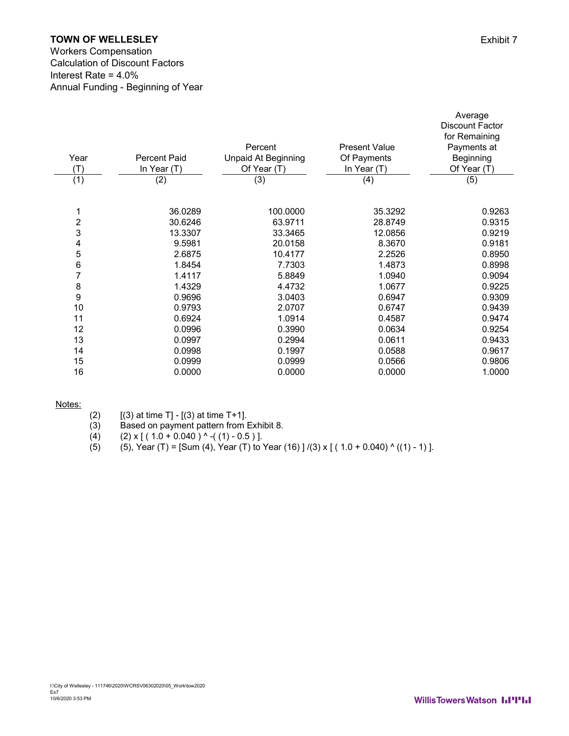**TOWN OF WELLESLEY**

Exhibit 7

Workers Compensation
Calculation of Discount Factors
Interest Rate = 4.0%
Annual Funding - Beginning of Year

| Year (T) | Percent Paid In Year (T) | Percent Unpaid At Beginning Of Year (T) | Present Value Of Payments In Year (T) | Average Discount Factor for Remaining Payments at Beginning Of Year (T) |
|---|---|---|---|---|
| (1) | (2) | (3) | (4) | (5) |
| 1 | 36.0289 | 100.0000 | 35.3292 | 0.9263 |
| 2 | 30.6246 | 63.9711 | 28.8749 | 0.9315 |
| 3 | 13.3307 | 33.3465 | 12.0856 | 0.9219 |
| 4 | 9.5981 | 20.0158 | 8.3670 | 0.9181 |
| 5 | 2.6875 | 10.4177 | 2.2526 | 0.8950 |
| 6 | 1.8454 | 7.7303 | 1.4873 | 0.8998 |
| 7 | 1.4117 | 5.8849 | 1.0940 | 0.9094 |
| 8 | 1.4329 | 4.4732 | 1.0677 | 0.9225 |
| 9 | 0.9696 | 3.0403 | 0.6947 | 0.9309 |
| 10 | 0.9793 | 2.0707 | 0.6747 | 0.9439 |
| 11 | 0.6924 | 1.0914 | 0.4587 | 0.9474 |
| 12 | 0.0996 | 0.3990 | 0.0634 | 0.9254 |
| 13 | 0.0997 | 0.2994 | 0.0611 | 0.9433 |
| 14 | 0.0998 | 0.1997 | 0.0588 | 0.9617 |
| 15 | 0.0999 | 0.0999 | 0.0566 | 0.9806 |
| 16 | 0.0000 | 0.0000 | 0.0000 | 1.0000 |

Notes:

(2) [(3) at time T] - [(3) at time T+1].

(3) Based on payment pattern from Exhibit 8.

(4) (2) x [ ( 1.0 + 0.040 ) ^ -( (1) - 0.5 ) ].

(5) (5), Year (T) = [Sum (4), Year (T) to Year (16) ] /(3) x [ ( 1.0 + 0.040) ^ ((1) - 1) ].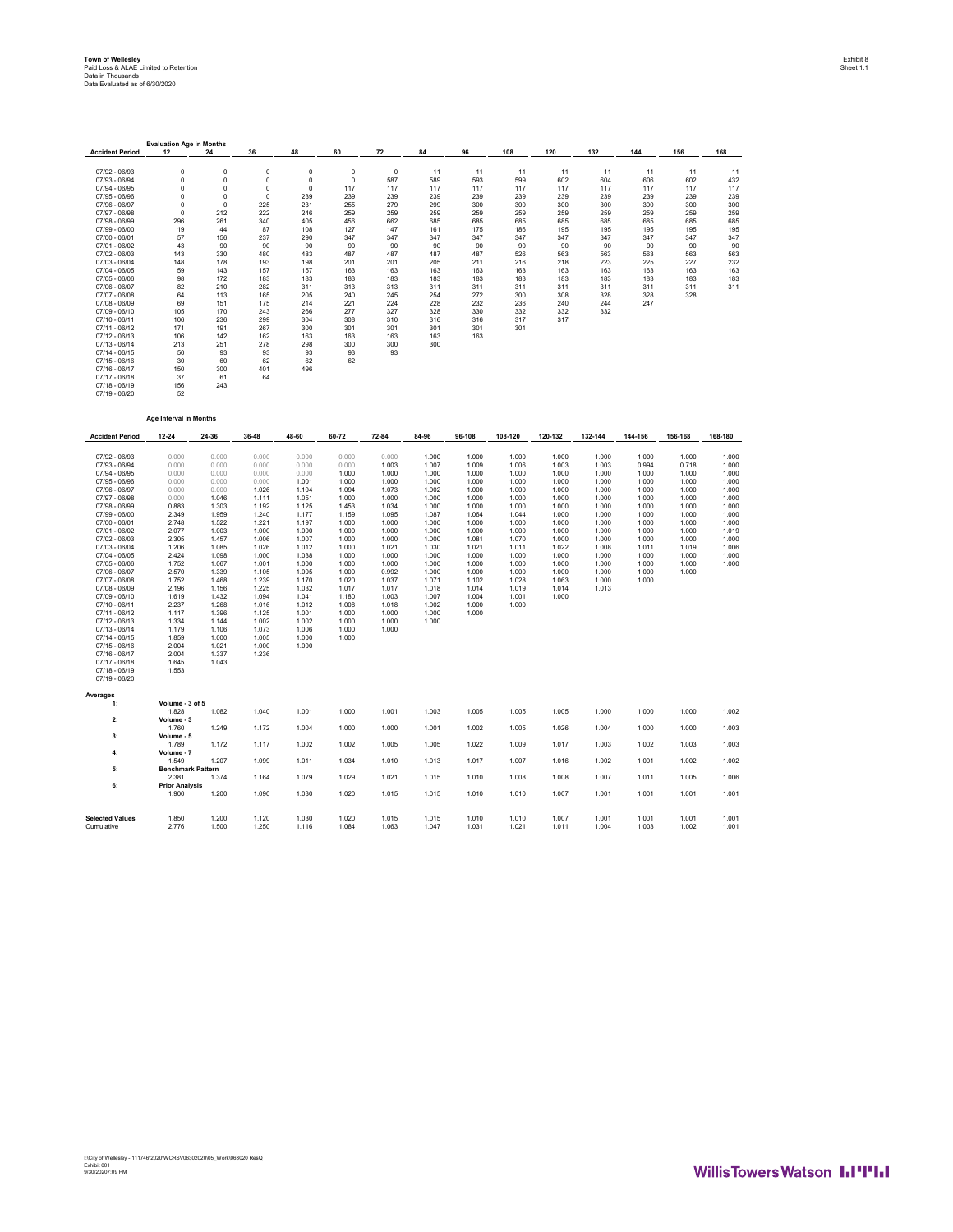**Town of Wellesley**
Paid Loss & ALAE Limited to Retention
Data in Thousands
Data Evaluated as of 6/30/2020

Exhibit 8
Sheet 1.1

Evaluation Age in Months

| Accident Period | 12 | 24 | 36 | 48 | 60 | 72 | 84 | 96 | 108 | 120 | 132 | 144 | 156 | 168 |
|---|---|---|---|---|---|---|---|---|---|---|---|---|---|---|
| 07/92 - 06/93 | 0 | 0 | 0 | 0 | 0 | 0 | 11 | 11 | 11 | 11 | 11 | 11 | 11 | 11 |
| 07/93 - 06/94 | 0 | 0 | 0 | 0 | 0 | 587 | 589 | 593 | 599 | 602 | 604 | 606 | 602 | 432 |
| 07/94 - 06/95 | 0 | 0 | 0 | 0 | 117 | 117 | 117 | 117 | 117 | 117 | 117 | 117 | 117 | 117 |
| 07/95 - 06/96 | 0 | 0 | 0 | 239 | 239 | 239 | 239 | 239 | 239 | 239 | 239 | 239 | 239 | 239 |
| 07/96 - 06/97 | 0 | 0 | 225 | 231 | 255 | 279 | 299 | 300 | 300 | 300 | 300 | 300 | 300 | 300 |
| 07/97 - 06/98 | 0 | 212 | 222 | 246 | 259 | 259 | 259 | 259 | 259 | 259 | 259 | 259 | 259 | 259 |
| 07/98 - 06/99 | 296 | 261 | 340 | 405 | 456 | 662 | 685 | 685 | 685 | 685 | 685 | 685 | 685 | 685 |
| 07/99 - 06/00 | 19 | 44 | 87 | 108 | 127 | 147 | 161 | 175 | 186 | 195 | 195 | 195 | 195 | 195 |
| 07/00 - 06/01 | 57 | 156 | 237 | 290 | 347 | 347 | 347 | 347 | 347 | 347 | 347 | 347 | 347 | 347 |
| 07/01 - 06/02 | 43 | 90 | 90 | 90 | 90 | 90 | 90 | 90 | 90 | 90 | 90 | 90 | 90 | 90 |
| 07/02 - 06/03 | 143 | 330 | 480 | 483 | 487 | 487 | 487 | 487 | 526 | 563 | 563 | 563 | 563 | 563 |
| 07/03 - 06/04 | 148 | 178 | 193 | 198 | 201 | 201 | 205 | 211 | 216 | 218 | 223 | 225 | 227 | 232 |
| 07/04 - 06/05 | 59 | 143 | 157 | 157 | 163 | 163 | 163 | 163 | 163 | 163 | 163 | 163 | 163 | 163 |
| 07/05 - 06/06 | 98 | 172 | 183 | 183 | 183 | 183 | 183 | 183 | 183 | 183 | 183 | 183 | 183 | 183 |
| 07/06 - 06/07 | 82 | 210 | 282 | 311 | 313 | 313 | 311 | 311 | 311 | 311 | 311 | 311 | 311 | 311 |
| 07/07 - 06/08 | 64 | 113 | 165 | 205 | 240 | 245 | 254 | 272 | 300 | 308 | 328 | 328 | 328 | |
| 07/08 - 06/09 | 69 | 151 | 175 | 214 | 221 | 224 | 228 | 232 | 236 | 240 | 244 | 247 | | |
| 07/09 - 06/10 | 105 | 170 | 243 | 266 | 277 | 327 | 328 | 330 | 332 | 332 | 332 | | | |
| 07/10 - 06/11 | 106 | 236 | 299 | 304 | 308 | 310 | 316 | 316 | 317 | 317 | | | | |
| 07/11 - 06/12 | 171 | 191 | 267 | 300 | 301 | 301 | 301 | 301 | 301 | | | | | |
| 07/12 - 06/13 | 106 | 142 | 162 | 163 | 163 | 163 | 163 | 163 | | | | | | |
| 07/13 - 06/14 | 213 | 251 | 278 | 298 | 300 | 300 | 300 | | | | | | | |
| 07/14 - 06/15 | 50 | 93 | 93 | 93 | 93 | 93 | | | | | | | | |
| 07/15 - 06/16 | 30 | 60 | 62 | 62 | 62 | | | | | | | | | |
| 07/16 - 06/17 | 150 | 300 | 401 | 496 | | | | | | | | | | |
| 07/17 - 06/18 | 37 | 61 | 64 | | | | | | | | | | | |
| 07/18 - 06/19 | 156 | 243 | | | | | | | | | | | | |
| 07/19 - 06/20 | 52 | | | | | | | | | | | | | |

Age Interval in Months

| Accident Period | 12-24 | 24-36 | 36-48 | 48-60 | 60-72 | 72-84 | 84-96 | 96-108 | 108-120 | 120-132 | 132-144 | 144-156 | 156-168 | 168-180 |
|---|---|---|---|---|---|---|---|---|---|---|---|---|---|---|
| 07/92 - 06/93 | 0.000 | 0.000 | 0.000 | 0.000 | 0.000 | 0.000 | 1.000 | 1.000 | 1.000 | 1.000 | 1.000 | 1.000 | 1.000 | 1.000 |
| 07/93 - 06/94 | 0.000 | 0.000 | 0.000 | 0.000 | 0.000 | 1.003 | 1.007 | 1.009 | 1.006 | 1.003 | 1.003 | 0.994 | 0.718 | 1.000 |
| 07/94 - 06/95 | 0.000 | 0.000 | 0.000 | 0.000 | 1.000 | 1.000 | 1.000 | 1.000 | 1.000 | 1.000 | 1.000 | 1.000 | 1.000 | 1.000 |
| 07/95 - 06/96 | 0.000 | 0.000 | 0.000 | 1.001 | 1.000 | 1.000 | 1.000 | 1.000 | 1.000 | 1.000 | 1.000 | 1.000 | 1.000 | 1.000 |
| 07/96 - 06/97 | 0.000 | 0.000 | 1.026 | 1.104 | 1.094 | 1.073 | 1.002 | 1.000 | 1.000 | 1.000 | 1.000 | 1.000 | 1.000 | 1.000 |
| 07/97 - 06/98 | 0.000 | 1.046 | 1.111 | 1.051 | 1.000 | 1.000 | 1.000 | 1.000 | 1.000 | 1.000 | 1.000 | 1.000 | 1.000 | 1.000 |
| 07/98 - 06/99 | 0.883 | 1.303 | 1.192 | 1.125 | 1.453 | 1.034 | 1.000 | 1.000 | 1.000 | 1.000 | 1.000 | 1.000 | 1.000 | 1.000 |
| 07/99 - 06/00 | 2.349 | 1.959 | 1.240 | 1.177 | 1.159 | 1.095 | 1.087 | 1.064 | 1.044 | 1.000 | 1.000 | 1.000 | 1.000 | 1.000 |
| 07/00 - 06/01 | 2.748 | 1.522 | 1.221 | 1.197 | 1.000 | 1.000 | 1.000 | 1.000 | 1.000 | 1.000 | 1.000 | 1.000 | 1.000 | 1.000 |
| 07/01 - 06/02 | 2.077 | 1.003 | 1.000 | 1.000 | 1.000 | 1.000 | 1.000 | 1.000 | 1.000 | 1.000 | 1.000 | 1.000 | 1.000 | 1.019 |
| 07/02 - 06/03 | 2.305 | 1.457 | 1.006 | 1.007 | 1.000 | 1.000 | 1.000 | 1.081 | 1.070 | 1.000 | 1.000 | 1.000 | 1.000 | 1.000 |
| 07/03 - 06/04 | 1.206 | 1.085 | 1.026 | 1.012 | 1.000 | 1.021 | 1.030 | 1.021 | 1.011 | 1.022 | 1.008 | 1.011 | 1.019 | 1.006 |
| 07/04 - 06/05 | 2.424 | 1.098 | 1.000 | 1.038 | 1.000 | 1.000 | 1.000 | 1.000 | 1.000 | 1.000 | 1.000 | 1.000 | 1.000 | 1.000 |
| 07/05 - 06/06 | 1.752 | 1.067 | 1.001 | 1.000 | 1.000 | 1.000 | 1.000 | 1.000 | 1.000 | 1.000 | 1.000 | 1.000 | 1.000 | 1.000 |
| 07/06 - 06/07 | 2.570 | 1.339 | 1.105 | 1.005 | 1.000 | 0.992 | 1.000 | 1.000 | 1.000 | 1.000 | 1.000 | 1.000 | 1.000 | |
| 07/07 - 06/08 | 1.752 | 1.468 | 1.239 | 1.170 | 1.020 | 1.037 | 1.071 | 1.102 | 1.028 | 1.063 | 1.000 | 1.000 | | |
| 07/08 - 06/09 | 2.196 | 1.156 | 1.225 | 1.032 | 1.017 | 1.017 | 1.018 | 1.014 | 1.019 | 1.014 | 1.013 | | | |
| 07/09 - 06/10 | 1.619 | 1.432 | 1.094 | 1.041 | 1.180 | 1.003 | 1.007 | 1.004 | 1.001 | 1.000 | | | | |
| 07/10 - 06/11 | 2.237 | 1.268 | 1.016 | 1.012 | 1.008 | 1.018 | 1.002 | 1.000 | 1.000 | | | | | |
| 07/11 - 06/12 | 1.117 | 1.396 | 1.125 | 1.001 | 1.000 | 1.000 | 1.000 | 1.000 | | | | | | |
| 07/12 - 06/13 | 1.334 | 1.144 | 1.002 | 1.002 | 1.000 | 1.000 | 1.000 | | | | | | | |
| 07/13 - 06/14 | 1.179 | 1.106 | 1.073 | 1.006 | 1.000 | 1.000 | | | | | | | | |
| 07/14 - 06/15 | 1.859 | 1.000 | 1.005 | 1.000 | 1.000 | | | | | | | | | |
| 07/15 - 06/16 | 2.004 | 1.021 | 1.000 | 1.000 | | | | | | | | | | |
| 07/16 - 06/17 | 2.004 | 1.337 | 1.236 | | | | | | | | | | | |
| 07/17 - 06/18 | 1.645 | 1.043 | | | | | | | | | | | | |
| 07/18 - 06/19 | 1.553 | | | | | | | | | | | | | |
| 07/19 - 06/20 | | | | | | | | | | | | | | |
| **Averages** | | | | | | | | | | | | | | |
| 1: Volume - 3 of 5 | 1.828 | 1.082 | 1.040 | 1.001 | 1.000 | 1.001 | 1.003 | 1.005 | 1.005 | 1.005 | 1.000 | 1.000 | 1.000 | 1.002 |
| 2: Volume - 3 | 1.760 | 1.249 | 1.172 | 1.004 | 1.000 | 1.000 | 1.001 | 1.002 | 1.005 | 1.026 | 1.004 | 1.000 | 1.000 | 1.003 |
| 3: Volume - 5 | 1.789 | 1.172 | 1.117 | 1.002 | 1.002 | 1.005 | 1.005 | 1.022 | 1.009 | 1.017 | 1.003 | 1.002 | 1.003 | 1.003 |
| 4: Volume - 7 | 1.549 | 1.207 | 1.099 | 1.011 | 1.034 | 1.010 | 1.013 | 1.017 | 1.007 | 1.016 | 1.002 | 1.001 | 1.002 | 1.002 |
| 5: Benchmark Pattern | 2.381 | 1.374 | 1.164 | 1.079 | 1.029 | 1.021 | 1.015 | 1.010 | 1.008 | 1.008 | 1.007 | 1.011 | 1.005 | 1.006 |
| 6: Prior Analysis | 1.900 | 1.200 | 1.090 | 1.030 | 1.020 | 1.015 | 1.015 | 1.010 | 1.010 | 1.007 | 1.001 | 1.001 | 1.001 | 1.001 |
| **Selected Values** | 1.850 | 1.200 | 1.120 | 1.030 | 1.020 | 1.015 | 1.015 | 1.010 | 1.010 | 1.007 | 1.001 | 1.001 | 1.001 | 1.001 |
| Cumulative | 2.776 | 1.500 | 1.250 | 1.116 | 1.084 | 1.063 | 1.047 | 1.031 | 1.021 | 1.011 | 1.004 | 1.003 | 1.002 | 1.001 |

I:\City of Wellesley - 111746\2020\WCRSV06302020\05_Work\063020 ResQ
Exhibit 001
9/30/20207:09 PM

Willis Towers Watson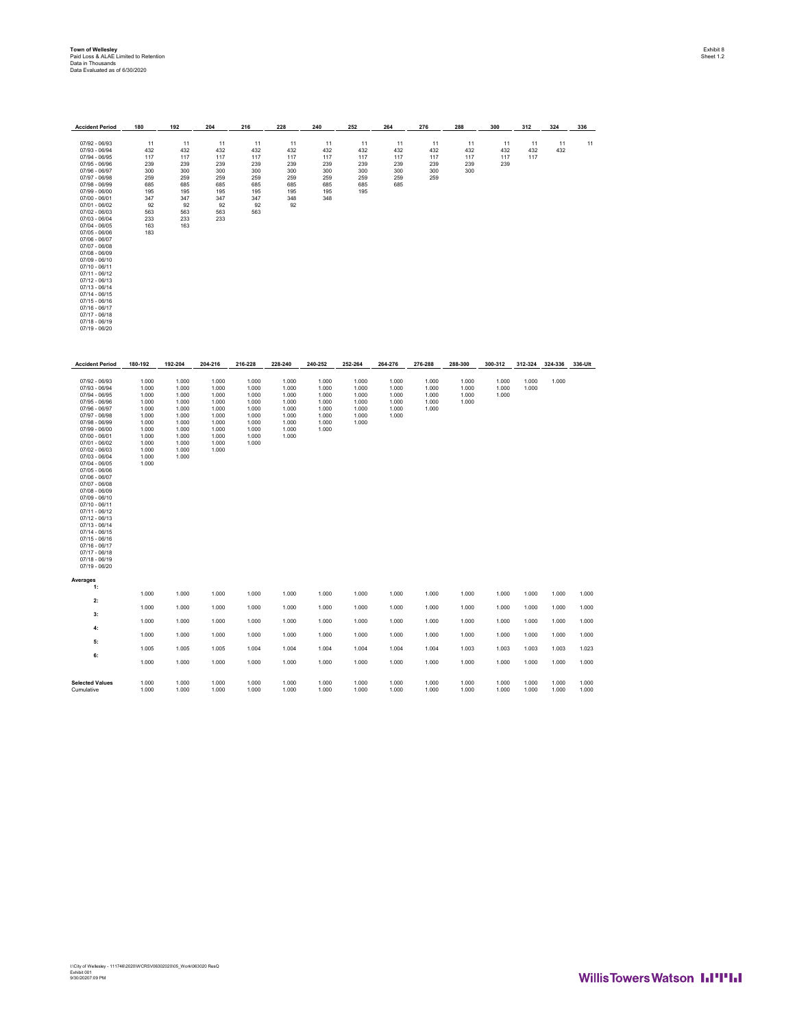**Town of Wellesley**
Paid Loss & ALAE Limited to Retention
Data in Thousands
Data Evaluated as of 6/30/2020

Exhibit 8
Sheet 1.2

| Accident Period | 180 | 192 | 204 | 216 | 228 | 240 | 252 | 264 | 276 | 288 | 300 | 312 | 324 | 336 |
|---|---|---|---|---|---|---|---|---|---|---|---|---|---|---|
| 07/92 - 06/93 | 11 | 11 | 11 | 11 | 11 | 11 | 11 | 11 | 11 | 11 | 11 | 11 | 11 | 11 |
| 07/93 - 06/94 | 432 | 432 | 432 | 432 | 432 | 432 | 432 | 432 | 432 | 432 | 432 | 432 | 432 | |
| 07/94 - 06/95 | 117 | 117 | 117 | 117 | 117 | 117 | 117 | 117 | 117 | 117 | 117 | 117 | | |
| 07/95 - 06/96 | 239 | 239 | 239 | 239 | 239 | 239 | 239 | 239 | 239 | 239 | 239 | | | |
| 07/96 - 06/97 | 300 | 300 | 300 | 300 | 300 | 300 | 300 | 300 | 300 | 300 | | | | |
| 07/97 - 06/98 | 259 | 259 | 259 | 259 | 259 | 259 | 259 | 259 | 259 | | | | | |
| 07/98 - 06/99 | 685 | 685 | 685 | 685 | 685 | 685 | 685 | 685 | | | | | | |
| 07/99 - 06/00 | 195 | 195 | 195 | 195 | 195 | 195 | 195 | | | | | | | |
| 07/00 - 06/01 | 347 | 347 | 347 | 347 | 348 | 348 | | | | | | | | |
| 07/01 - 06/02 | 92 | 92 | 92 | 92 | 92 | | | | | | | | | |
| 07/02 - 06/03 | 563 | 563 | 563 | 563 | | | | | | | | | | |
| 07/03 - 06/04 | 233 | 233 | 233 | | | | | | | | | | | |
| 07/04 - 06/05 | 163 | 163 | | | | | | | | | | | | |
| 07/05 - 06/06 | 183 | | | | | | | | | | | | | |
| 07/06 - 06/07 | | | | | | | | | | | | | | |
| 07/07 - 06/08 | | | | | | | | | | | | | | |
| 07/08 - 06/09 | | | | | | | | | | | | | | |
| 07/09 - 06/10 | | | | | | | | | | | | | | |
| 07/10 - 06/11 | | | | | | | | | | | | | | |
| 07/11 - 06/12 | | | | | | | | | | | | | | |
| 07/12 - 06/13 | | | | | | | | | | | | | | |
| 07/13 - 06/14 | | | | | | | | | | | | | | |
| 07/14 - 06/15 | | | | | | | | | | | | | | |
| 07/15 - 06/16 | | | | | | | | | | | | | | |
| 07/16 - 06/17 | | | | | | | | | | | | | | |
| 07/17 - 06/18 | | | | | | | | | | | | | | |
| 07/18 - 06/19 | | | | | | | | | | | | | | |
| 07/19 - 06/20 | | | | | | | | | | | | | | |

| Accident Period | 180-192 | 192-204 | 204-216 | 216-228 | 228-240 | 240-252 | 252-264 | 264-276 | 276-288 | 288-300 | 300-312 | 312-324 | 324-336 | 336-Ult |
|---|---|---|---|---|---|---|---|---|---|---|---|---|---|---|
| 07/92 - 06/93 | 1.000 | 1.000 | 1.000 | 1.000 | 1.000 | 1.000 | 1.000 | 1.000 | 1.000 | 1.000 | 1.000 | 1.000 | 1.000 | |
| 07/93 - 06/94 | 1.000 | 1.000 | 1.000 | 1.000 | 1.000 | 1.000 | 1.000 | 1.000 | 1.000 | 1.000 | 1.000 | 1.000 | | |
| 07/94 - 06/95 | 1.000 | 1.000 | 1.000 | 1.000 | 1.000 | 1.000 | 1.000 | 1.000 | 1.000 | 1.000 | 1.000 | | | |
| 07/95 - 06/96 | 1.000 | 1.000 | 1.000 | 1.000 | 1.000 | 1.000 | 1.000 | 1.000 | 1.000 | 1.000 | | | | |
| 07/96 - 06/97 | 1.000 | 1.000 | 1.000 | 1.000 | 1.000 | 1.000 | 1.000 | 1.000 | 1.000 | | | | | |
| 07/97 - 06/98 | 1.000 | 1.000 | 1.000 | 1.000 | 1.000 | 1.000 | 1.000 | 1.000 | | | | | | |
| 07/98 - 06/99 | 1.000 | 1.000 | 1.000 | 1.000 | 1.000 | 1.000 | 1.000 | | | | | | | |
| 07/99 - 06/00 | 1.000 | 1.000 | 1.000 | 1.000 | 1.000 | 1.000 | | | | | | | | |
| 07/00 - 06/01 | 1.000 | 1.000 | 1.000 | 1.000 | 1.000 | | | | | | | | | |
| 07/01 - 06/02 | 1.000 | 1.000 | 1.000 | 1.000 | | | | | | | | | | |
| 07/02 - 06/03 | 1.000 | 1.000 | 1.000 | | | | | | | | | | | |
| 07/03 - 06/04 | 1.000 | 1.000 | | | | | | | | | | | | |
| 07/04 - 06/05 | 1.000 | | | | | | | | | | | | | |
| 07/05 - 06/06 | | | | | | | | | | | | | | |
| 07/06 - 06/07 | | | | | | | | | | | | | | |
| 07/07 - 06/08 | | | | | | | | | | | | | | |
| 07/08 - 06/09 | | | | | | | | | | | | | | |
| 07/09 - 06/10 | | | | | | | | | | | | | | |
| 07/10 - 06/11 | | | | | | | | | | | | | | |
| 07/11 - 06/12 | | | | | | | | | | | | | | |
| 07/12 - 06/13 | | | | | | | | | | | | | | |
| 07/13 - 06/14 | | | | | | | | | | | | | | |
| 07/14 - 06/15 | | | | | | | | | | | | | | |
| 07/15 - 06/16 | | | | | | | | | | | | | | |
| 07/16 - 06/17 | | | | | | | | | | | | | | |
| 07/17 - 06/18 | | | | | | | | | | | | | | |
| 07/18 - 06/19 | | | | | | | | | | | | | | |
| 07/19 - 06/20 | | | | | | | | | | | | | | |
| **Averages** | | | | | | | | | | | | | | |
| 1: | 1.000 | 1.000 | 1.000 | 1.000 | 1.000 | 1.000 | 1.000 | 1.000 | 1.000 | 1.000 | 1.000 | 1.000 | 1.000 | 1.000 |
| 2: | 1.000 | 1.000 | 1.000 | 1.000 | 1.000 | 1.000 | 1.000 | 1.000 | 1.000 | 1.000 | 1.000 | 1.000 | 1.000 | 1.000 |
| 3: | 1.000 | 1.000 | 1.000 | 1.000 | 1.000 | 1.000 | 1.000 | 1.000 | 1.000 | 1.000 | 1.000 | 1.000 | 1.000 | 1.000 |
| 4: | 1.000 | 1.000 | 1.000 | 1.000 | 1.000 | 1.000 | 1.000 | 1.000 | 1.000 | 1.000 | 1.000 | 1.000 | 1.000 | 1.000 |
| 5: | 1.005 | 1.005 | 1.005 | 1.004 | 1.004 | 1.004 | 1.004 | 1.004 | 1.004 | 1.003 | 1.003 | 1.003 | 1.003 | 1.023 |
| 6: | 1.000 | 1.000 | 1.000 | 1.000 | 1.000 | 1.000 | 1.000 | 1.000 | 1.000 | 1.000 | 1.000 | 1.000 | 1.000 | 1.000 |
| **Selected Values** | 1.000 | 1.000 | 1.000 | 1.000 | 1.000 | 1.000 | 1.000 | 1.000 | 1.000 | 1.000 | 1.000 | 1.000 | 1.000 | 1.000 |
| Cumulative | 1.000 | 1.000 | 1.000 | 1.000 | 1.000 | 1.000 | 1.000 | 1.000 | 1.000 | 1.000 | 1.000 | 1.000 | 1.000 | 1.000 |

I:\City of Wellesley - 111746\2020\WCRSV06302020\05_Work\063020 ResQ
Exhibit 001
9/30/20207:09 PM

Willis Towers Watson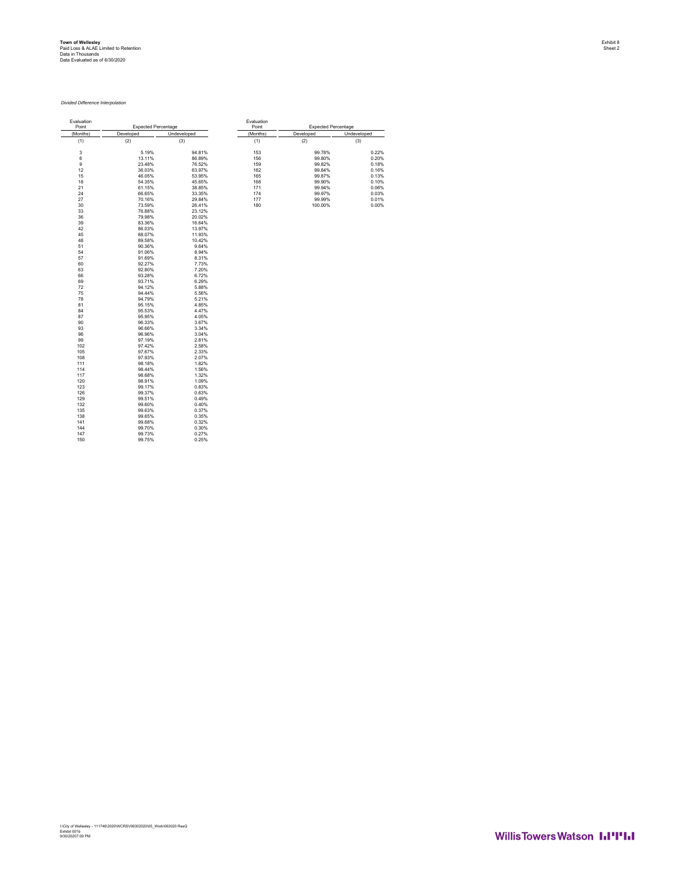**Town of Wellesley**
Paid Loss & ALAE Limited to Retention
Data in Thousands
Data Evaluated as of 6/30/2020

Exhibit 8
Sheet 2

*Divided Difference Interpolation*

| Evaluation Point | Expected Percentage | |
|---|---|---|
| (Months) | Developed | Undeveloped |
| (1) | (2) | (3) |
| 3 | 5.19% | 94.81% |
| 6 | 13.11% | 86.89% |
| 9 | 23.48% | 76.52% |
| 12 | 36.03% | 63.97% |
| 15 | 46.05% | 53.95% |
| 18 | 54.35% | 45.65% |
| 21 | 61.15% | 38.85% |
| 24 | 66.65% | 33.35% |
| 27 | 70.16% | 29.84% |
| 30 | 73.59% | 26.41% |
| 33 | 76.88% | 23.12% |
| 36 | 79.98% | 20.02% |
| 39 | 83.36% | 16.64% |
| 42 | 86.03% | 13.97% |
| 45 | 88.07% | 11.93% |
| 48 | 89.58% | 10.42% |
| 51 | 90.36% | 9.64% |
| 54 | 91.06% | 8.94% |
| 57 | 91.69% | 8.31% |
| 60 | 92.27% | 7.73% |
| 63 | 92.80% | 7.20% |
| 66 | 93.28% | 6.72% |
| 69 | 93.71% | 6.29% |
| 72 | 94.12% | 5.88% |
| 75 | 94.44% | 5.56% |
| 78 | 94.79% | 5.21% |
| 81 | 95.15% | 4.85% |
| 84 | 95.53% | 4.47% |
| 87 | 95.95% | 4.05% |
| 90 | 96.33% | 3.67% |
| 93 | 96.66% | 3.34% |
| 96 | 96.96% | 3.04% |
| 99 | 97.19% | 2.81% |
| 102 | 97.42% | 2.58% |
| 105 | 97.67% | 2.33% |
| 108 | 97.93% | 2.07% |
| 111 | 98.18% | 1.82% |
| 114 | 98.44% | 1.56% |
| 117 | 98.68% | 1.32% |
| 120 | 98.91% | 1.09% |
| 123 | 99.17% | 0.83% |
| 126 | 99.37% | 0.63% |
| 129 | 99.51% | 0.49% |
| 132 | 99.60% | 0.40% |
| 135 | 99.63% | 0.37% |
| 138 | 99.65% | 0.35% |
| 141 | 99.68% | 0.32% |
| 144 | 99.70% | 0.30% |
| 147 | 99.73% | 0.27% |
| 150 | 99.75% | 0.25% |
| 153 | 99.78% | 0.22% |
| 156 | 99.80% | 0.20% |
| 159 | 99.82% | 0.18% |
| 162 | 99.84% | 0.16% |
| 165 | 99.87% | 0.13% |
| 168 | 99.90% | 0.10% |
| 171 | 99.94% | 0.06% |
| 174 | 99.97% | 0.03% |
| 177 | 99.99% | 0.01% |
| 180 | 100.00% | 0.00% |

I:\City of Wellesley - 111748\2020\WCRSV06302020\05_Work\063020 ResQ
Exhibit 001b
9/30/20207:09 PM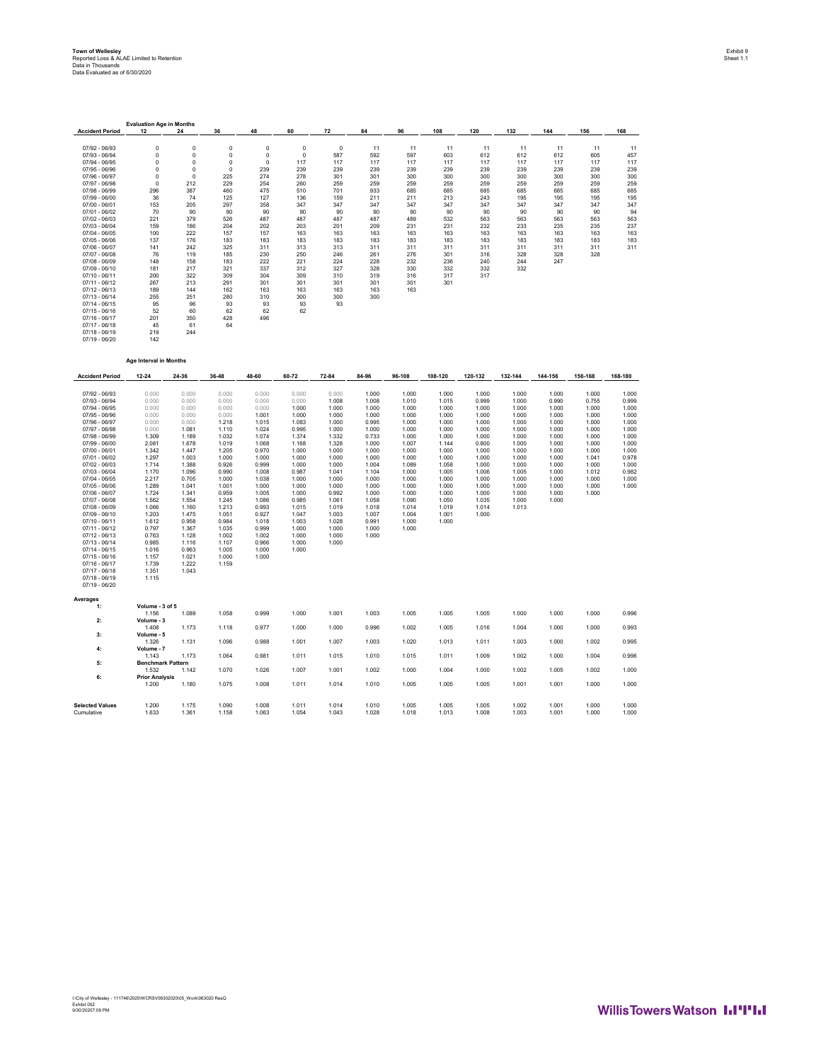**Town of Wellesley**
Reported Loss & ALAE Limited to Retention
Data in Thousands
Data Evaluated as of 6/30/2020

Exhibit 9
Sheet 1.1

| | Evaluation Age in Months | | | | | | | | | | | | | |
|---|---|---|---|---|---|---|---|---|---|---|---|---|---|---|
| **Accident Period** | **12** | **24** | **36** | **48** | **60** | **72** | **84** | **96** | **108** | **120** | **132** | **144** | **156** | **168** |
| 07/92 - 06/93 | 0 | 0 | 0 | 0 | 0 | 0 | 11 | 11 | 11 | 11 | 11 | 11 | 11 | 11 |
| 07/93 - 06/94 | 0 | 0 | 0 | 0 | 0 | 587 | 592 | 597 | 603 | 612 | 612 | 612 | 605 | 457 |
| 07/94 - 06/95 | 0 | 0 | 0 | 0 | 117 | 117 | 117 | 117 | 117 | 117 | 117 | 117 | 117 | 117 |
| 07/95 - 06/96 | 0 | 0 | 0 | 239 | 239 | 239 | 239 | 239 | 239 | 239 | 239 | 239 | 239 | 239 |
| 07/96 - 06/97 | 0 | 0 | 225 | 274 | 278 | 301 | 301 | 300 | 300 | 300 | 300 | 300 | 300 | 300 |
| 07/97 - 06/98 | 0 | 212 | 229 | 254 | 260 | 259 | 259 | 259 | 259 | 259 | 259 | 259 | 259 | 259 |
| 07/98 - 06/99 | 296 | 387 | 460 | 475 | 510 | 701 | 933 | 685 | 685 | 685 | 685 | 685 | 685 | 685 |
| 07/99 - 06/00 | 36 | 74 | 125 | 127 | 136 | 159 | 211 | 211 | 213 | 243 | 195 | 195 | 195 | 195 |
| 07/00 - 06/01 | 153 | 205 | 297 | 358 | 347 | 347 | 347 | 347 | 347 | 347 | 347 | 347 | 347 | 347 |
| 07/01 - 06/02 | 70 | 90 | 90 | 90 | 90 | 90 | 90 | 90 | 90 | 90 | 90 | 90 | 90 | 94 |
| 07/02 - 06/03 | 221 | 379 | 526 | 487 | 487 | 487 | 487 | 489 | 532 | 563 | 563 | 563 | 563 | 563 |
| 07/03 - 06/04 | 159 | 186 | 204 | 202 | 203 | 201 | 209 | 231 | 231 | 232 | 233 | 235 | 235 | 237 |
| 07/04 - 06/05 | 100 | 222 | 157 | 157 | 163 | 163 | 163 | 163 | 163 | 163 | 163 | 163 | 163 | 163 |
| 07/05 - 06/06 | 137 | 176 | 183 | 183 | 183 | 183 | 183 | 183 | 183 | 183 | 183 | 183 | 183 | 183 |
| 07/06 - 06/07 | 141 | 242 | 325 | 311 | 313 | 313 | 311 | 311 | 311 | 311 | 311 | 311 | 311 | 311 |
| 07/07 - 06/08 | 76 | 119 | 185 | 230 | 250 | 246 | 261 | 276 | 301 | 316 | 328 | 328 | 328 | |
| 07/08 - 06/09 | 148 | 158 | 183 | 222 | 221 | 224 | 228 | 232 | 236 | 240 | 244 | 247 | | |
| 07/09 - 06/10 | 181 | 217 | 321 | 337 | 312 | 327 | 328 | 330 | 332 | 332 | 332 | | | |
| 07/10 - 06/11 | 200 | 322 | 309 | 304 | 309 | 310 | 319 | 316 | 317 | 317 | | | | |
| 07/11 - 06/12 | 267 | 213 | 291 | 301 | 301 | 301 | 301 | 301 | 301 | | | | | |
| 07/12 - 06/13 | 189 | 144 | 162 | 163 | 163 | 163 | 163 | 163 | | | | | | |
| 07/13 - 06/14 | 255 | 251 | 280 | 310 | 300 | 300 | 300 | | | | | | | |
| 07/14 - 06/15 | 95 | 96 | 93 | 93 | 93 | 93 | | | | | | | | |
| 07/15 - 06/16 | 52 | 60 | 62 | 62 | 62 | | | | | | | | | |
| 07/16 - 06/17 | 201 | 350 | 428 | 496 | | | | | | | | | | |
| 07/17 - 06/18 | 45 | 61 | 64 | | | | | | | | | | | |
| 07/18 - 06/19 | 219 | 244 | | | | | | | | | | | | |
| 07/19 - 06/20 | 142 | | | | | | | | | | | | | |

| | Age Interval in Months | | | | | | | | | | | | | |
|---|---|---|---|---|---|---|---|---|---|---|---|---|---|---|
| **Accident Period** | **12-24** | **24-36** | **36-48** | **48-60** | **60-72** | **72-84** | **84-96** | **96-108** | **108-120** | **120-132** | **132-144** | **144-156** | **156-168** | **168-180** |
| 07/92 - 06/93 | 0.000 | 0.000 | 0.000 | 0.000 | 0.000 | 0.000 | 1.000 | 1.000 | 1.000 | 1.000 | 1.000 | 1.000 | 1.000 | 1.000 |
| 07/93 - 06/94 | 0.000 | 0.000 | 0.000 | 0.000 | 0.000 | 1.008 | 1.008 | 1.010 | 1.015 | 0.999 | 1.000 | 0.990 | 0.755 | 0.999 |
| 07/94 - 06/95 | 0.000 | 0.000 | 0.000 | 0.000 | 1.000 | 1.000 | 1.000 | 1.000 | 1.000 | 1.000 | 1.000 | 1.000 | 1.000 | 1.000 |
| 07/95 - 06/96 | 0.000 | 0.000 | 0.000 | 1.001 | 1.000 | 1.000 | 1.000 | 1.000 | 1.000 | 1.000 | 1.000 | 1.000 | 1.000 | 1.000 |
| 07/96 - 06/97 | 0.000 | 0.000 | 1.218 | 1.015 | 1.083 | 1.000 | 0.995 | 1.000 | 1.000 | 1.000 | 1.000 | 1.000 | 1.000 | 1.000 |
| 07/97 - 06/98 | 0.000 | 1.081 | 1.110 | 1.024 | 0.995 | 1.000 | 1.000 | 1.000 | 1.000 | 1.000 | 1.000 | 1.000 | 1.000 | 1.000 |
| 07/98 - 06/99 | 1.309 | 1.189 | 1.032 | 1.074 | 1.374 | 1.332 | 0.733 | 1.000 | 1.000 | 1.000 | 1.000 | 1.000 | 1.000 | 1.000 |
| 07/99 - 06/00 | 2.081 | 1.678 | 1.019 | 1.068 | 1.168 | 1.328 | 1.000 | 1.007 | 1.144 | 0.800 | 1.000 | 1.000 | 1.000 | 1.000 |
| 07/00 - 06/01 | 1.342 | 1.447 | 1.205 | 0.970 | 1.000 | 1.000 | 1.000 | 1.000 | 1.000 | 1.000 | 1.000 | 1.000 | 1.000 | 1.000 |
| 07/01 - 06/02 | 1.297 | 1.003 | 1.000 | 1.000 | 1.000 | 1.000 | 1.000 | 1.000 | 1.000 | 1.000 | 1.000 | 1.000 | 1.041 | 0.978 |
| 07/02 - 06/03 | 1.714 | 1.388 | 0.926 | 0.999 | 1.000 | 1.000 | 1.004 | 1.089 | 1.058 | 1.000 | 1.000 | 1.000 | 1.000 | 1.000 |
| 07/03 - 06/04 | 1.170 | 1.096 | 0.990 | 1.008 | 0.987 | 1.041 | 1.104 | 1.000 | 1.005 | 1.006 | 1.005 | 1.000 | 1.012 | 0.982 |
| 07/04 - 06/05 | 2.217 | 0.705 | 1.000 | 1.038 | 1.000 | 1.000 | 1.000 | 1.000 | 1.000 | 1.000 | 1.000 | 1.000 | 1.000 | 1.000 |
| 07/05 - 06/06 | 1.289 | 1.041 | 1.001 | 1.000 | 1.000 | 1.000 | 1.000 | 1.000 | 1.000 | 1.000 | 1.000 | 1.000 | 1.000 | 1.000 |
| 07/06 - 06/07 | 1.724 | 1.341 | 0.959 | 1.005 | 1.000 | 0.992 | 1.000 | 1.000 | 1.000 | 1.000 | 1.000 | 1.000 | 1.000 | |
| 07/07 - 06/08 | 1.562 | 1.554 | 1.245 | 1.086 | 0.985 | 1.061 | 1.058 | 1.090 | 1.050 | 1.035 | 1.000 | 1.000 | | |
| 07/08 - 06/09 | 1.066 | 1.160 | 1.213 | 0.993 | 1.015 | 1.019 | 1.018 | 1.014 | 1.019 | 1.014 | 1.013 | | | |
| 07/09 - 06/10 | 1.203 | 1.475 | 1.051 | 0.927 | 1.047 | 1.003 | 1.007 | 1.004 | 1.001 | 1.000 | | | | |
| 07/10 - 06/11 | 1.612 | 0.958 | 0.984 | 1.018 | 1.003 | 1.028 | 0.991 | 1.000 | 1.000 | | | | | |
| 07/11 - 06/12 | 0.797 | 1.367 | 1.035 | 0.999 | 1.000 | 1.000 | 1.000 | 1.000 | | | | | | |
| 07/12 - 06/13 | 0.763 | 1.128 | 1.002 | 1.002 | 1.000 | 1.000 | 1.000 | | | | | | | |
| 07/13 - 06/14 | 0.985 | 1.116 | 1.107 | 0.966 | 1.000 | 1.000 | | | | | | | | |
| 07/14 - 06/15 | 1.016 | 0.963 | 1.005 | 1.000 | 1.000 | | | | | | | | | |
| 07/15 - 06/16 | 1.157 | 1.021 | 1.000 | 1.000 | | | | | | | | | | |
| 07/16 - 06/17 | 1.739 | 1.222 | 1.159 | | | | | | | | | | | |
| 07/17 - 06/18 | 1.351 | 1.043 | | | | | | | | | | | | |
| 07/18 - 06/19 | 1.115 | | | | | | | | | | | | | |
| 07/19 - 06/20 | | | | | | | | | | | | | | |
| **Averages** | | | | | | | | | | | | | | |
| 1: Volume - 3 of 5 | 1.156 | 1.089 | 1.058 | 0.999 | 1.000 | 1.001 | 1.003 | 1.005 | 1.005 | 1.005 | 1.000 | 1.000 | 1.000 | 0.996 |
| 2: Volume - 3 | 1.408 | 1.173 | 1.118 | 0.977 | 1.000 | 1.000 | 0.996 | 1.002 | 1.005 | 1.016 | 1.004 | 1.000 | 1.000 | 0.993 |
| 3: Volume - 5 | 1.326 | 1.131 | 1.096 | 0.988 | 1.001 | 1.007 | 1.003 | 1.020 | 1.013 | 1.011 | 1.003 | 1.000 | 1.002 | 0.995 |
| 4: Volume - 7 | 1.143 | 1.173 | 1.064 | 0.981 | 1.011 | 1.015 | 1.010 | 1.015 | 1.011 | 1.009 | 1.002 | 1.000 | 1.004 | 0.996 |
| 5: Benchmark Pattern | 1.532 | 1.142 | 1.070 | 1.026 | 1.007 | 1.001 | 1.002 | 1.000 | 1.004 | 1.000 | 1.002 | 1.005 | 1.002 | 1.000 |
| 6: Prior Analysis | 1.200 | 1.180 | 1.075 | 1.008 | 1.011 | 1.014 | 1.010 | 1.005 | 1.005 | 1.005 | 1.001 | 1.001 | 1.000 | 1.000 |
| **Selected Values** | 1.200 | 1.175 | 1.090 | 1.008 | 1.011 | 1.014 | 1.010 | 1.005 | 1.005 | 1.005 | 1.002 | 1.001 | 1.000 | 1.000 |
| Cumulative | 1.633 | 1.361 | 1.158 | 1.063 | 1.054 | 1.043 | 1.028 | 1.018 | 1.013 | 1.008 | 1.003 | 1.001 | 1.000 | 1.000 |

I:\City of Wellesley - 111746\2020\WCRSV06302020\05_Work\063020 ResQ
Exhibit 002
9/30/20207:09 PM

Willis Towers Watson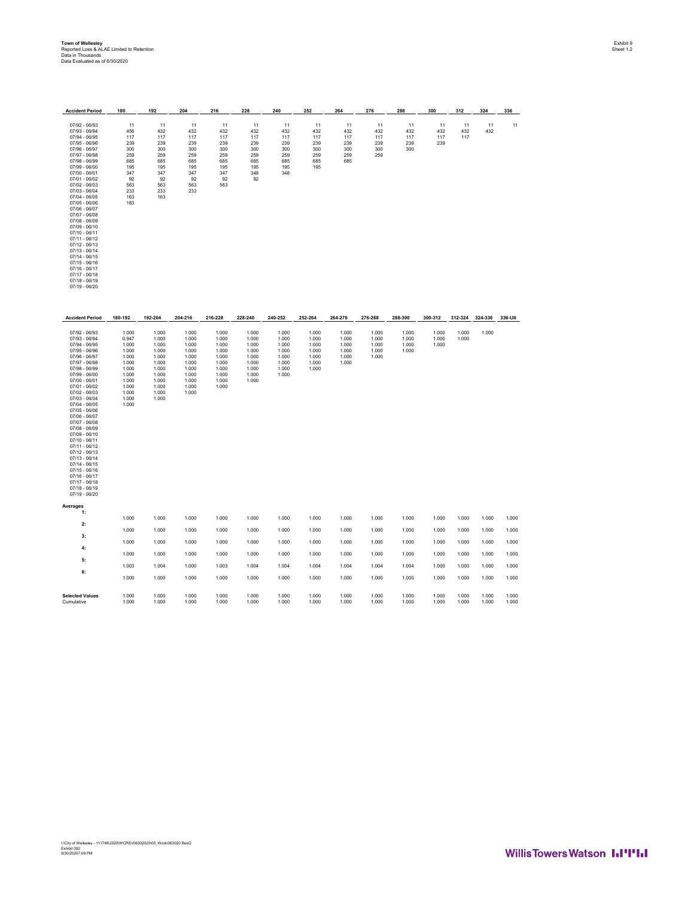**Town of Wellesley**
Reported Loss & ALAE Limited to Retention
Data in Thousands
Data Evaluated as of 6/30/2020

Exhibit 9
Sheet 1.2

| Accident Period | 180 | 192 | 204 | 216 | 228 | 240 | 252 | 264 | 276 | 288 | 300 | 312 | 324 | 336 |
|---|---|---|---|---|---|---|---|---|---|---|---|---|---|---|
| 07/92 - 06/93 | 11 | 11 | 11 | 11 | 11 | 11 | 11 | 11 | 11 | 11 | 11 | 11 | 11 | 11 |
| 07/93 - 06/94 | 456 | 432 | 432 | 432 | 432 | 432 | 432 | 432 | 432 | 432 | 432 | 432 | 432 | |
| 07/94 - 06/95 | 117 | 117 | 117 | 117 | 117 | 117 | 117 | 117 | 117 | 117 | 117 | 117 | | |
| 07/95 - 06/96 | 239 | 239 | 239 | 239 | 239 | 239 | 239 | 239 | 239 | 239 | 239 | | | |
| 07/96 - 06/97 | 300 | 300 | 300 | 300 | 300 | 300 | 300 | 300 | 300 | 300 | | | | |
| 07/97 - 06/98 | 259 | 259 | 259 | 259 | 259 | 259 | 259 | 259 | 259 | | | | | |
| 07/98 - 06/99 | 685 | 685 | 685 | 685 | 685 | 685 | 685 | 685 | | | | | | |
| 07/99 - 06/00 | 195 | 195 | 195 | 195 | 195 | 195 | 195 | | | | | | | |
| 07/00 - 06/01 | 347 | 347 | 347 | 347 | 348 | 348 | | | | | | | | |
| 07/01 - 06/02 | 92 | 92 | 92 | 92 | 92 | | | | | | | | | |
| 07/02 - 06/03 | 563 | 563 | 563 | 563 | | | | | | | | | | |
| 07/03 - 06/04 | 233 | 233 | 233 | | | | | | | | | | | |
| 07/04 - 06/05 | 163 | 163 | | | | | | | | | | | | |
| 07/05 - 06/06 | 183 | | | | | | | | | | | | | |
| 07/06 - 06/07 | | | | | | | | | | | | | | |
| 07/07 - 06/08 | | | | | | | | | | | | | | |
| 07/08 - 06/09 | | | | | | | | | | | | | | |
| 07/09 - 06/10 | | | | | | | | | | | | | | |
| 07/10 - 06/11 | | | | | | | | | | | | | | |
| 07/11 - 06/12 | | | | | | | | | | | | | | |
| 07/12 - 06/13 | | | | | | | | | | | | | | |
| 07/13 - 06/14 | | | | | | | | | | | | | | |
| 07/14 - 06/15 | | | | | | | | | | | | | | |
| 07/15 - 06/16 | | | | | | | | | | | | | | |
| 07/16 - 06/17 | | | | | | | | | | | | | | |
| 07/17 - 06/18 | | | | | | | | | | | | | | |
| 07/18 - 06/19 | | | | | | | | | | | | | | |
| 07/19 - 06/20 | | | | | | | | | | | | | | |

| Accident Period | 180-192 | 192-204 | 204-216 | 216-228 | 228-240 | 240-252 | 252-264 | 264-276 | 276-288 | 288-300 | 300-312 | 312-324 | 324-336 | 336-Ult |
|---|---|---|---|---|---|---|---|---|---|---|---|---|---|---|
| 07/92 - 06/93 | 1.000 | 1.000 | 1.000 | 1.000 | 1.000 | 1.000 | 1.000 | 1.000 | 1.000 | 1.000 | 1.000 | 1.000 | 1.000 | |
| 07/93 - 06/94 | 0.947 | 1.000 | 1.000 | 1.000 | 1.000 | 1.000 | 1.000 | 1.000 | 1.000 | 1.000 | 1.000 | 1.000 | | |
| 07/94 - 06/95 | 1.000 | 1.000 | 1.000 | 1.000 | 1.000 | 1.000 | 1.000 | 1.000 | 1.000 | 1.000 | 1.000 | | | |
| 07/95 - 06/96 | 1.000 | 1.000 | 1.000 | 1.000 | 1.000 | 1.000 | 1.000 | 1.000 | 1.000 | 1.000 | | | | |
| 07/96 - 06/97 | 1.000 | 1.000 | 1.000 | 1.000 | 1.000 | 1.000 | 1.000 | 1.000 | 1.000 | | | | | |
| 07/97 - 06/98 | 1.000 | 1.000 | 1.000 | 1.000 | 1.000 | 1.000 | 1.000 | 1.000 | | | | | | |
| 07/98 - 06/99 | 1.000 | 1.000 | 1.000 | 1.000 | 1.000 | 1.000 | 1.000 | | | | | | | |
| 07/99 - 06/00 | 1.000 | 1.000 | 1.000 | 1.000 | 1.000 | 1.000 | | | | | | | | |
| 07/00 - 06/01 | 1.000 | 1.000 | 1.000 | 1.000 | 1.000 | | | | | | | | | |
| 07/01 - 06/02 | 1.000 | 1.000 | 1.000 | 1.000 | | | | | | | | | | |
| 07/02 - 06/03 | 1.000 | 1.000 | 1.000 | | | | | | | | | | | |
| 07/03 - 06/04 | 1.000 | 1.000 | | | | | | | | | | | | |
| 07/04 - 06/05 | 1.000 | | | | | | | | | | | | | |
| 07/05 - 06/06 | | | | | | | | | | | | | | |
| 07/06 - 06/07 | | | | | | | | | | | | | | |
| 07/07 - 06/08 | | | | | | | | | | | | | | |
| 07/08 - 06/09 | | | | | | | | | | | | | | |
| 07/09 - 06/10 | | | | | | | | | | | | | | |
| 07/10 - 06/11 | | | | | | | | | | | | | | |
| 07/11 - 06/12 | | | | | | | | | | | | | | |
| 07/12 - 06/13 | | | | | | | | | | | | | | |
| 07/13 - 06/14 | | | | | | | | | | | | | | |
| 07/14 - 06/15 | | | | | | | | | | | | | | |
| 07/15 - 06/16 | | | | | | | | | | | | | | |
| 07/16 - 06/17 | | | | | | | | | | | | | | |
| 07/17 - 06/18 | | | | | | | | | | | | | | |
| 07/18 - 06/19 | | | | | | | | | | | | | | |
| 07/19 - 06/20 | | | | | | | | | | | | | | |
| **Averages** | | | | | | | | | | | | | | |
| 1: | 1.000 | 1.000 | 1.000 | 1.000 | 1.000 | 1.000 | 1.000 | 1.000 | 1.000 | 1.000 | 1.000 | 1.000 | 1.000 | 1.000 |
| 2: | 1.000 | 1.000 | 1.000 | 1.000 | 1.000 | 1.000 | 1.000 | 1.000 | 1.000 | 1.000 | 1.000 | 1.000 | 1.000 | 1.000 |
| 3: | 1.000 | 1.000 | 1.000 | 1.000 | 1.000 | 1.000 | 1.000 | 1.000 | 1.000 | 1.000 | 1.000 | 1.000 | 1.000 | 1.000 |
| 4: | 1.000 | 1.000 | 1.000 | 1.000 | 1.000 | 1.000 | 1.000 | 1.000 | 1.000 | 1.000 | 1.000 | 1.000 | 1.000 | 1.000 |
| 5: | 1.003 | 1.004 | 1.000 | 1.003 | 1.004 | 1.004 | 1.004 | 1.004 | 1.004 | 1.004 | 1.000 | 1.000 | 1.000 | 1.000 |
| 6: | 1.000 | 1.000 | 1.000 | 1.000 | 1.000 | 1.000 | 1.000 | 1.000 | 1.000 | 1.000 | 1.000 | 1.000 | 1.000 | 1.000 |
| **Selected Values** | 1.000 | 1.000 | 1.000 | 1.000 | 1.000 | 1.000 | 1.000 | 1.000 | 1.000 | 1.000 | 1.000 | 1.000 | 1.000 | 1.000 |
| Cumulative | 1.000 | 1.000 | 1.000 | 1.000 | 1.000 | 1.000 | 1.000 | 1.000 | 1.000 | 1.000 | 1.000 | 1.000 | 1.000 | 1.000 |

I:\City of Wellesley - 111748\2020\WCRSV06302020\05_Work\063020 ResQ
Exhibit 002
9/30/20207:09 PM

Willis Towers Watson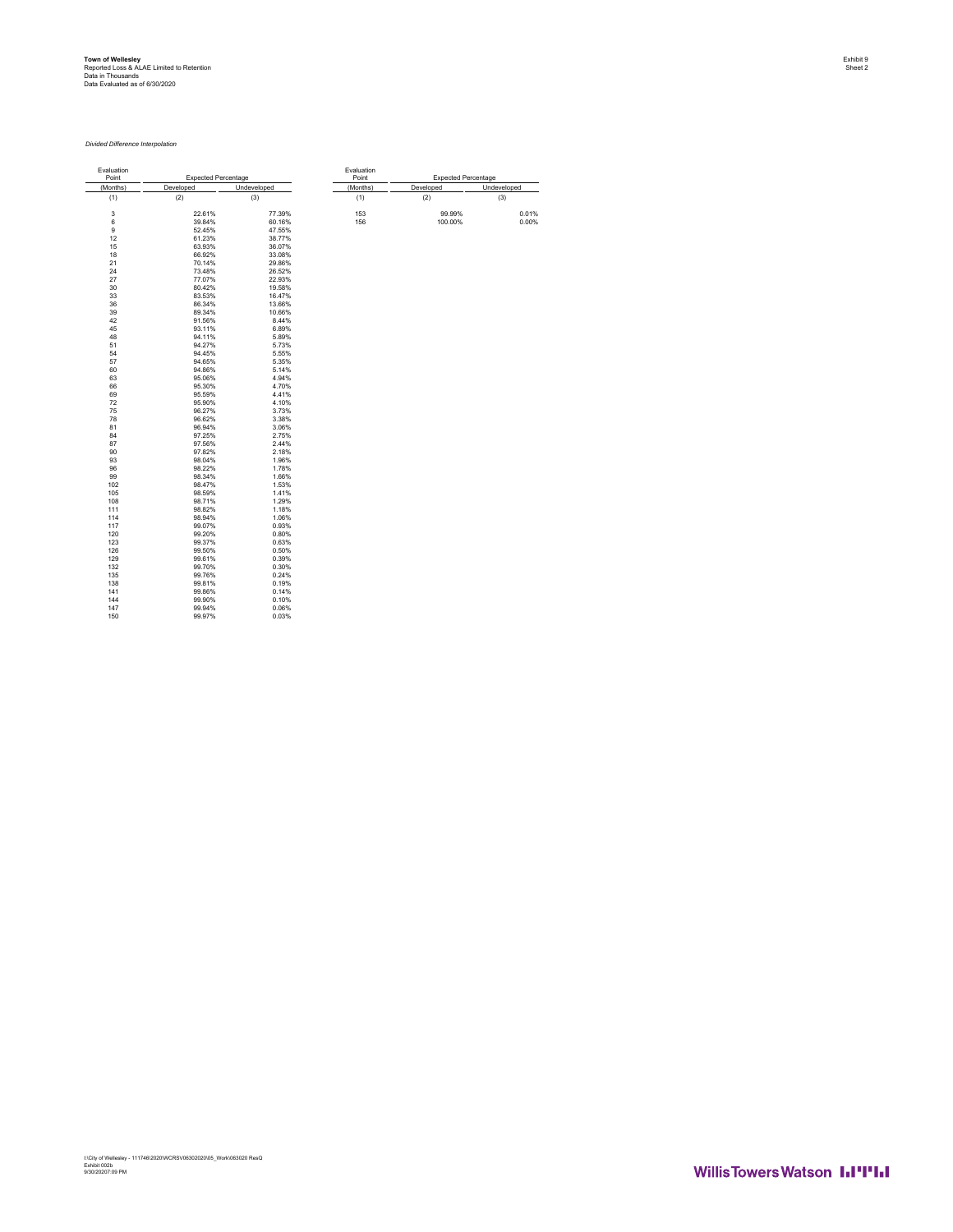**Town of Wellesley**
Reported Loss & ALAE Limited to Retention
Data in Thousands
Data Evaluated as of 6/30/2020

Exhibit 9
Sheet 2

*Divided Difference Interpolation*

| Evaluation Point | Expected Percentage | |
|---|---|---|
| (Months) | Developed | Undeveloped |
| (1) | (2) | (3) |
| 3 | 22.61% | 77.39% |
| 6 | 39.84% | 60.16% |
| 9 | 52.45% | 47.55% |
| 12 | 61.23% | 38.77% |
| 15 | 63.93% | 36.07% |
| 18 | 66.92% | 33.08% |
| 21 | 70.14% | 29.86% |
| 24 | 73.48% | 26.52% |
| 27 | 77.07% | 22.93% |
| 30 | 80.42% | 19.58% |
| 33 | 83.53% | 16.47% |
| 36 | 86.34% | 13.66% |
| 39 | 89.34% | 10.66% |
| 42 | 91.56% | 8.44% |
| 45 | 93.11% | 6.89% |
| 48 | 94.11% | 5.89% |
| 51 | 94.27% | 5.73% |
| 54 | 94.45% | 5.55% |
| 57 | 94.65% | 5.35% |
| 60 | 94.86% | 5.14% |
| 63 | 95.06% | 4.94% |
| 66 | 95.30% | 4.70% |
| 69 | 95.59% | 4.41% |
| 72 | 95.90% | 4.10% |
| 75 | 96.27% | 3.73% |
| 78 | 96.62% | 3.38% |
| 81 | 96.94% | 3.06% |
| 84 | 97.25% | 2.75% |
| 87 | 97.56% | 2.44% |
| 90 | 97.82% | 2.18% |
| 93 | 98.04% | 1.96% |
| 96 | 98.22% | 1.78% |
| 99 | 98.34% | 1.66% |
| 102 | 98.47% | 1.53% |
| 105 | 98.59% | 1.41% |
| 108 | 98.71% | 1.29% |
| 111 | 98.82% | 1.18% |
| 114 | 98.94% | 1.06% |
| 117 | 99.07% | 0.93% |
| 120 | 99.20% | 0.80% |
| 123 | 99.37% | 0.63% |
| 126 | 99.50% | 0.50% |
| 129 | 99.61% | 0.39% |
| 132 | 99.70% | 0.30% |
| 135 | 99.76% | 0.24% |
| 138 | 99.81% | 0.19% |
| 141 | 99.86% | 0.14% |
| 144 | 99.90% | 0.10% |
| 147 | 99.94% | 0.06% |
| 150 | 99.97% | 0.03% |
| 153 | 99.99% | 0.01% |
| 156 | 100.00% | 0.00% |

I:\City of Wellesley - 111748\2020\WCRSV06302020\05_Work\063020 ResQ
Exhibit 002b
9/30/20207:09 PM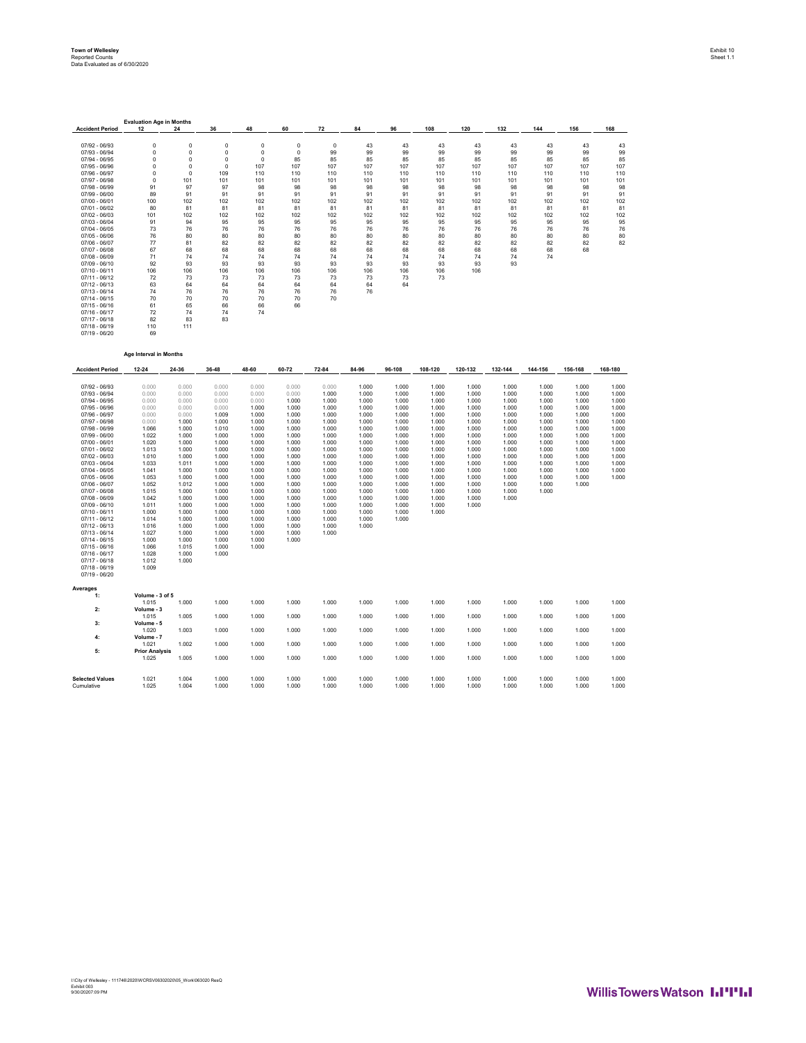**Town of Wellesley**
Reported Counts
Data Evaluated as of 6/30/2020

Exhibit 10
Sheet 1.1

| | Evaluation Age in Months | | | | | | | | | | | | | |
|---|---|---|---|---|---|---|---|---|---|---|---|---|---|---|
| **Accident Period** | **12** | **24** | **36** | **48** | **60** | **72** | **84** | **96** | **108** | **120** | **132** | **144** | **156** | **168** |
| 07/92 - 06/93 | 0 | 0 | 0 | 0 | 0 | 0 | 43 | 43 | 43 | 43 | 43 | 43 | 43 | 43 |
| 07/93 - 06/94 | 0 | 0 | 0 | 0 | 0 | 99 | 99 | 99 | 99 | 99 | 99 | 99 | 99 | 99 |
| 07/94 - 06/95 | 0 | 0 | 0 | 0 | 85 | 85 | 85 | 85 | 85 | 85 | 85 | 85 | 85 | 85 |
| 07/95 - 06/96 | 0 | 0 | 0 | 107 | 107 | 107 | 107 | 107 | 107 | 107 | 107 | 107 | 107 | 107 |
| 07/96 - 06/97 | 0 | 0 | 109 | 110 | 110 | 110 | 110 | 110 | 110 | 110 | 110 | 110 | 110 | 110 |
| 07/97 - 06/98 | 0 | 101 | 101 | 101 | 101 | 101 | 101 | 101 | 101 | 101 | 101 | 101 | 101 | 101 |
| 07/98 - 06/99 | 91 | 97 | 97 | 98 | 98 | 98 | 98 | 98 | 98 | 98 | 98 | 98 | 98 | 98 |
| 07/99 - 06/00 | 89 | 91 | 91 | 91 | 91 | 91 | 91 | 91 | 91 | 91 | 91 | 91 | 91 | 91 |
| 07/00 - 06/01 | 100 | 102 | 102 | 102 | 102 | 102 | 102 | 102 | 102 | 102 | 102 | 102 | 102 | 102 |
| 07/01 - 06/02 | 80 | 81 | 81 | 81 | 81 | 81 | 81 | 81 | 81 | 81 | 81 | 81 | 81 | 81 |
| 07/02 - 06/03 | 101 | 102 | 102 | 102 | 102 | 102 | 102 | 102 | 102 | 102 | 102 | 102 | 102 | 102 |
| 07/03 - 06/04 | 91 | 94 | 95 | 95 | 95 | 95 | 95 | 95 | 95 | 95 | 95 | 95 | 95 | 95 |
| 07/04 - 06/05 | 73 | 76 | 76 | 76 | 76 | 76 | 76 | 76 | 76 | 76 | 76 | 76 | 76 | 76 |
| 07/05 - 06/06 | 76 | 80 | 80 | 80 | 80 | 80 | 80 | 80 | 80 | 80 | 80 | 80 | 80 | 80 |
| 07/06 - 06/07 | 77 | 81 | 82 | 82 | 82 | 82 | 82 | 82 | 82 | 82 | 82 | 82 | 82 | 82 |
| 07/07 - 06/08 | 67 | 68 | 68 | 68 | 68 | 68 | 68 | 68 | 68 | 68 | 68 | 68 | 68 | |
| 07/08 - 06/09 | 71 | 74 | 74 | 74 | 74 | 74 | 74 | 74 | 74 | 74 | 74 | 74 | | |
| 07/09 - 06/10 | 92 | 93 | 93 | 93 | 93 | 93 | 93 | 93 | 93 | 93 | 93 | | | |
| 07/10 - 06/11 | 106 | 106 | 106 | 106 | 106 | 106 | 106 | 106 | 106 | 106 | | | | |
| 07/11 - 06/12 | 72 | 73 | 73 | 73 | 73 | 73 | 73 | 73 | 73 | | | | | |
| 07/12 - 06/13 | 63 | 64 | 64 | 64 | 64 | 64 | 64 | 64 | | | | | | |
| 07/13 - 06/14 | 74 | 76 | 76 | 76 | 76 | 76 | 76 | | | | | | | |
| 07/14 - 06/15 | 70 | 70 | 70 | 70 | 70 | 70 | | | | | | | | |
| 07/15 - 06/16 | 61 | 65 | 66 | 66 | 66 | | | | | | | | | |
| 07/16 - 06/17 | 72 | 74 | 74 | 74 | | | | | | | | | | |
| 07/17 - 06/18 | 82 | 83 | 83 | | | | | | | | | | | |
| 07/18 - 06/19 | 110 | 111 | | | | | | | | | | | | |
| 07/19 - 06/20 | 69 | | | | | | | | | | | | | |

| | Age Interval in Months | | | | | | | | | | | | | |
|---|---|---|---|---|---|---|---|---|---|---|---|---|---|---|
| **Accident Period** | **12-24** | **24-36** | **36-48** | **48-60** | **60-72** | **72-84** | **84-96** | **96-108** | **108-120** | **120-132** | **132-144** | **144-156** | **156-168** | **168-180** |
| 07/92 - 06/93 | 0.000 | 0.000 | 0.000 | 0.000 | 0.000 | 0.000 | 1.000 | 1.000 | 1.000 | 1.000 | 1.000 | 1.000 | 1.000 | 1.000 |
| 07/93 - 06/94 | 0.000 | 0.000 | 0.000 | 0.000 | 0.000 | 1.000 | 1.000 | 1.000 | 1.000 | 1.000 | 1.000 | 1.000 | 1.000 | 1.000 |
| 07/94 - 06/95 | 0.000 | 0.000 | 0.000 | 0.000 | 1.000 | 1.000 | 1.000 | 1.000 | 1.000 | 1.000 | 1.000 | 1.000 | 1.000 | 1.000 |
| 07/95 - 06/96 | 0.000 | 0.000 | 0.000 | 1.000 | 1.000 | 1.000 | 1.000 | 1.000 | 1.000 | 1.000 | 1.000 | 1.000 | 1.000 | 1.000 |
| 07/96 - 06/97 | 0.000 | 0.000 | 1.009 | 1.000 | 1.000 | 1.000 | 1.000 | 1.000 | 1.000 | 1.000 | 1.000 | 1.000 | 1.000 | 1.000 |
| 07/97 - 06/98 | 0.000 | 1.000 | 1.000 | 1.000 | 1.000 | 1.000 | 1.000 | 1.000 | 1.000 | 1.000 | 1.000 | 1.000 | 1.000 | 1.000 |
| 07/98 - 06/99 | 1.066 | 1.000 | 1.010 | 1.000 | 1.000 | 1.000 | 1.000 | 1.000 | 1.000 | 1.000 | 1.000 | 1.000 | 1.000 | 1.000 |
| 07/99 - 06/00 | 1.022 | 1.000 | 1.000 | 1.000 | 1.000 | 1.000 | 1.000 | 1.000 | 1.000 | 1.000 | 1.000 | 1.000 | 1.000 | 1.000 |
| 07/00 - 06/01 | 1.020 | 1.000 | 1.000 | 1.000 | 1.000 | 1.000 | 1.000 | 1.000 | 1.000 | 1.000 | 1.000 | 1.000 | 1.000 | 1.000 |
| 07/01 - 06/02 | 1.013 | 1.000 | 1.000 | 1.000 | 1.000 | 1.000 | 1.000 | 1.000 | 1.000 | 1.000 | 1.000 | 1.000 | 1.000 | 1.000 |
| 07/02 - 06/03 | 1.010 | 1.000 | 1.000 | 1.000 | 1.000 | 1.000 | 1.000 | 1.000 | 1.000 | 1.000 | 1.000 | 1.000 | 1.000 | 1.000 |
| 07/03 - 06/04 | 1.033 | 1.011 | 1.000 | 1.000 | 1.000 | 1.000 | 1.000 | 1.000 | 1.000 | 1.000 | 1.000 | 1.000 | 1.000 | 1.000 |
| 07/04 - 06/05 | 1.041 | 1.000 | 1.000 | 1.000 | 1.000 | 1.000 | 1.000 | 1.000 | 1.000 | 1.000 | 1.000 | 1.000 | 1.000 | 1.000 |
| 07/05 - 06/06 | 1.053 | 1.000 | 1.000 | 1.000 | 1.000 | 1.000 | 1.000 | 1.000 | 1.000 | 1.000 | 1.000 | 1.000 | 1.000 | 1.000 |
| 07/06 - 06/07 | 1.052 | 1.012 | 1.000 | 1.000 | 1.000 | 1.000 | 1.000 | 1.000 | 1.000 | 1.000 | 1.000 | 1.000 | 1.000 | |
| 07/07 - 06/08 | 1.015 | 1.000 | 1.000 | 1.000 | 1.000 | 1.000 | 1.000 | 1.000 | 1.000 | 1.000 | 1.000 | 1.000 | | |
| 07/08 - 06/09 | 1.042 | 1.000 | 1.000 | 1.000 | 1.000 | 1.000 | 1.000 | 1.000 | 1.000 | 1.000 | 1.000 | | | |
| 07/09 - 06/10 | 1.011 | 1.000 | 1.000 | 1.000 | 1.000 | 1.000 | 1.000 | 1.000 | 1.000 | 1.000 | | | | |
| 07/10 - 06/11 | 1.000 | 1.000 | 1.000 | 1.000 | 1.000 | 1.000 | 1.000 | 1.000 | 1.000 | | | | | |
| 07/11 - 06/12 | 1.014 | 1.000 | 1.000 | 1.000 | 1.000 | 1.000 | 1.000 | 1.000 | | | | | | |
| 07/12 - 06/13 | 1.016 | 1.000 | 1.000 | 1.000 | 1.000 | 1.000 | 1.000 | | | | | | | |
| 07/13 - 06/14 | 1.027 | 1.000 | 1.000 | 1.000 | 1.000 | 1.000 | | | | | | | | |
| 07/14 - 06/15 | 1.000 | 1.000 | 1.000 | 1.000 | 1.000 | | | | | | | | | |
| 07/15 - 06/16 | 1.066 | 1.015 | 1.000 | 1.000 | | | | | | | | | | |
| 07/16 - 06/17 | 1.028 | 1.000 | 1.000 | | | | | | | | | | | |
| 07/17 - 06/18 | 1.012 | 1.000 | | | | | | | | | | | | |
| 07/18 - 06/19 | 1.009 | | | | | | | | | | | | | |
| 07/19 - 06/20 | | | | | | | | | | | | | | |
| **Averages** | | | | | | | | | | | | | | |
| **1:** Volume - 3 of 5 | 1.015 | 1.000 | 1.000 | 1.000 | 1.000 | 1.000 | 1.000 | 1.000 | 1.000 | 1.000 | 1.000 | 1.000 | 1.000 | 1.000 |
| **2:** Volume - 3 | 1.015 | 1.005 | 1.000 | 1.000 | 1.000 | 1.000 | 1.000 | 1.000 | 1.000 | 1.000 | 1.000 | 1.000 | 1.000 | 1.000 |
| **3:** Volume - 5 | 1.020 | 1.003 | 1.000 | 1.000 | 1.000 | 1.000 | 1.000 | 1.000 | 1.000 | 1.000 | 1.000 | 1.000 | 1.000 | 1.000 |
| **4:** Volume - 7 | 1.021 | 1.002 | 1.000 | 1.000 | 1.000 | 1.000 | 1.000 | 1.000 | 1.000 | 1.000 | 1.000 | 1.000 | 1.000 | 1.000 |
| **5:** Prior Analysis | 1.025 | 1.005 | 1.000 | 1.000 | 1.000 | 1.000 | 1.000 | 1.000 | 1.000 | 1.000 | 1.000 | 1.000 | 1.000 | 1.000 |
| **Selected Values** | 1.021 | 1.004 | 1.000 | 1.000 | 1.000 | 1.000 | 1.000 | 1.000 | 1.000 | 1.000 | 1.000 | 1.000 | 1.000 | 1.000 |
| Cumulative | 1.025 | 1.004 | 1.000 | 1.000 | 1.000 | 1.000 | 1.000 | 1.000 | 1.000 | 1.000 | 1.000 | 1.000 | 1.000 | 1.000 |

I:\City of Wellesley - 111748\2020\WCRSV06302020\05_Work\063020 ResQ
Exhibit 003
9/30/20207:09 PM

Willis Towers Watson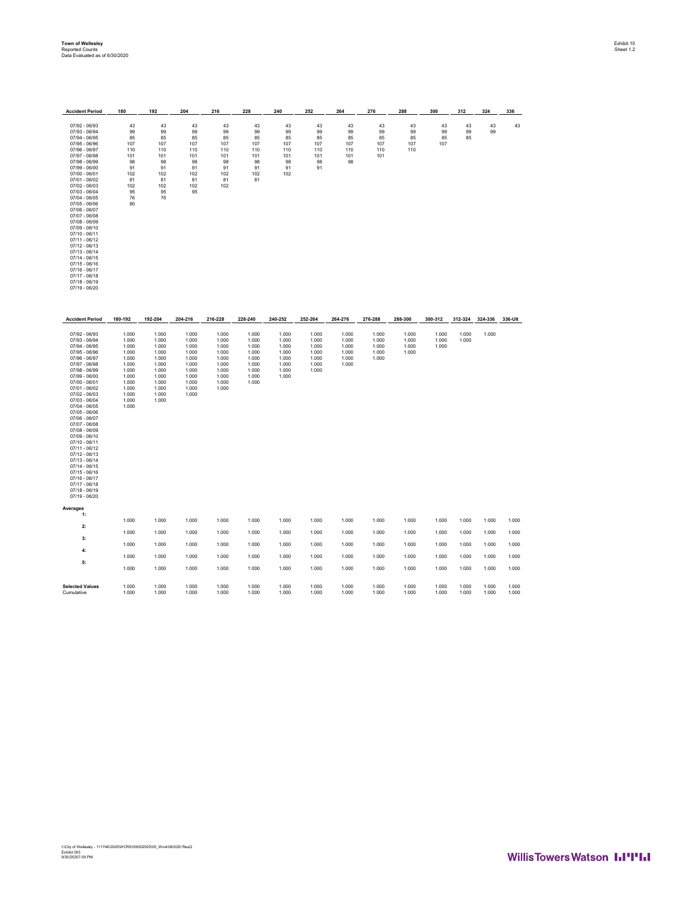**Town of Wellesley**
Reported Counts
Data Evaluated as of 6/30/2020

Exhibit 10
Sheet 1.2

| Accident Period | 180 | 192 | 204 | 216 | 228 | 240 | 252 | 264 | 276 | 288 | 300 | 312 | 324 | 336 |
|---|---|---|---|---|---|---|---|---|---|---|---|---|---|---|
| 07/92 - 06/93 | 43 | 43 | 43 | 43 | 43 | 43 | 43 | 43 | 43 | 43 | 43 | 43 | 43 | 43 |
| 07/93 - 06/94 | 99 | 99 | 99 | 99 | 99 | 99 | 99 | 99 | 99 | 99 | 99 | 99 | 99 | |
| 07/94 - 06/95 | 85 | 85 | 85 | 85 | 85 | 85 | 85 | 85 | 85 | 85 | 85 | 85 | | |
| 07/95 - 06/96 | 107 | 107 | 107 | 107 | 107 | 107 | 107 | 107 | 107 | 107 | 107 | | | |
| 07/96 - 06/97 | 110 | 110 | 110 | 110 | 110 | 110 | 110 | 110 | 110 | 110 | | | | |
| 07/97 - 06/98 | 101 | 101 | 101 | 101 | 101 | 101 | 101 | 101 | 101 | | | | | |
| 07/98 - 06/99 | 98 | 98 | 98 | 98 | 98 | 98 | 98 | 98 | | | | | | |
| 07/99 - 06/00 | 91 | 91 | 91 | 91 | 91 | 91 | 91 | | | | | | | |
| 07/00 - 06/01 | 102 | 102 | 102 | 102 | 102 | 102 | | | | | | | | |
| 07/01 - 06/02 | 81 | 81 | 81 | 81 | 81 | | | | | | | | | |
| 07/02 - 06/03 | 102 | 102 | 102 | 102 | | | | | | | | | | |
| 07/03 - 06/04 | 95 | 95 | 95 | | | | | | | | | | | |
| 07/04 - 06/05 | 76 | 76 | | | | | | | | | | | | |
| 07/05 - 06/06 | 80 | | | | | | | | | | | | | |
| 07/06 - 06/07 | | | | | | | | | | | | | | |
| 07/07 - 06/08 | | | | | | | | | | | | | | |
| 07/08 - 06/09 | | | | | | | | | | | | | | |
| 07/09 - 06/10 | | | | | | | | | | | | | | |
| 07/10 - 06/11 | | | | | | | | | | | | | | |
| 07/11 - 06/12 | | | | | | | | | | | | | | |
| 07/12 - 06/13 | | | | | | | | | | | | | | |
| 07/13 - 06/14 | | | | | | | | | | | | | | |
| 07/14 - 06/15 | | | | | | | | | | | | | | |
| 07/15 - 06/16 | | | | | | | | | | | | | | |
| 07/16 - 06/17 | | | | | | | | | | | | | | |
| 07/17 - 06/18 | | | | | | | | | | | | | | |
| 07/18 - 06/19 | | | | | | | | | | | | | | |
| 07/19 - 06/20 | | | | | | | | | | | | | | |

| Accident Period | 180-192 | 192-204 | 204-216 | 216-228 | 228-240 | 240-252 | 252-264 | 264-276 | 276-288 | 288-300 | 300-312 | 312-324 | 324-336 | 336-Ult |
|---|---|---|---|---|---|---|---|---|---|---|---|---|---|---|
| 07/92 - 06/93 | 1.000 | 1.000 | 1.000 | 1.000 | 1.000 | 1.000 | 1.000 | 1.000 | 1.000 | 1.000 | 1.000 | 1.000 | 1.000 | |
| 07/93 - 06/94 | 1.000 | 1.000 | 1.000 | 1.000 | 1.000 | 1.000 | 1.000 | 1.000 | 1.000 | 1.000 | 1.000 | 1.000 | | |
| 07/94 - 06/95 | 1.000 | 1.000 | 1.000 | 1.000 | 1.000 | 1.000 | 1.000 | 1.000 | 1.000 | 1.000 | 1.000 | | | |
| 07/95 - 06/96 | 1.000 | 1.000 | 1.000 | 1.000 | 1.000 | 1.000 | 1.000 | 1.000 | 1.000 | 1.000 | | | | |
| 07/96 - 06/97 | 1.000 | 1.000 | 1.000 | 1.000 | 1.000 | 1.000 | 1.000 | 1.000 | 1.000 | | | | | |
| 07/97 - 06/98 | 1.000 | 1.000 | 1.000 | 1.000 | 1.000 | 1.000 | 1.000 | 1.000 | | | | | | |
| 07/98 - 06/99 | 1.000 | 1.000 | 1.000 | 1.000 | 1.000 | 1.000 | 1.000 | | | | | | | |
| 07/99 - 06/00 | 1.000 | 1.000 | 1.000 | 1.000 | 1.000 | 1.000 | | | | | | | | |
| 07/00 - 06/01 | 1.000 | 1.000 | 1.000 | 1.000 | 1.000 | | | | | | | | | |
| 07/01 - 06/02 | 1.000 | 1.000 | 1.000 | 1.000 | | | | | | | | | | |
| 07/02 - 06/03 | 1.000 | 1.000 | 1.000 | | | | | | | | | | | |
| 07/03 - 06/04 | 1.000 | 1.000 | | | | | | | | | | | | |
| 07/04 - 06/05 | 1.000 | | | | | | | | | | | | | |
| 07/05 - 06/06 | | | | | | | | | | | | | | |
| 07/06 - 06/07 | | | | | | | | | | | | | | |
| 07/07 - 06/08 | | | | | | | | | | | | | | |
| 07/08 - 06/09 | | | | | | | | | | | | | | |
| 07/09 - 06/10 | | | | | | | | | | | | | | |
| 07/10 - 06/11 | | | | | | | | | | | | | | |
| 07/11 - 06/12 | | | | | | | | | | | | | | |
| 07/12 - 06/13 | | | | | | | | | | | | | | |
| 07/13 - 06/14 | | | | | | | | | | | | | | |
| 07/14 - 06/15 | | | | | | | | | | | | | | |
| 07/15 - 06/16 | | | | | | | | | | | | | | |
| 07/16 - 06/17 | | | | | | | | | | | | | | |
| 07/17 - 06/18 | | | | | | | | | | | | | | |
| 07/18 - 06/19 | | | | | | | | | | | | | | |
| 07/19 - 06/20 | | | | | | | | | | | | | | |
| **Averages** | | | | | | | | | | | | | | |
| 1: | 1.000 | 1.000 | 1.000 | 1.000 | 1.000 | 1.000 | 1.000 | 1.000 | 1.000 | 1.000 | 1.000 | 1.000 | 1.000 | 1.000 |
| 2: | 1.000 | 1.000 | 1.000 | 1.000 | 1.000 | 1.000 | 1.000 | 1.000 | 1.000 | 1.000 | 1.000 | 1.000 | 1.000 | 1.000 |
| 3: | 1.000 | 1.000 | 1.000 | 1.000 | 1.000 | 1.000 | 1.000 | 1.000 | 1.000 | 1.000 | 1.000 | 1.000 | 1.000 | 1.000 |
| 4: | 1.000 | 1.000 | 1.000 | 1.000 | 1.000 | 1.000 | 1.000 | 1.000 | 1.000 | 1.000 | 1.000 | 1.000 | 1.000 | 1.000 |
| 5: | 1.000 | 1.000 | 1.000 | 1.000 | 1.000 | 1.000 | 1.000 | 1.000 | 1.000 | 1.000 | 1.000 | 1.000 | 1.000 | 1.000 |
| **Selected Values** | 1.000 | 1.000 | 1.000 | 1.000 | 1.000 | 1.000 | 1.000 | 1.000 | 1.000 | 1.000 | 1.000 | 1.000 | 1.000 | 1.000 |
| Cumulative | 1.000 | 1.000 | 1.000 | 1.000 | 1.000 | 1.000 | 1.000 | 1.000 | 1.000 | 1.000 | 1.000 | 1.000 | 1.000 | 1.000 |

I:\City of Wellesley - 111748\2020\WCRSV06302020\05_Work\063020 ResQ
Exhibit 003
9/30/20207:09 PM

Willis Towers Watson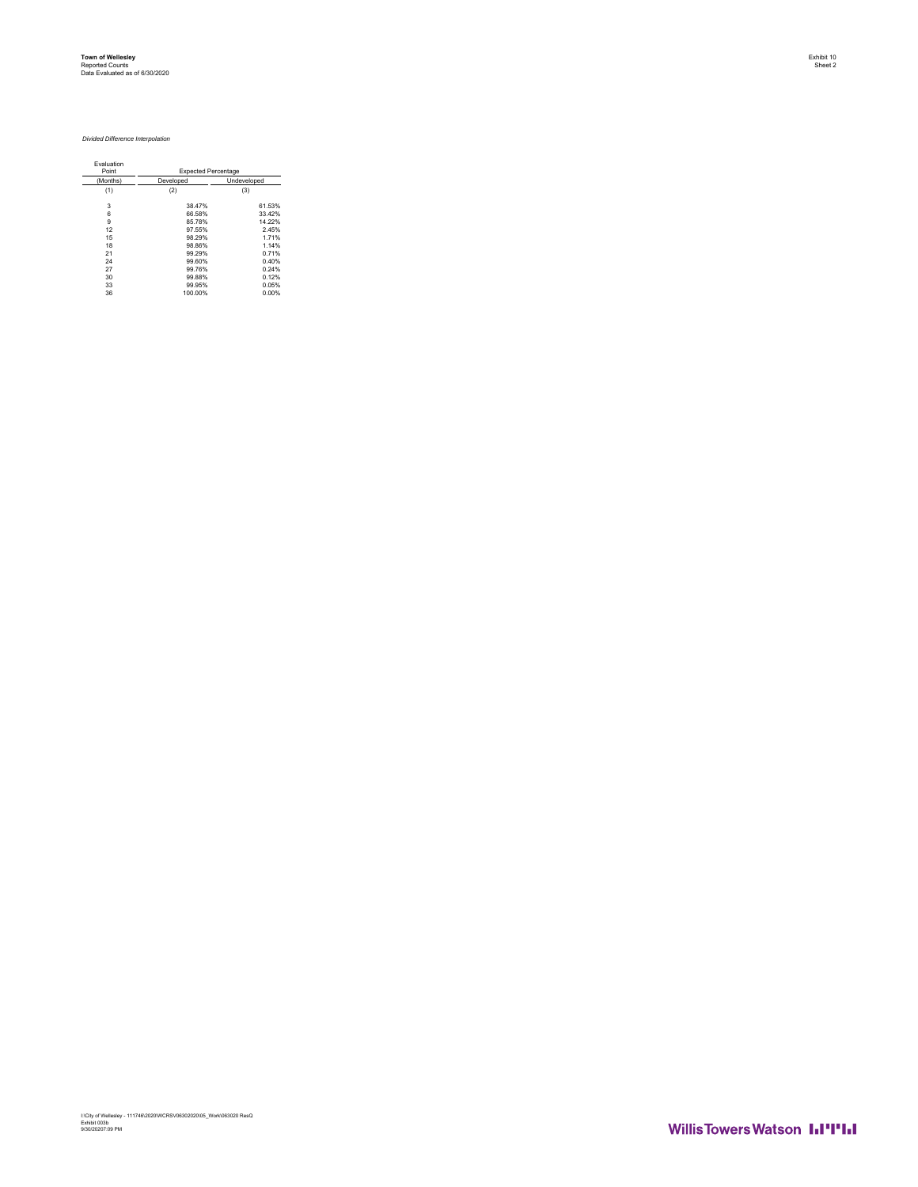**Town of Wellesley**
Reported Counts
Data Evaluated as of 6/30/2020

Exhibit 10
Sheet 2

*Divided Difference Interpolation*

| Evaluation Point | Expected Percentage | |
|---|---|---|
| (Months) | Developed | Undeveloped |
| (1) | (2) | (3) |
| 3 | 38.47% | 61.53% |
| 6 | 66.58% | 33.42% |
| 9 | 85.78% | 14.22% |
| 12 | 97.55% | 2.45% |
| 15 | 98.29% | 1.71% |
| 18 | 98.86% | 1.14% |
| 21 | 99.29% | 0.71% |
| 24 | 99.60% | 0.40% |
| 27 | 99.76% | 0.24% |
| 30 | 99.88% | 0.12% |
| 33 | 99.95% | 0.05% |
| 36 | 100.00% | 0.00% |

I:\City of Wellesley - 111746\2020\WCRSV06302020\05_Work\063020 ResQ
Exhibit 003b
9/30/20207:09 PM

WillisTowersWatson